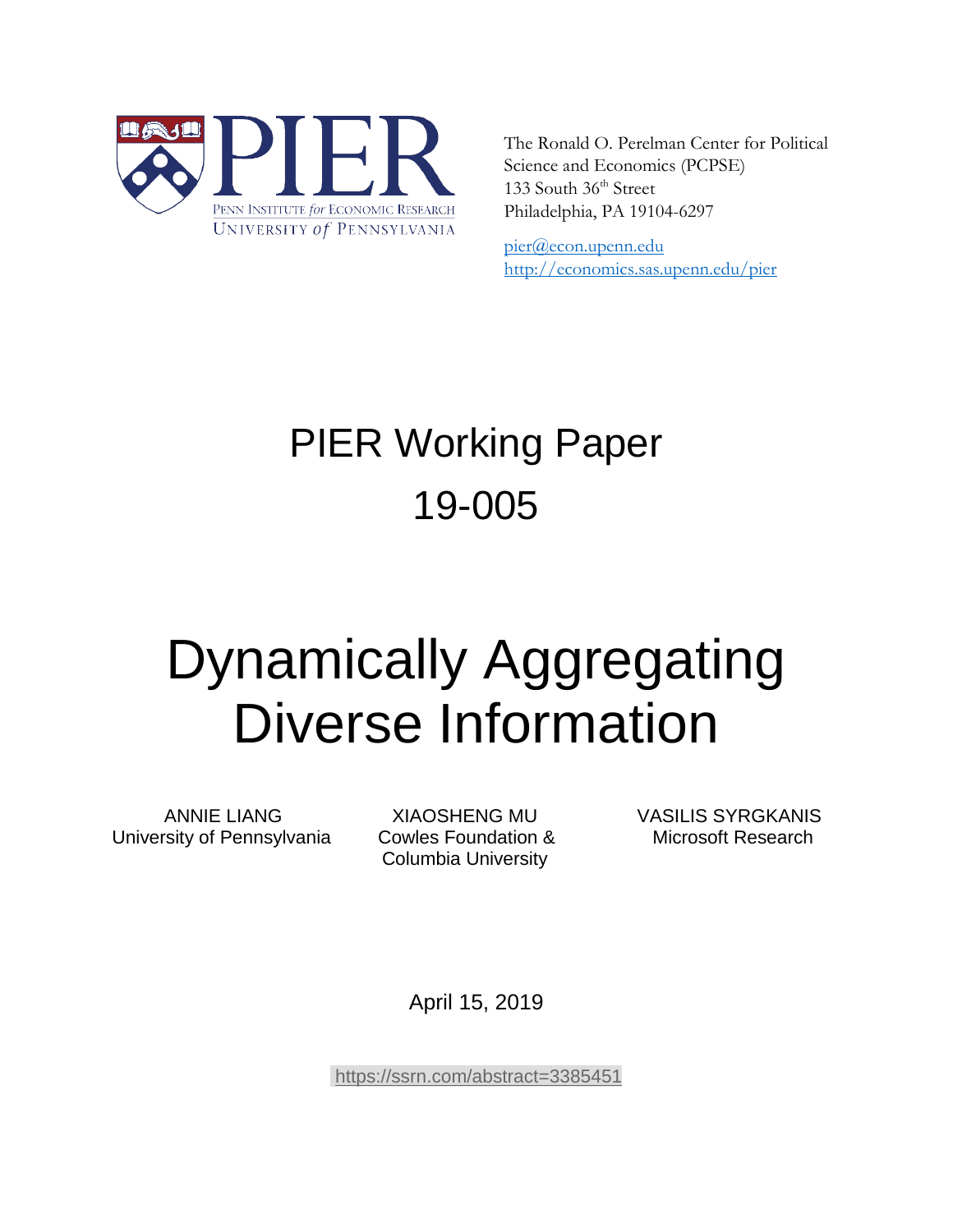PIER

PENN INSTITUTE *for* ECONOMIC RESEARCH
UNIVERSITY *of* PENNSYLVANIA

The Ronald O. Perelman Center for Political Science and Economics (PCPSE)
133 South 36th Street
Philadelphia, PA 19104-6297

pier@econ.upenn.edu
http://economics.sas.upenn.edu/pier

# PIER Working Paper 19-005

# Dynamically Aggregating Diverse Information

ANNIE LIANG
University of Pennsylvania

XIAOSHENG MU
Cowles Foundation & Columbia University

VASILIS SYRGKANIS
Microsoft Research

April 15, 2019

https://ssrn.com/abstract=3385451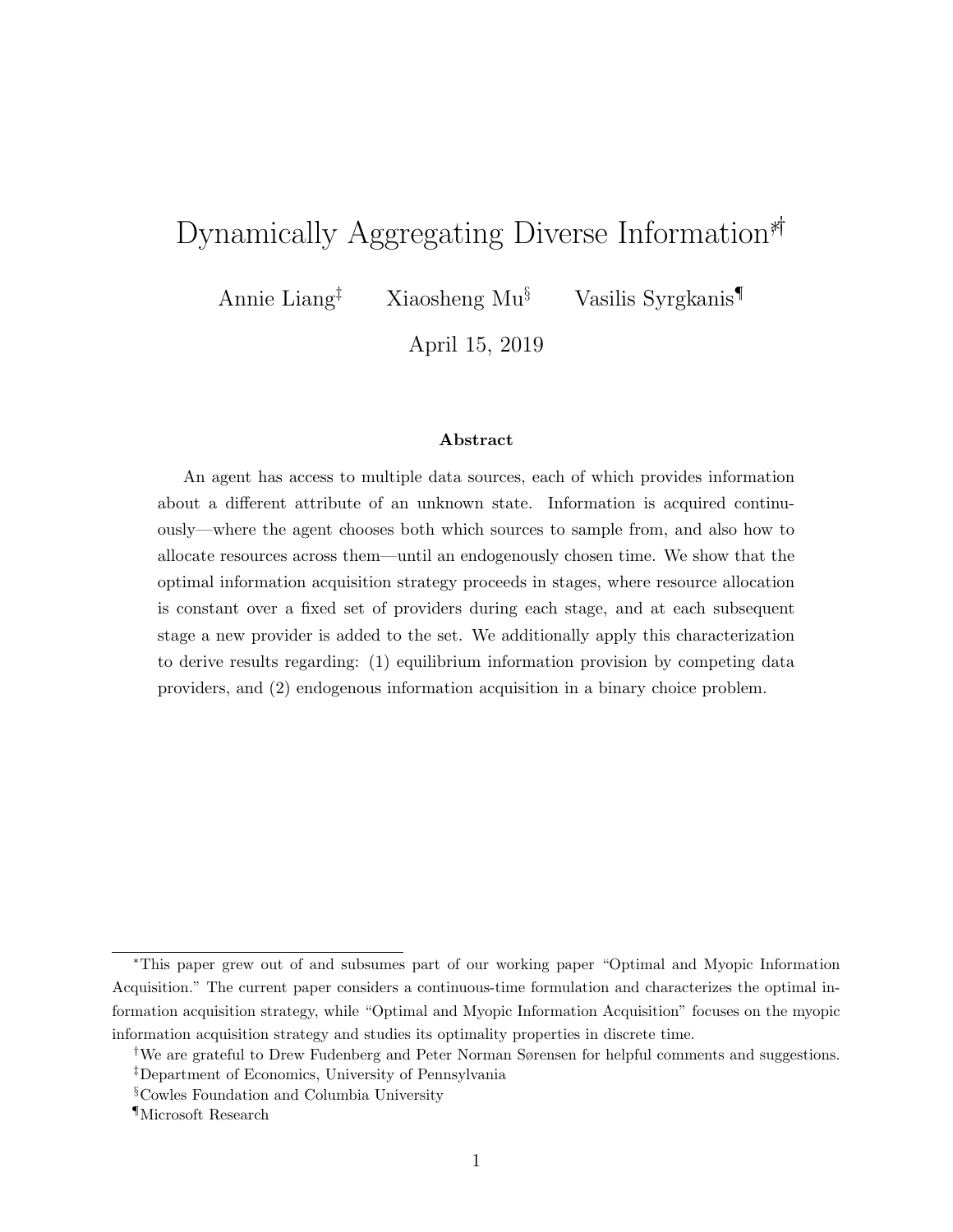# Dynamically Aggregating Diverse Information*†

Annie Liang‡ Xiaosheng Mu§ Vasilis Syrgkanis¶

April 15, 2019

### Abstract

An agent has access to multiple data sources, each of which provides information about a different attribute of an unknown state. Information is acquired continuously—where the agent chooses both which sources to sample from, and also how to allocate resources across them—until an endogenously chosen time. We show that the optimal information acquisition strategy proceeds in stages, where resource allocation is constant over a fixed set of providers during each stage, and at each subsequent stage a new provider is added to the set. We additionally apply this characterization to derive results regarding: (1) equilibrium information provision by competing data providers, and (2) endogenous information acquisition in a binary choice problem.

---

*This paper grew out of and subsumes part of our working paper "Optimal and Myopic Information Acquisition." The current paper considers a continuous-time formulation and characterizes the optimal information acquisition strategy, while "Optimal and Myopic Information Acquisition" focuses on the myopic information acquisition strategy and studies its optimality properties in discrete time.

†We are grateful to Drew Fudenberg and Peter Norman Sørensen for helpful comments and suggestions.

‡Department of Economics, University of Pennsylvania

§Cowles Foundation and Columbia University

¶Microsoft Research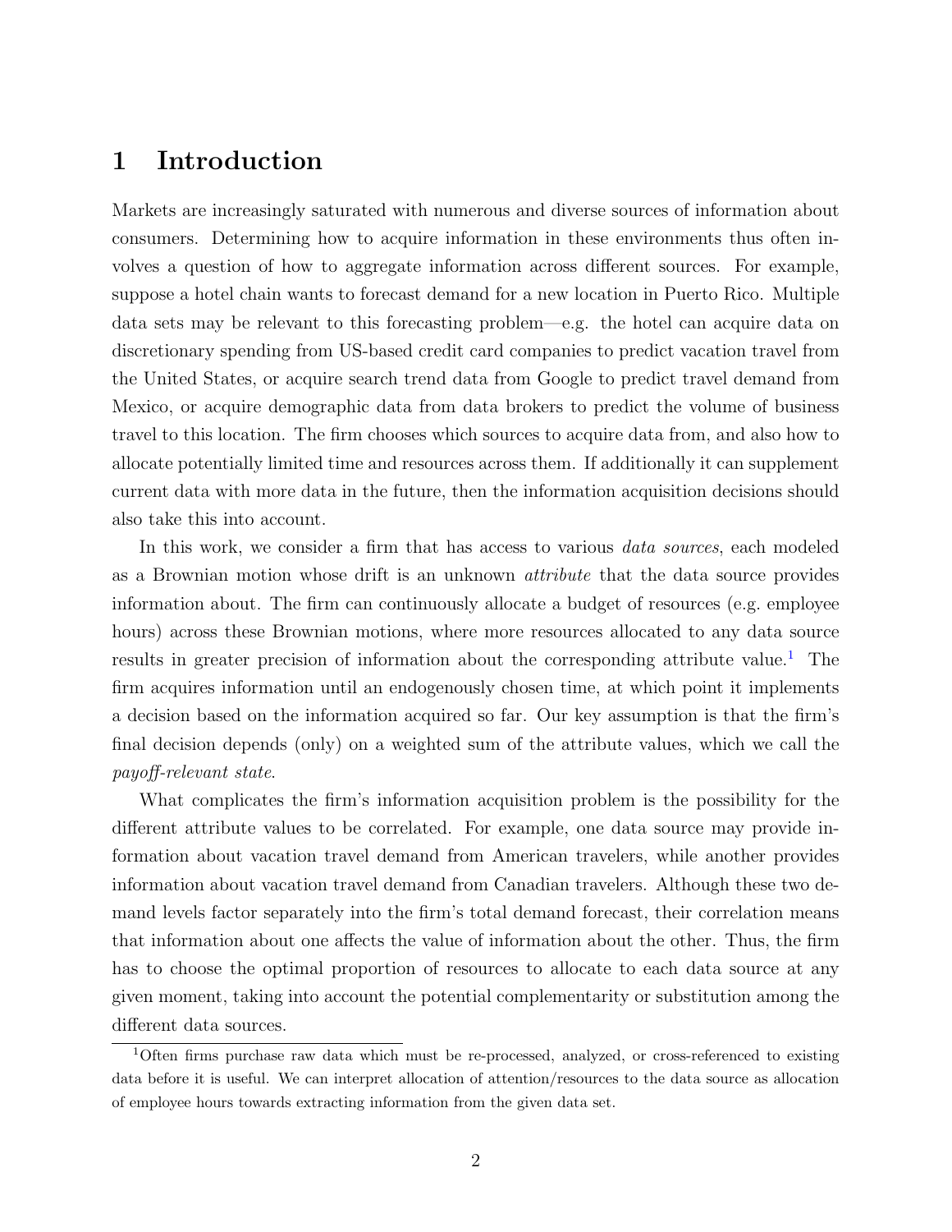# 1 Introduction

Markets are increasingly saturated with numerous and diverse sources of information about consumers. Determining how to acquire information in these environments thus often involves a question of how to aggregate information across different sources. For example, suppose a hotel chain wants to forecast demand for a new location in Puerto Rico. Multiple data sets may be relevant to this forecasting problem—e.g. the hotel can acquire data on discretionary spending from US-based credit card companies to predict vacation travel from the United States, or acquire search trend data from Google to predict travel demand from Mexico, or acquire demographic data from data brokers to predict the volume of business travel to this location. The firm chooses which sources to acquire data from, and also how to allocate potentially limited time and resources across them. If additionally it can supplement current data with more data in the future, then the information acquisition decisions should also take this into account.

In this work, we consider a firm that has access to various *data sources*, each modeled as a Brownian motion whose drift is an unknown *attribute* that the data source provides information about. The firm can continuously allocate a budget of resources (e.g. employee hours) across these Brownian motions, where more resources allocated to any data source results in greater precision of information about the corresponding attribute value.[1] The firm acquires information until an endogenously chosen time, at which point it implements a decision based on the information acquired so far. Our key assumption is that the firm's final decision depends (only) on a weighted sum of the attribute values, which we call the *payoff-relevant state*.

What complicates the firm's information acquisition problem is the possibility for the different attribute values to be correlated. For example, one data source may provide information about vacation travel demand from American travelers, while another provides information about vacation travel demand from Canadian travelers. Although these two demand levels factor separately into the firm's total demand forecast, their correlation means that information about one affects the value of information about the other. Thus, the firm has to choose the optimal proportion of resources to allocate to each data source at any given moment, taking into account the potential complementarity or substitution among the different data sources.

[1] Often firms purchase raw data which must be re-processed, analyzed, or cross-referenced to existing data before it is useful. We can interpret allocation of attention/resources to the data source as allocation of employee hours towards extracting information from the given data set.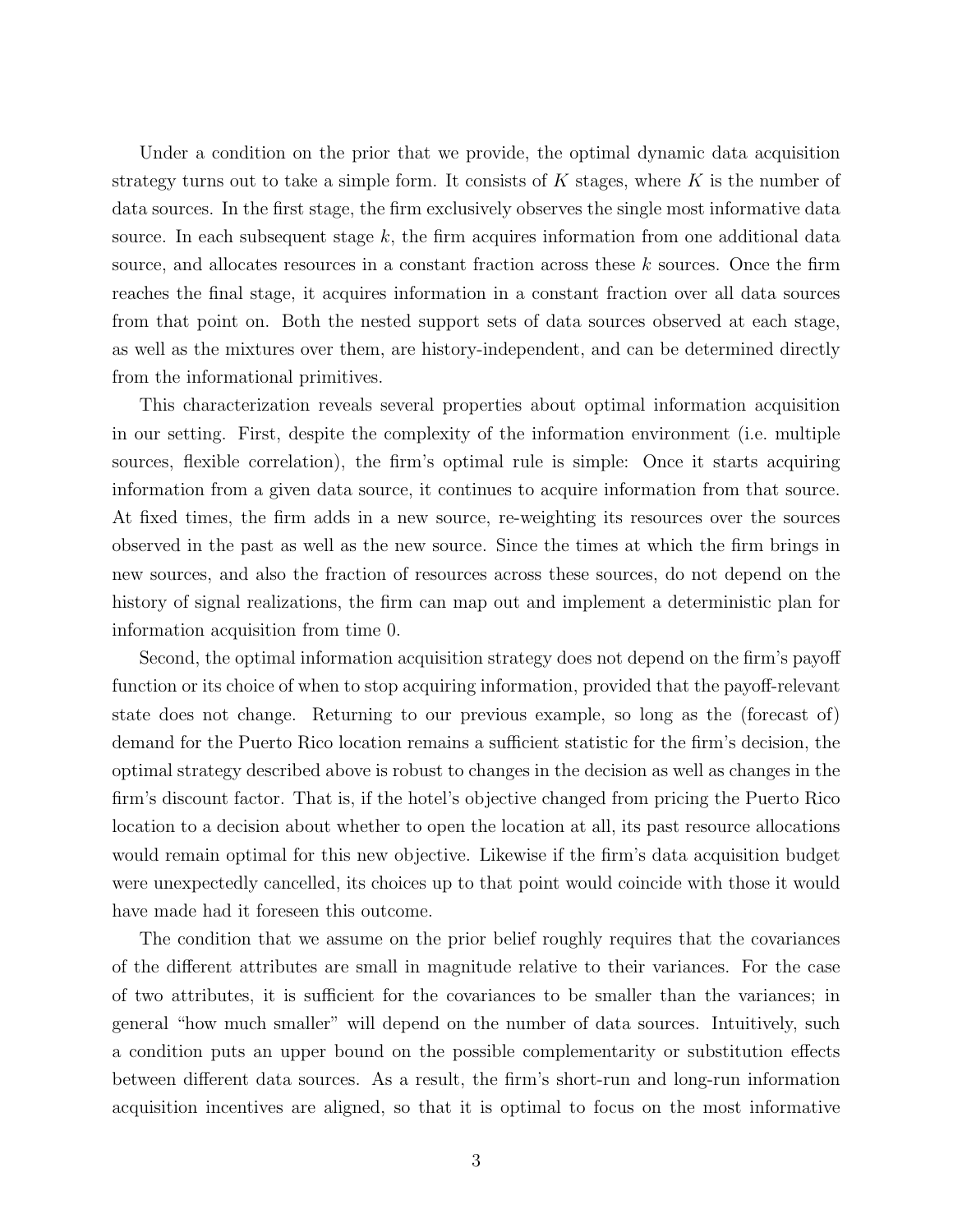Under a condition on the prior that we provide, the optimal dynamic data acquisition strategy turns out to take a simple form. It consists of $K$ stages, where $K$ is the number of data sources. In the first stage, the firm exclusively observes the single most informative data source. In each subsequent stage $k$, the firm acquires information from one additional data source, and allocates resources in a constant fraction across these $k$ sources. Once the firm reaches the final stage, it acquires information in a constant fraction over all data sources from that point on. Both the nested support sets of data sources observed at each stage, as well as the mixtures over them, are history-independent, and can be determined directly from the informational primitives.

This characterization reveals several properties about optimal information acquisition in our setting. First, despite the complexity of the information environment (i.e. multiple sources, flexible correlation), the firm's optimal rule is simple: Once it starts acquiring information from a given data source, it continues to acquire information from that source. At fixed times, the firm adds in a new source, re-weighting its resources over the sources observed in the past as well as the new source. Since the times at which the firm brings in new sources, and also the fraction of resources across these sources, do not depend on the history of signal realizations, the firm can map out and implement a deterministic plan for information acquisition from time 0.

Second, the optimal information acquisition strategy does not depend on the firm's payoff function or its choice of when to stop acquiring information, provided that the payoff-relevant state does not change. Returning to our previous example, so long as the (forecast of) demand for the Puerto Rico location remains a sufficient statistic for the firm's decision, the optimal strategy described above is robust to changes in the decision as well as changes in the firm's discount factor. That is, if the hotel's objective changed from pricing the Puerto Rico location to a decision about whether to open the location at all, its past resource allocations would remain optimal for this new objective. Likewise if the firm's data acquisition budget were unexpectedly cancelled, its choices up to that point would coincide with those it would have made had it foreseen this outcome.

The condition that we assume on the prior belief roughly requires that the covariances of the different attributes are small in magnitude relative to their variances. For the case of two attributes, it is sufficient for the covariances to be smaller than the variances; in general "how much smaller" will depend on the number of data sources. Intuitively, such a condition puts an upper bound on the possible complementarity or substitution effects between different data sources. As a result, the firm's short-run and long-run information acquisition incentives are aligned, so that it is optimal to focus on the most informative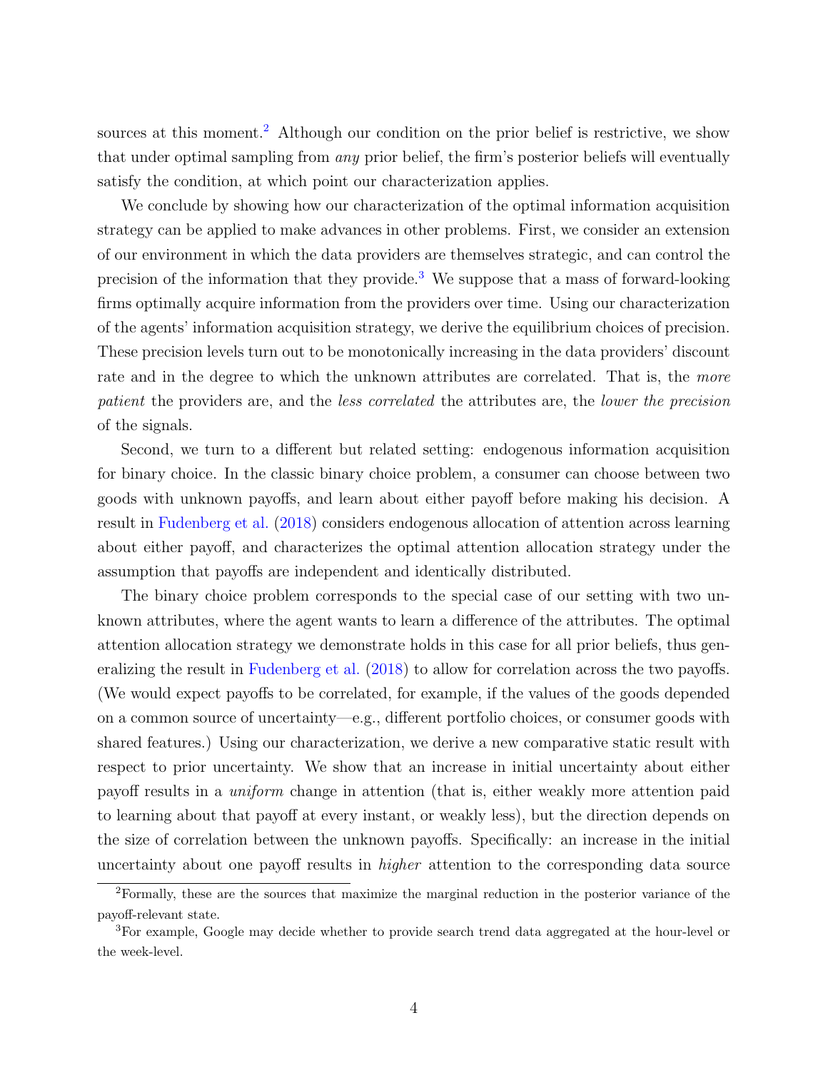sources at this moment.[2] Although our condition on the prior belief is restrictive, we show that under optimal sampling from *any* prior belief, the firm's posterior beliefs will eventually satisfy the condition, at which point our characterization applies.

We conclude by showing how our characterization of the optimal information acquisition strategy can be applied to make advances in other problems. First, we consider an extension of our environment in which the data providers are themselves strategic, and can control the precision of the information that they provide.[3] We suppose that a mass of forward-looking firms optimally acquire information from the providers over time. Using our characterization of the agents' information acquisition strategy, we derive the equilibrium choices of precision. These precision levels turn out to be monotonically increasing in the data providers' discount rate and in the degree to which the unknown attributes are correlated. That is, the *more patient* the providers are, and the *less correlated* the attributes are, the *lower the precision* of the signals.

Second, we turn to a different but related setting: endogenous information acquisition for binary choice. In the classic binary choice problem, a consumer can choose between two goods with unknown payoffs, and learn about either payoff before making his decision. A result in Fudenberg et al. (2018) considers endogenous allocation of attention across learning about either payoff, and characterizes the optimal attention allocation strategy under the assumption that payoffs are independent and identically distributed.

The binary choice problem corresponds to the special case of our setting with two unknown attributes, where the agent wants to learn a difference of the attributes. The optimal attention allocation strategy we demonstrate holds in this case for all prior beliefs, thus generalizing the result in Fudenberg et al. (2018) to allow for correlation across the two payoffs. (We would expect payoffs to be correlated, for example, if the values of the goods depended on a common source of uncertainty—e.g., different portfolio choices, or consumer goods with shared features.) Using our characterization, we derive a new comparative static result with respect to prior uncertainty. We show that an increase in initial uncertainty about either payoff results in a *uniform* change in attention (that is, either weakly more attention paid to learning about that payoff at every instant, or weakly less), but the direction depends on the size of correlation between the unknown payoffs. Specifically: an increase in the initial uncertainty about one payoff results in *higher* attention to the corresponding data source

[2] Formally, these are the sources that maximize the marginal reduction in the posterior variance of the payoff-relevant state.

[3] For example, Google may decide whether to provide search trend data aggregated at the hour-level or the week-level.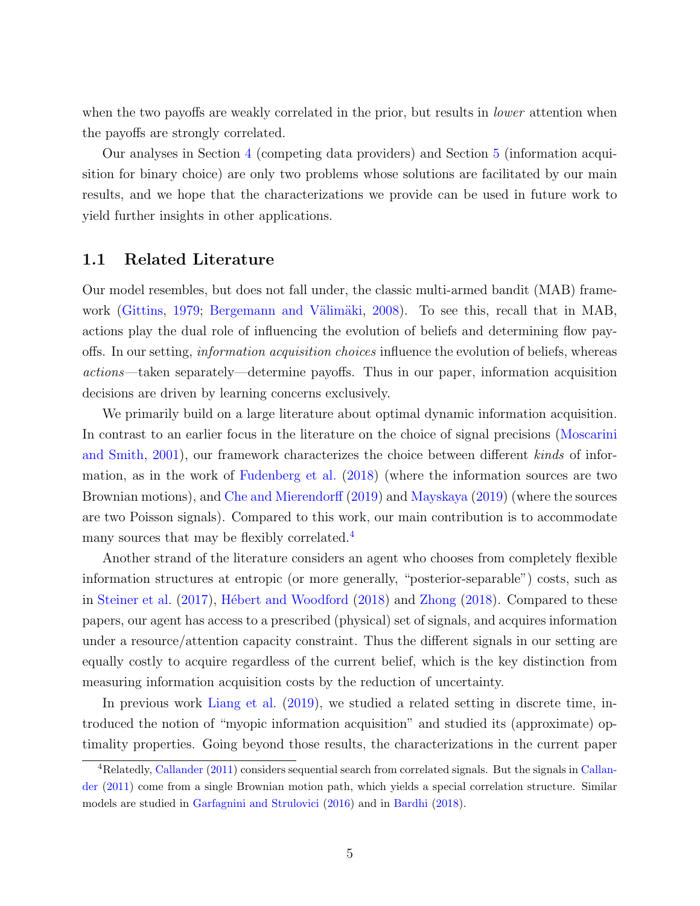when the two payoffs are weakly correlated in the prior, but results in *lower* attention when the payoffs are strongly correlated.

Our analyses in Section 4 (competing data providers) and Section 5 (information acquisition for binary choice) are only two problems whose solutions are facilitated by our main results, and we hope that the characterizations we provide can be used in future work to yield further insights in other applications.

## 1.1 Related Literature

Our model resembles, but does not fall under, the classic multi-armed bandit (MAB) framework (Gittins, 1979; Bergemann and Välimäki, 2008). To see this, recall that in MAB, actions play the dual role of influencing the evolution of beliefs and determining flow payoffs. In our setting, *information acquisition choices* influence the evolution of beliefs, whereas *actions*—taken separately—determine payoffs. Thus in our paper, information acquisition decisions are driven by learning concerns exclusively.

We primarily build on a large literature about optimal dynamic information acquisition. In contrast to an earlier focus in the literature on the choice of signal precisions (Moscarini and Smith, 2001), our framework characterizes the choice between different *kinds* of information, as in the work of Fudenberg et al. (2018) (where the information sources are two Brownian motions), and Che and Mierendorff (2019) and Mayskaya (2019) (where the sources are two Poisson signals). Compared to this work, our main contribution is to accommodate many sources that may be flexibly correlated.[4]

Another strand of the literature considers an agent who chooses from completely flexible information structures at entropic (or more generally, "posterior-separable") costs, such as in Steiner et al. (2017), Hébert and Woodford (2018) and Zhong (2018). Compared to these papers, our agent has access to a prescribed (physical) set of signals, and acquires information under a resource/attention capacity constraint. Thus the different signals in our setting are equally costly to acquire regardless of the current belief, which is the key distinction from measuring information acquisition costs by the reduction of uncertainty.

In previous work Liang et al. (2019), we studied a related setting in discrete time, introduced the notion of "myopic information acquisition" and studied its (approximate) optimality properties. Going beyond those results, the characterizations in the current paper

[4] Relatedly, Callander (2011) considers sequential search from correlated signals. But the signals in Callander (2011) come from a single Brownian motion path, which yields a special correlation structure. Similar models are studied in Garfagnini and Strulovici (2016) and in Bardhi (2018).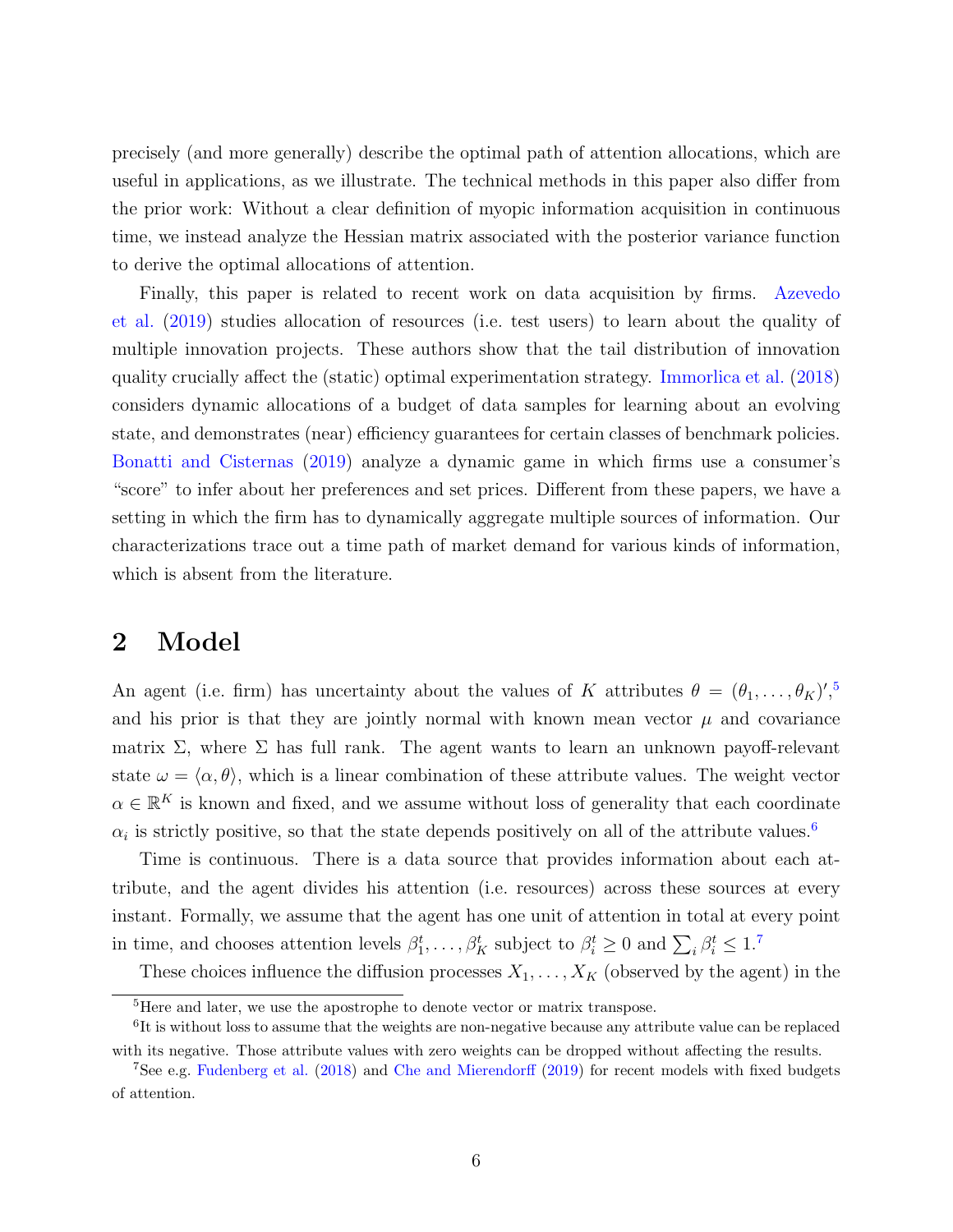precisely (and more generally) describe the optimal path of attention allocations, which are useful in applications, as we illustrate. The technical methods in this paper also differ from the prior work: Without a clear definition of myopic information acquisition in continuous time, we instead analyze the Hessian matrix associated with the posterior variance function to derive the optimal allocations of attention.

Finally, this paper is related to recent work on data acquisition by firms. Azevedo et al. (2019) studies allocation of resources (i.e. test users) to learn about the quality of multiple innovation projects. These authors show that the tail distribution of innovation quality crucially affect the (static) optimal experimentation strategy. Immorlica et al. (2018) considers dynamic allocations of a budget of data samples for learning about an evolving state, and demonstrates (near) efficiency guarantees for certain classes of benchmark policies. Bonatti and Cisternas (2019) analyze a dynamic game in which firms use a consumer's "score" to infer about her preferences and set prices. Different from these papers, we have a setting in which the firm has to dynamically aggregate multiple sources of information. Our characterizations trace out a time path of market demand for various kinds of information, which is absent from the literature.

# 2 Model

An agent (i.e. firm) has uncertainty about the values of $K$ attributes $\theta = (\theta_1, \ldots, \theta_K)'$,[5] and his prior is that they are jointly normal with known mean vector $\mu$ and covariance matrix $\Sigma$, where $\Sigma$ has full rank. The agent wants to learn an unknown payoff-relevant state $\omega = \langle \alpha, \theta \rangle$, which is a linear combination of these attribute values. The weight vector $\alpha \in \mathbb{R}^K$ is known and fixed, and we assume without loss of generality that each coordinate $\alpha_i$ is strictly positive, so that the state depends positively on all of the attribute values.[6]

Time is continuous. There is a data source that provides information about each attribute, and the agent divides his attention (i.e. resources) across these sources at every instant. Formally, we assume that the agent has one unit of attention in total at every point in time, and chooses attention levels $\beta_1^t, \ldots, \beta_K^t$ subject to $\beta_i^t \geq 0$ and $\sum_i \beta_i^t \leq 1$.[7]

These choices influence the diffusion processes $X_1, \ldots, X_K$ (observed by the agent) in the

[5] Here and later, we use the apostrophe to denote vector or matrix transpose.

[6] It is without loss to assume that the weights are non-negative because any attribute value can be replaced with its negative. Those attribute values with zero weights can be dropped without affecting the results.

[7] See e.g. Fudenberg et al. (2018) and Che and Mierendorff (2019) for recent models with fixed budgets of attention.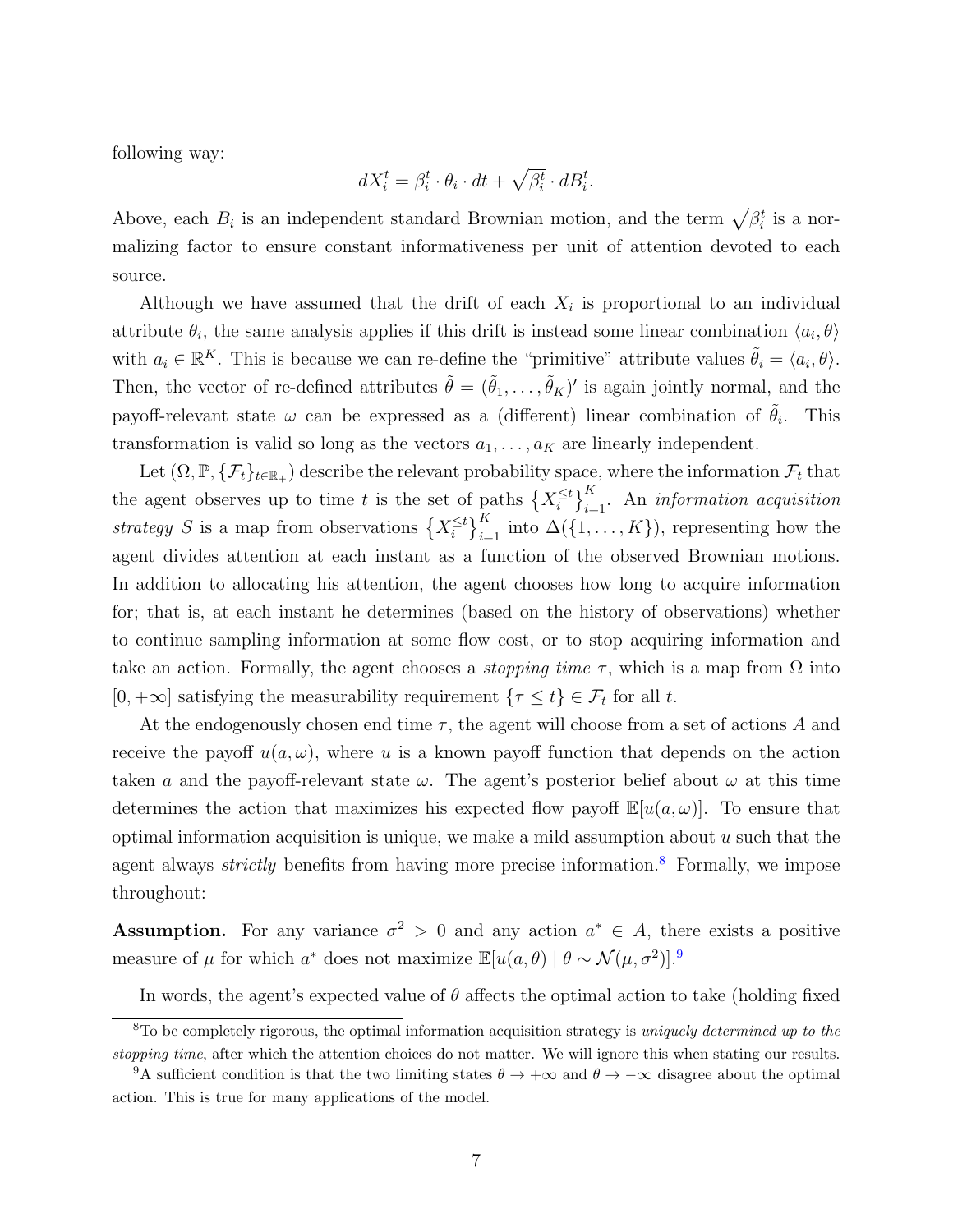following way:

$$dX_i^t = \beta_i^t \cdot \theta_i \cdot dt + \sqrt{\beta_i^t} \cdot dB_i^t.$$

Above, each $B_i$ is an independent standard Brownian motion, and the term $\sqrt{\beta_i^t}$ is a normalizing factor to ensure constant informativeness per unit of attention devoted to each source.

Although we have assumed that the drift of each $X_i$ is proportional to an individual attribute $\theta_i$, the same analysis applies if this drift is instead some linear combination $\langle a_i, \theta \rangle$ with $a_i \in \mathbb{R}^K$. This is because we can re-define the "primitive" attribute values $\tilde{\theta}_i = \langle a_i, \theta \rangle$. Then, the vector of re-defined attributes $\tilde{\theta} = (\tilde{\theta}_1, \ldots, \tilde{\theta}_K)'$ is again jointly normal, and the payoff-relevant state $\omega$ can be expressed as a (different) linear combination of $\tilde{\theta}_i$. This transformation is valid so long as the vectors $a_1, \ldots, a_K$ are linearly independent.

Let $(\Omega, \mathbb{P}, \{\mathcal{F}_t\}_{t \in \mathbb{R}_+})$ describe the relevant probability space, where the information $\mathcal{F}_t$ that the agent observes up to time $t$ is the set of paths $\{X_i^{\leq t}\}_{i=1}^K$. An *information acquisition strategy* $S$ is a map from observations $\{X_i^{\leq t}\}_{i=1}^K$ into $\Delta(\{1, \ldots, K\})$, representing how the agent divides attention at each instant as a function of the observed Brownian motions. In addition to allocating his attention, the agent chooses how long to acquire information for; that is, at each instant he determines (based on the history of observations) whether to continue sampling information at some flow cost, or to stop acquiring information and take an action. Formally, the agent chooses a *stopping time* $\tau$, which is a map from $\Omega$ into $[0, +\infty]$ satisfying the measurability requirement $\{\tau \leq t\} \in \mathcal{F}_t$ for all $t$.

At the endogenously chosen end time $\tau$, the agent will choose from a set of actions $A$ and receive the payoff $u(a, \omega)$, where $u$ is a known payoff function that depends on the action taken $a$ and the payoff-relevant state $\omega$. The agent's posterior belief about $\omega$ at this time determines the action that maximizes his expected flow payoff $\mathbb{E}[u(a, \omega)]$. To ensure that optimal information acquisition is unique, we make a mild assumption about $u$ such that the agent always *strictly* benefits from having more precise information.[8] Formally, we impose throughout:

**Assumption.** For any variance $\sigma^2 > 0$ and any action $a^* \in A$, there exists a positive measure of $\mu$ for which $a^*$ does not maximize $\mathbb{E}[u(a, \theta) \mid \theta \sim \mathcal{N}(\mu, \sigma^2)]$.[9]

In words, the agent's expected value of $\theta$ affects the optimal action to take (holding fixed

[8] To be completely rigorous, the optimal information acquisition strategy is *uniquely determined up to the stopping time*, after which the attention choices do not matter. We will ignore this when stating our results.

[9] A sufficient condition is that the two limiting states $\theta \to +\infty$ and $\theta \to -\infty$ disagree about the optimal action. This is true for many applications of the model.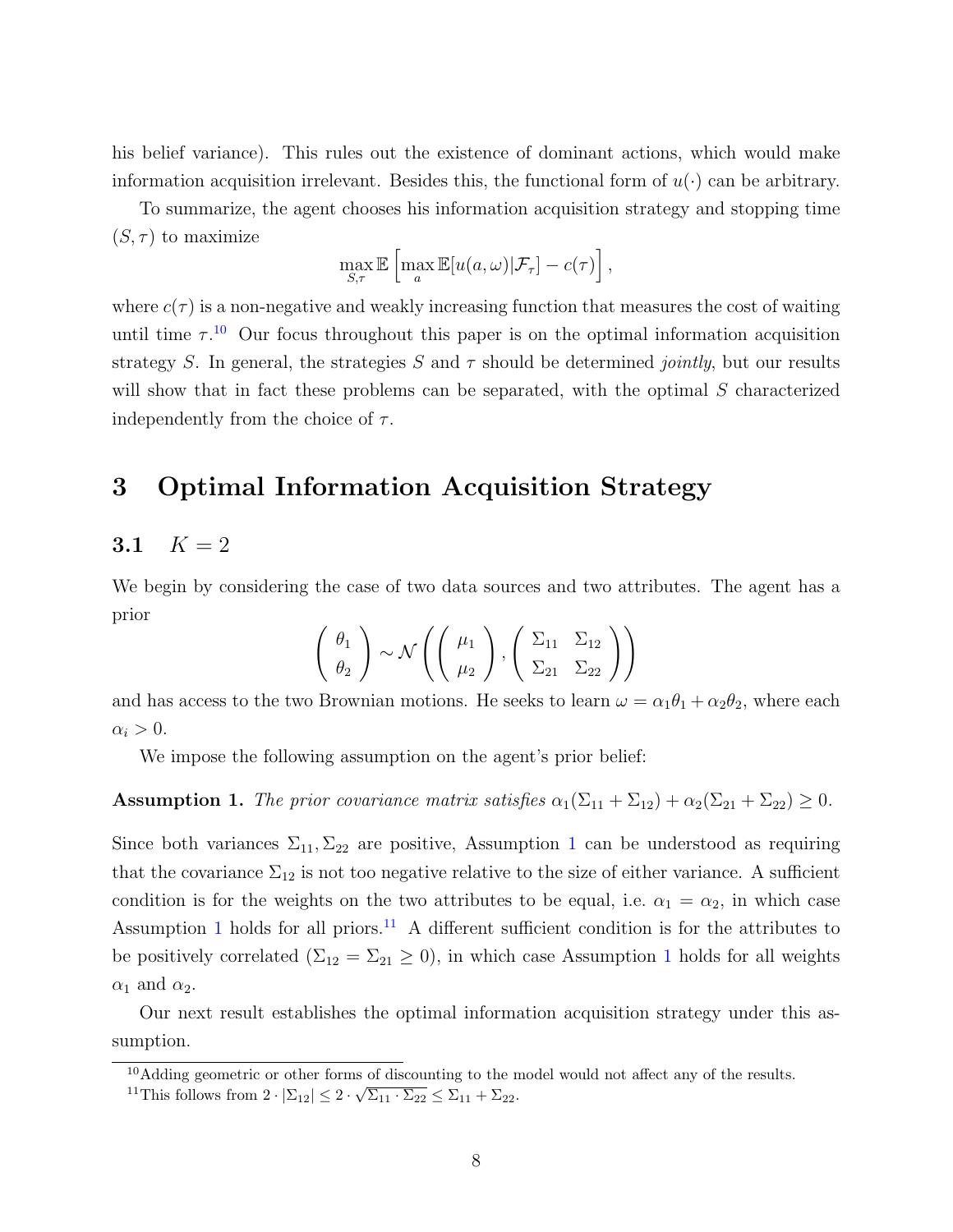his belief variance). This rules out the existence of dominant actions, which would make information acquisition irrelevant. Besides this, the functional form of $u(\cdot)$ can be arbitrary.

To summarize, the agent chooses his information acquisition strategy and stopping time $(S, \tau)$ to maximize

$$\max_{S,\tau} \mathbb{E}\left[\max_a \mathbb{E}[u(a,\omega)|\mathcal{F}_\tau] - c(\tau)\right],$$

where $c(\tau)$ is a non-negative and weakly increasing function that measures the cost of waiting until time $\tau$.[10] Our focus throughout this paper is on the optimal information acquisition strategy $S$. In general, the strategies $S$ and $\tau$ should be determined *jointly*, but our results will show that in fact these problems can be separated, with the optimal $S$ characterized independently from the choice of $\tau$.

# 3 Optimal Information Acquisition Strategy

## 3.1 $K = 2$

We begin by considering the case of two data sources and two attributes. The agent has a prior

$$\begin{pmatrix} \theta_1 \\ \theta_2 \end{pmatrix} \sim \mathcal{N}\left(\begin{pmatrix} \mu_1 \\ \mu_2 \end{pmatrix}, \begin{pmatrix} \Sigma_{11} & \Sigma_{12} \\ \Sigma_{21} & \Sigma_{22} \end{pmatrix}\right)$$

and has access to the two Brownian motions. He seeks to learn $\omega = \alpha_1\theta_1 + \alpha_2\theta_2$, where each $\alpha_i > 0$.

We impose the following assumption on the agent's prior belief:

**Assumption 1.** *The prior covariance matrix satisfies* $\alpha_1(\Sigma_{11} + \Sigma_{12}) + \alpha_2(\Sigma_{21} + \Sigma_{22}) \geq 0$.

Since both variances $\Sigma_{11}, \Sigma_{22}$ are positive, Assumption 1 can be understood as requiring that the covariance $\Sigma_{12}$ is not too negative relative to the size of either variance. A sufficient condition is for the weights on the two attributes to be equal, i.e. $\alpha_1 = \alpha_2$, in which case Assumption 1 holds for all priors.[11] A different sufficient condition is for the attributes to be positively correlated ($\Sigma_{12} = \Sigma_{21} \geq 0$), in which case Assumption 1 holds for all weights $\alpha_1$ and $\alpha_2$.

Our next result establishes the optimal information acquisition strategy under this assumption.

[10] Adding geometric or other forms of discounting to the model would not affect any of the results.

[11] This follows from $2 \cdot |\Sigma_{12}| \leq 2 \cdot \sqrt{\Sigma_{11} \cdot \Sigma_{22}} \leq \Sigma_{11} + \Sigma_{22}$.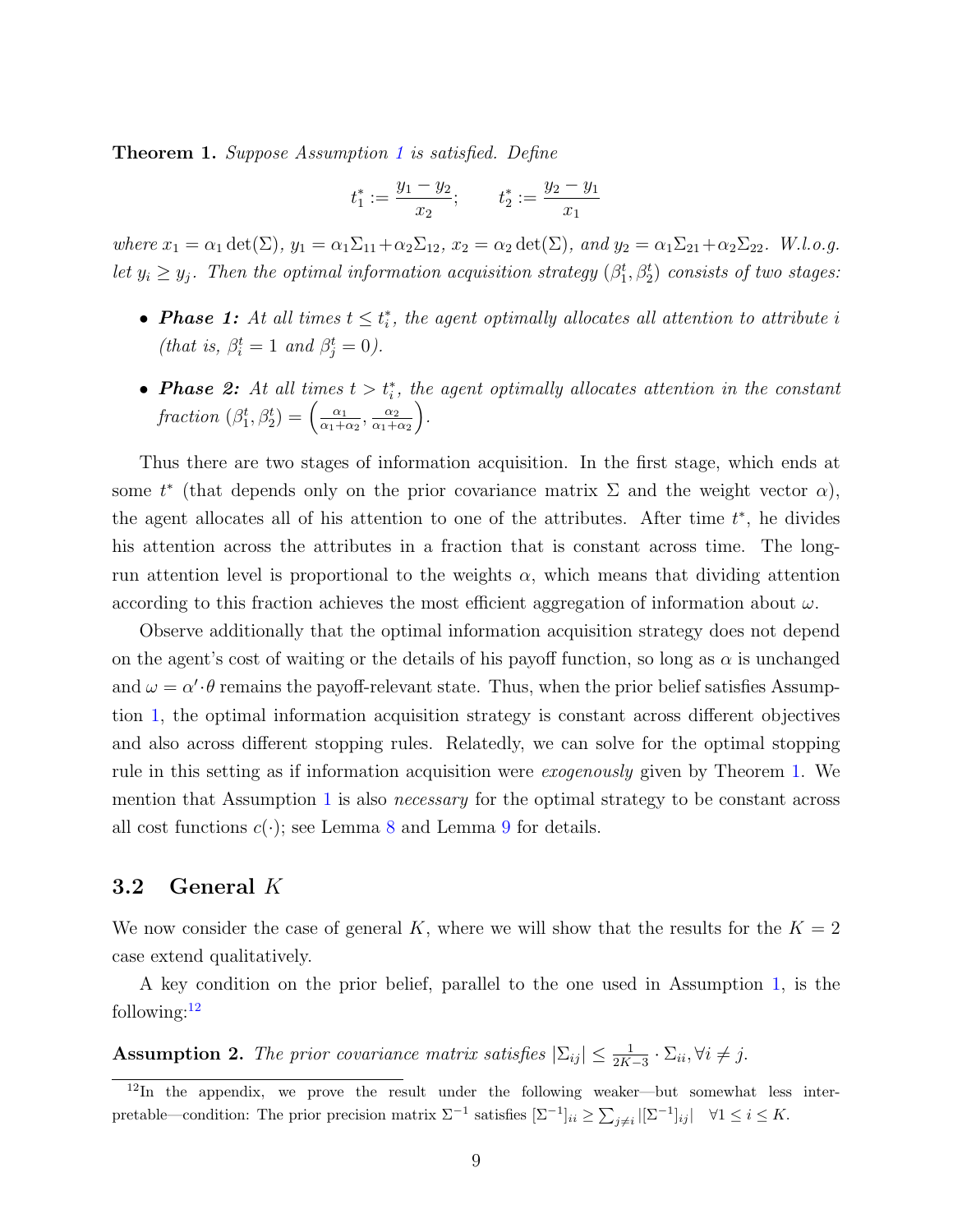**Theorem 1.** *Suppose Assumption 1 is satisfied. Define*

$$t_1^* := \frac{y_1 - y_2}{x_2}; \qquad t_2^* := \frac{y_2 - y_1}{x_1}$$

*where $x_1 = \alpha_1 \det(\Sigma)$, $y_1 = \alpha_1 \Sigma_{11} + \alpha_2 \Sigma_{12}$, $x_2 = \alpha_2 \det(\Sigma)$, and $y_2 = \alpha_1 \Sigma_{21} + \alpha_2 \Sigma_{22}$. W.l.o.g. let $y_i \geq y_j$. Then the optimal information acquisition strategy $(\beta_1^t, \beta_2^t)$ consists of two stages:*

- ***Phase 1:*** *At all times $t \leq t_i^*$, the agent optimally allocates all attention to attribute $i$ (that is, $\beta_i^t = 1$ and $\beta_j^t = 0$).*
- ***Phase 2:*** *At all times $t > t_i^*$, the agent optimally allocates attention in the constant fraction $(\beta_1^t, \beta_2^t) = \left(\frac{\alpha_1}{\alpha_1+\alpha_2}, \frac{\alpha_2}{\alpha_1+\alpha_2}\right)$.*

Thus there are two stages of information acquisition. In the first stage, which ends at some $t^*$ (that depends only on the prior covariance matrix $\Sigma$ and the weight vector $\alpha$), the agent allocates all of his attention to one of the attributes. After time $t^*$, he divides his attention across the attributes in a fraction that is constant across time. The long-run attention level is proportional to the weights $\alpha$, which means that dividing attention according to this fraction achieves the most efficient aggregation of information about $\omega$.

Observe additionally that the optimal information acquisition strategy does not depend on the agent's cost of waiting or the details of his payoff function, so long as $\alpha$ is unchanged and $\omega = \alpha' \cdot \theta$ remains the payoff-relevant state. Thus, when the prior belief satisfies Assumption 1, the optimal information acquisition strategy is constant across different objectives and also across different stopping rules. Relatedly, we can solve for the optimal stopping rule in this setting as if information acquisition were *exogenously* given by Theorem 1. We mention that Assumption 1 is also *necessary* for the optimal strategy to be constant across all cost functions $c(\cdot)$; see Lemma 8 and Lemma 9 for details.

## 3.2 General $K$

We now consider the case of general $K$, where we will show that the results for the $K = 2$ case extend qualitatively.

A key condition on the prior belief, parallel to the one used in Assumption 1, is the following:[12]

**Assumption 2.** *The prior covariance matrix satisfies $|\Sigma_{ij}| \leq \frac{1}{2K-3} \cdot \Sigma_{ii}, \forall i \neq j$.*

[12] In the appendix, we prove the result under the following weaker—but somewhat less interpretable—condition: The prior precision matrix $\Sigma^{-1}$ satisfies $[\Sigma^{-1}]_{ii} \geq \sum_{j \neq i} |[\Sigma^{-1}]_{ij}| \quad \forall 1 \leq i \leq K$.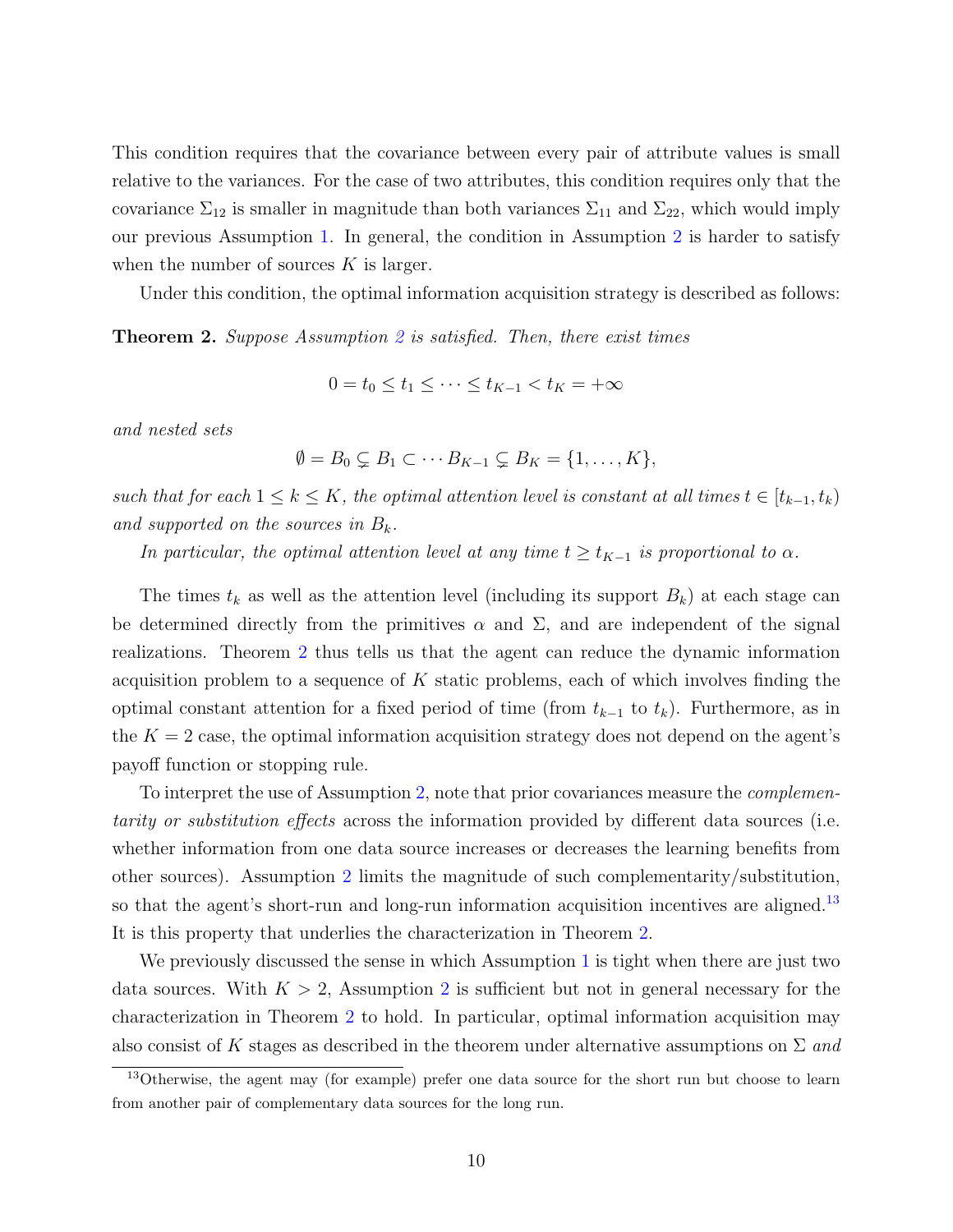This condition requires that the covariance between every pair of attribute values is small relative to the variances. For the case of two attributes, this condition requires only that the covariance $\Sigma_{12}$ is smaller in magnitude than both variances $\Sigma_{11}$ and $\Sigma_{22}$, which would imply our previous Assumption 1. In general, the condition in Assumption 2 is harder to satisfy when the number of sources $K$ is larger.

Under this condition, the optimal information acquisition strategy is described as follows:

**Theorem 2.** *Suppose Assumption 2 is satisfied. Then, there exist times*

$$0 = t_0 \leq t_1 \leq \cdots \leq t_{K-1} < t_K = +\infty$$

*and nested sets*

$$\emptyset = B_0 \subsetneq B_1 \subset \cdots B_{K-1} \subsetneq B_K = \{1, \ldots, K\},$$

*such that for each $1 \leq k \leq K$, the optimal attention level is constant at all times $t \in [t_{k-1}, t_k)$ and supported on the sources in $B_k$.*

*In particular, the optimal attention level at any time $t \geq t_{K-1}$ is proportional to $\alpha$.*

The times $t_k$ as well as the attention level (including its support $B_k$) at each stage can be determined directly from the primitives $\alpha$ and $\Sigma$, and are independent of the signal realizations. Theorem 2 thus tells us that the agent can reduce the dynamic information acquisition problem to a sequence of $K$ static problems, each of which involves finding the optimal constant attention for a fixed period of time (from $t_{k-1}$ to $t_k$). Furthermore, as in the $K = 2$ case, the optimal information acquisition strategy does not depend on the agent's payoff function or stopping rule.

To interpret the use of Assumption 2, note that prior covariances measure the *complementarity or substitution effects* across the information provided by different data sources (i.e. whether information from one data source increases or decreases the learning benefits from other sources). Assumption 2 limits the magnitude of such complementarity/substitution, so that the agent's short-run and long-run information acquisition incentives are aligned.[13] It is this property that underlies the characterization in Theorem 2.

We previously discussed the sense in which Assumption 1 is tight when there are just two data sources. With $K > 2$, Assumption 2 is sufficient but not in general necessary for the characterization in Theorem 2 to hold. In particular, optimal information acquisition may also consist of $K$ stages as described in the theorem under alternative assumptions on $\Sigma$ *and*

[13] Otherwise, the agent may (for example) prefer one data source for the short run but choose to learn from another pair of complementary data sources for the long run.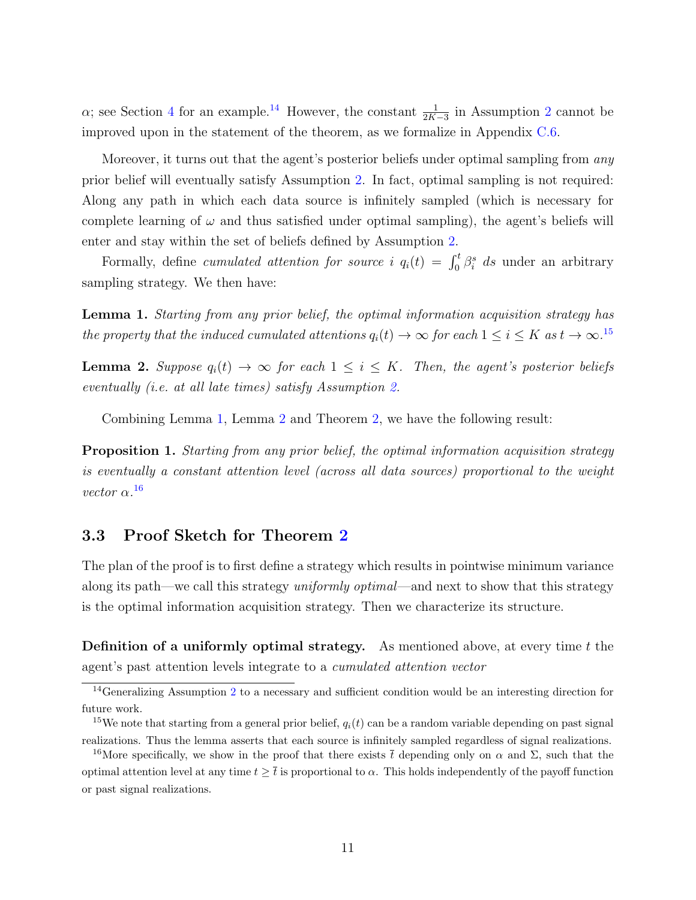$\alpha$; see Section 4 for an example.[14] However, the constant $\frac{1}{2K-3}$ in Assumption 2 cannot be improved upon in the statement of the theorem, as we formalize in Appendix C.6.

Moreover, it turns out that the agent's posterior beliefs under optimal sampling from *any* prior belief will eventually satisfy Assumption 2. In fact, optimal sampling is not required: Along any path in which each data source is infinitely sampled (which is necessary for complete learning of $\omega$ and thus satisfied under optimal sampling), the agent's beliefs will enter and stay within the set of beliefs defined by Assumption 2.

Formally, define *cumulated attention for source* $i$ $q_i(t) = \int_0^t \beta_i^s \, ds$ under an arbitrary sampling strategy. We then have:

**Lemma 1.** *Starting from any prior belief, the optimal information acquisition strategy has the property that the induced cumulated attentions $q_i(t) \to \infty$ for each $1 \leq i \leq K$ as $t \to \infty$.*[15]

**Lemma 2.** *Suppose $q_i(t) \to \infty$ for each $1 \leq i \leq K$. Then, the agent's posterior beliefs eventually (i.e. at all late times) satisfy Assumption 2.*

Combining Lemma 1, Lemma 2 and Theorem 2, we have the following result:

**Proposition 1.** *Starting from any prior belief, the optimal information acquisition strategy is eventually a constant attention level (across all data sources) proportional to the weight vector $\alpha$.*[16]

### 3.3 Proof Sketch for Theorem 2

The plan of the proof is to first define a strategy which results in pointwise minimum variance along its path—we call this strategy *uniformly optimal*—and next to show that this strategy is the optimal information acquisition strategy. Then we characterize its structure.

**Definition of a uniformly optimal strategy.** As mentioned above, at every time $t$ the agent's past attention levels integrate to a *cumulated attention vector*

[14] Generalizing Assumption 2 to a necessary and sufficient condition would be an interesting direction for future work.

[15] We note that starting from a general prior belief, $q_i(t)$ can be a random variable depending on past signal realizations. Thus the lemma asserts that each source is infinitely sampled regardless of signal realizations.

[16] More specifically, we show in the proof that there exists $\bar{t}$ depending only on $\alpha$ and $\Sigma$, such that the optimal attention level at any time $t \geq \bar{t}$ is proportional to $\alpha$. This holds independently of the payoff function or past signal realizations.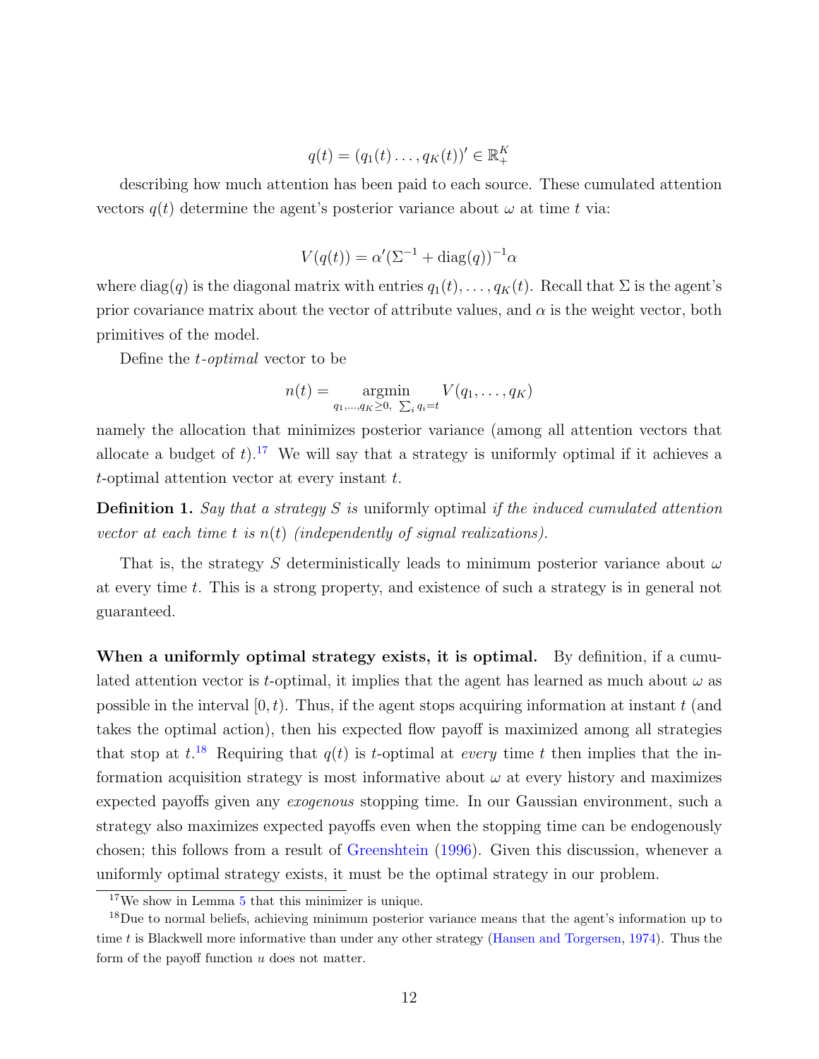$$q(t) = (q_1(t) \dots, q_K(t))' \in \mathbb{R}^K_+$$

describing how much attention has been paid to each source. These cumulated attention vectors $q(t)$ determine the agent's posterior variance about $\omega$ at time $t$ via:

$$V(q(t)) = \alpha'(\Sigma^{-1} + \text{diag}(q))^{-1}\alpha$$

where $\text{diag}(q)$ is the diagonal matrix with entries $q_1(t), \dots, q_K(t)$. Recall that $\Sigma$ is the agent's prior covariance matrix about the vector of attribute values, and $\alpha$ is the weight vector, both primitives of the model.

Define the *t-optimal* vector to be

$$n(t) = \underset{q_1,\dots,q_K \geq 0, \ \sum_i q_i = t}{\text{argmin}} V(q_1, \dots, q_K)$$

namely the allocation that minimizes posterior variance (among all attention vectors that allocate a budget of $t$).[17] We will say that a strategy is uniformly optimal if it achieves a $t$-optimal attention vector at every instant $t$.

**Definition 1.** *Say that a strategy $S$ is* uniformly optimal *if the induced cumulated attention vector at each time $t$ is $n(t)$ (independently of signal realizations).*

That is, the strategy $S$ deterministically leads to minimum posterior variance about $\omega$ at every time $t$. This is a strong property, and existence of such a strategy is in general not guaranteed.

**When a uniformly optimal strategy exists, it is optimal.** By definition, if a cumulated attention vector is $t$-optimal, it implies that the agent has learned as much about $\omega$ as possible in the interval $[0, t)$. Thus, if the agent stops acquiring information at instant $t$ (and takes the optimal action), then his expected flow payoff is maximized among all strategies that stop at $t$.[18] Requiring that $q(t)$ is $t$-optimal at *every* time $t$ then implies that the information acquisition strategy is most informative about $\omega$ at every history and maximizes expected payoffs given any *exogenous* stopping time. In our Gaussian environment, such a strategy also maximizes expected payoffs even when the stopping time can be endogenously chosen; this follows from a result of Greenshtein (1996). Given this discussion, whenever a uniformly optimal strategy exists, it must be the optimal strategy in our problem.

[17] We show in Lemma 5 that this minimizer is unique.

[18] Due to normal beliefs, achieving minimum posterior variance means that the agent's information up to time $t$ is Blackwell more informative than under any other strategy (Hansen and Torgersen, 1974). Thus the form of the payoff function $u$ does not matter.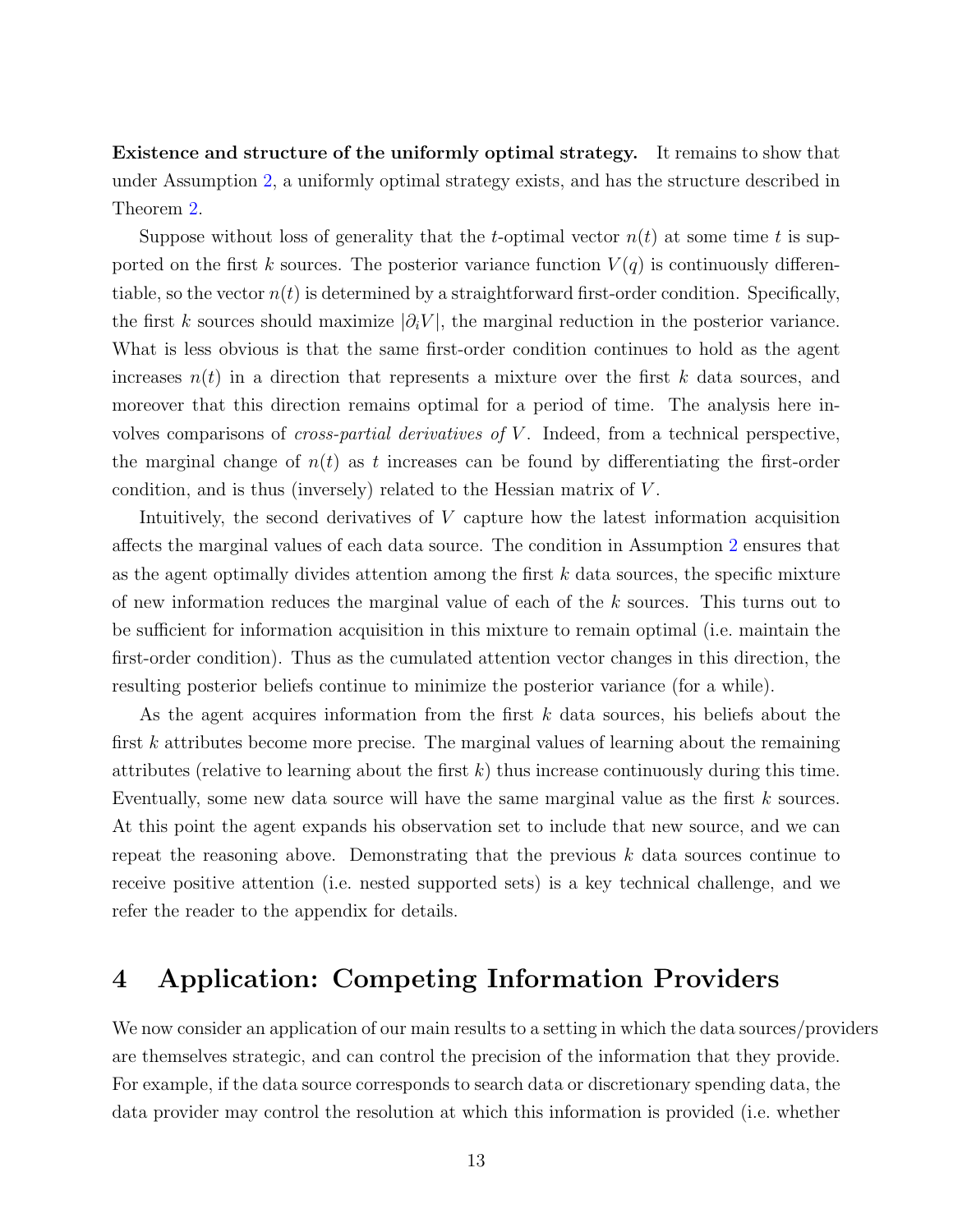**Existence and structure of the uniformly optimal strategy.** It remains to show that under Assumption 2, a uniformly optimal strategy exists, and has the structure described in Theorem 2.

Suppose without loss of generality that the $t$-optimal vector $n(t)$ at some time $t$ is supported on the first $k$ sources. The posterior variance function $V(q)$ is continuously differentiable, so the vector $n(t)$ is determined by a straightforward first-order condition. Specifically, the first $k$ sources should maximize $|\partial_i V|$, the marginal reduction in the posterior variance. What is less obvious is that the same first-order condition continues to hold as the agent increases $n(t)$ in a direction that represents a mixture over the first $k$ data sources, and moreover that this direction remains optimal for a period of time. The analysis here involves comparisons of *cross-partial derivatives of* $V$. Indeed, from a technical perspective, the marginal change of $n(t)$ as $t$ increases can be found by differentiating the first-order condition, and is thus (inversely) related to the Hessian matrix of $V$.

Intuitively, the second derivatives of $V$ capture how the latest information acquisition affects the marginal values of each data source. The condition in Assumption 2 ensures that as the agent optimally divides attention among the first $k$ data sources, the specific mixture of new information reduces the marginal value of each of the $k$ sources. This turns out to be sufficient for information acquisition in this mixture to remain optimal (i.e. maintain the first-order condition). Thus as the cumulated attention vector changes in this direction, the resulting posterior beliefs continue to minimize the posterior variance (for a while).

As the agent acquires information from the first $k$ data sources, his beliefs about the first $k$ attributes become more precise. The marginal values of learning about the remaining attributes (relative to learning about the first $k$) thus increase continuously during this time. Eventually, some new data source will have the same marginal value as the first $k$ sources. At this point the agent expands his observation set to include that new source, and we can repeat the reasoning above. Demonstrating that the previous $k$ data sources continue to receive positive attention (i.e. nested supported sets) is a key technical challenge, and we refer the reader to the appendix for details.

# 4 Application: Competing Information Providers

We now consider an application of our main results to a setting in which the data sources/providers are themselves strategic, and can control the precision of the information that they provide. For example, if the data source corresponds to search data or discretionary spending data, the data provider may control the resolution at which this information is provided (i.e. whether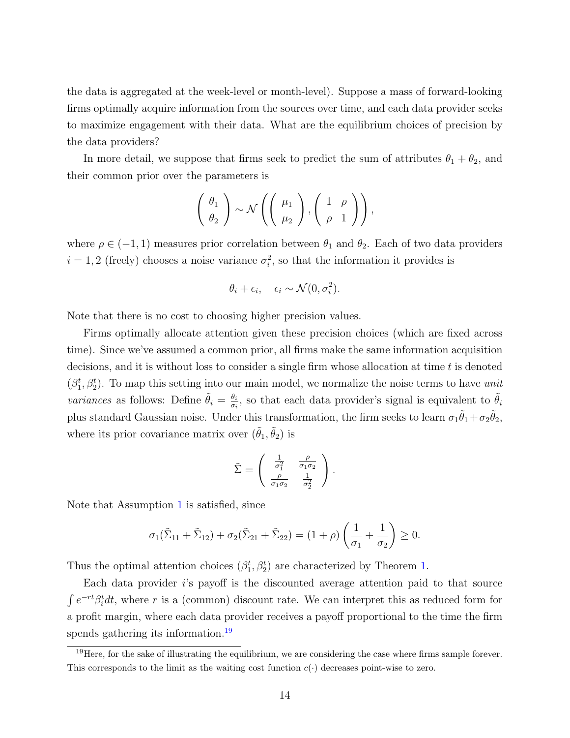the data is aggregated at the week-level or month-level). Suppose a mass of forward-looking firms optimally acquire information from the sources over time, and each data provider seeks to maximize engagement with their data. What are the equilibrium choices of precision by the data providers?

In more detail, we suppose that firms seek to predict the sum of attributes $\theta_1 + \theta_2$, and their common prior over the parameters is

$$\begin{pmatrix} \theta_1 \\ \theta_2 \end{pmatrix} \sim \mathcal{N}\left( \begin{pmatrix} \mu_1 \\ \mu_2 \end{pmatrix}, \begin{pmatrix} 1 & \rho \\ \rho & 1 \end{pmatrix} \right),$$

where $\rho \in (-1, 1)$ measures prior correlation between $\theta_1$ and $\theta_2$. Each of two data providers $i = 1, 2$ (freely) chooses a noise variance $\sigma_i^2$, so that the information it provides is

$$\theta_i + \epsilon_i, \quad \epsilon_i \sim \mathcal{N}(0, \sigma_i^2).$$

Note that there is no cost to choosing higher precision values.

Firms optimally allocate attention given these precision choices (which are fixed across time). Since we've assumed a common prior, all firms make the same information acquisition decisions, and it is without loss to consider a single firm whose allocation at time $t$ is denoted $(\beta_1^t, \beta_2^t)$. To map this setting into our main model, we normalize the noise terms to have *unit variances* as follows: Define $\tilde{\theta}_i = \frac{\theta_i}{\sigma_i}$, so that each data provider's signal is equivalent to $\tilde{\theta}_i$ plus standard Gaussian noise. Under this transformation, the firm seeks to learn $\sigma_1 \tilde{\theta}_1 + \sigma_2 \tilde{\theta}_2$, where its prior covariance matrix over $(\tilde{\theta}_1, \tilde{\theta}_2)$ is

$$\tilde{\Sigma} = \begin{pmatrix} \frac{1}{\sigma_1^2} & \frac{\rho}{\sigma_1 \sigma_2} \\ \frac{\rho}{\sigma_1 \sigma_2} & \frac{1}{\sigma_2^2} \end{pmatrix}.$$

Note that Assumption 1 is satisfied, since

$$\sigma_1(\tilde{\Sigma}_{11} + \tilde{\Sigma}_{12}) + \sigma_2(\tilde{\Sigma}_{21} + \tilde{\Sigma}_{22}) = (1 + \rho) \left( \frac{1}{\sigma_1} + \frac{1}{\sigma_2} \right) \geq 0.$$

Thus the optimal attention choices $(\beta_1^t, \beta_2^t)$ are characterized by Theorem 1.

Each data provider $i$'s payoff is the discounted average attention paid to that source $\int e^{-rt} \beta_i^t dt$, where $r$ is a (common) discount rate. We can interpret this as reduced form for a profit margin, where each data provider receives a payoff proportional to the time the firm spends gathering its information.[19]

[19] Here, for the sake of illustrating the equilibrium, we are considering the case where firms sample forever. This corresponds to the limit as the waiting cost function $c(\cdot)$ decreases point-wise to zero.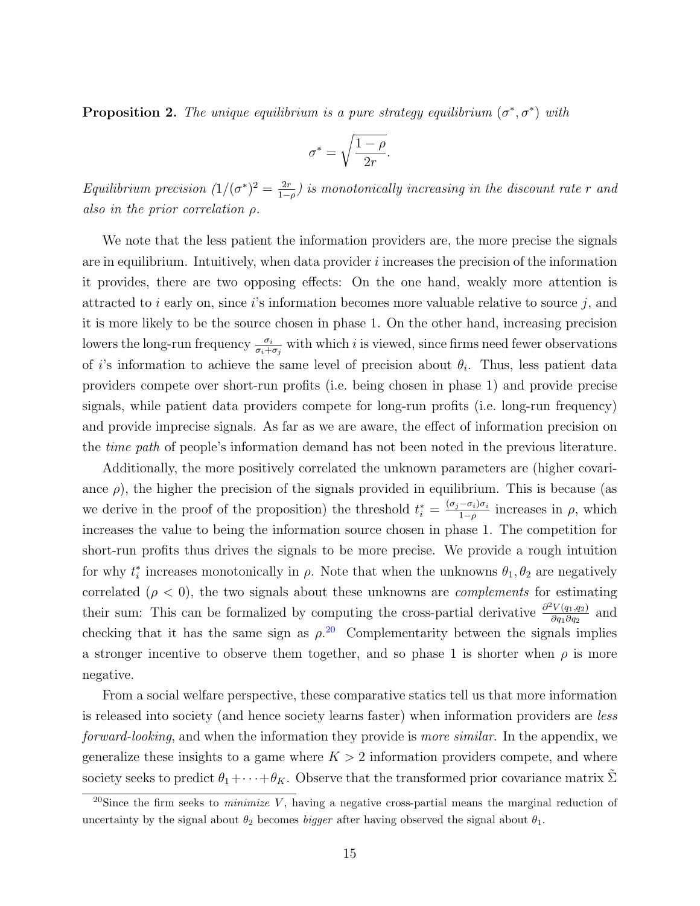**Proposition 2.** *The unique equilibrium is a pure strategy equilibrium* $(\sigma^*, \sigma^*)$ *with*

$$\sigma^* = \sqrt{\frac{1-\rho}{2r}}.$$

*Equilibrium precision* ($1/(\sigma^*)^2 = \frac{2r}{1-\rho}$) *is monotonically increasing in the discount rate* $r$ *and also in the prior correlation* $\rho$.

We note that the less patient the information providers are, the more precise the signals are in equilibrium. Intuitively, when data provider $i$ increases the precision of the information it provides, there are two opposing effects: On the one hand, weakly more attention is attracted to $i$ early on, since $i$'s information becomes more valuable relative to source $j$, and it is more likely to be the source chosen in phase 1. On the other hand, increasing precision lowers the long-run frequency $\frac{\sigma_i}{\sigma_i+\sigma_j}$ with which $i$ is viewed, since firms need fewer observations of $i$'s information to achieve the same level of precision about $\theta_i$. Thus, less patient data providers compete over short-run profits (i.e. being chosen in phase 1) and provide precise signals, while patient data providers compete for long-run profits (i.e. long-run frequency) and provide imprecise signals. As far as we are aware, the effect of information precision on the *time path* of people's information demand has not been noted in the previous literature.

Additionally, the more positively correlated the unknown parameters are (higher covariance $\rho$), the higher the precision of the signals provided in equilibrium. This is because (as we derive in the proof of the proposition) the threshold $t_i^* = \frac{(\sigma_j - \sigma_i)\sigma_i}{1-\rho}$ increases in $\rho$, which increases the value to being the information source chosen in phase 1. The competition for short-run profits thus drives the signals to be more precise. We provide a rough intuition for why $t_i^*$ increases monotonically in $\rho$. Note that when the unknowns $\theta_1, \theta_2$ are negatively correlated ($\rho < 0$), the two signals about these unknowns are *complements* for estimating their sum: This can be formalized by computing the cross-partial derivative $\frac{\partial^2 V(q_1,q_2)}{\partial q_1 \partial q_2}$ and checking that it has the same sign as $\rho$.[20] Complementarity between the signals implies a stronger incentive to observe them together, and so phase 1 is shorter when $\rho$ is more negative.

From a social welfare perspective, these comparative statics tell us that more information is released into society (and hence society learns faster) when information providers are *less forward-looking*, and when the information they provide is *more similar*. In the appendix, we generalize these insights to a game where $K > 2$ information providers compete, and where society seeks to predict $\theta_1 + \cdots + \theta_K$. Observe that the transformed prior covariance matrix $\tilde{\Sigma}$

[20] Since the firm seeks to *minimize* $V$, having a negative cross-partial means the marginal reduction of uncertainty by the signal about $\theta_2$ becomes *bigger* after having observed the signal about $\theta_1$.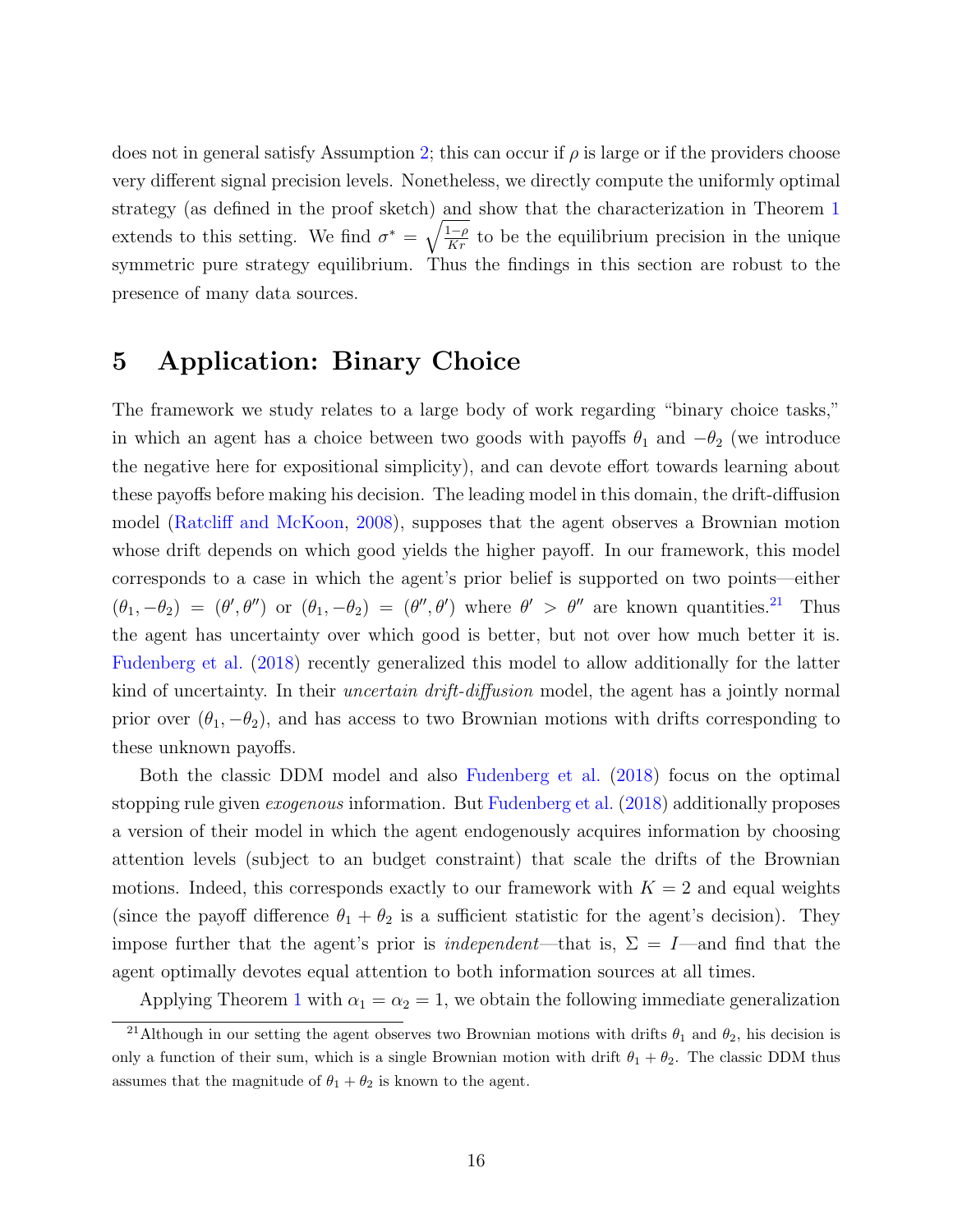does not in general satisfy Assumption 2; this can occur if $\rho$ is large or if the providers choose very different signal precision levels. Nonetheless, we directly compute the uniformly optimal strategy (as defined in the proof sketch) and show that the characterization in Theorem 1 extends to this setting. We find $\sigma^* = \sqrt{\frac{1-\rho}{Kr}}$ to be the equilibrium precision in the unique symmetric pure strategy equilibrium. Thus the findings in this section are robust to the presence of many data sources.

# 5 Application: Binary Choice

The framework we study relates to a large body of work regarding "binary choice tasks," in which an agent has a choice between two goods with payoffs $\theta_1$ and $-\theta_2$ (we introduce the negative here for expositional simplicity), and can devote effort towards learning about these payoffs before making his decision. The leading model in this domain, the drift-diffusion model (Ratcliff and McKoon, 2008), supposes that the agent observes a Brownian motion whose drift depends on which good yields the higher payoff. In our framework, this model corresponds to a case in which the agent's prior belief is supported on two points—either $(\theta_1, -\theta_2) = (\theta', \theta'')$ or $(\theta_1, -\theta_2) = (\theta'', \theta')$ where $\theta' > \theta''$ are known quantities.[21] Thus the agent has uncertainty over which good is better, but not over how much better it is. Fudenberg et al. (2018) recently generalized this model to allow additionally for the latter kind of uncertainty. In their *uncertain drift-diffusion* model, the agent has a jointly normal prior over $(\theta_1, -\theta_2)$, and has access to two Brownian motions with drifts corresponding to these unknown payoffs.

Both the classic DDM model and also Fudenberg et al. (2018) focus on the optimal stopping rule given *exogenous* information. But Fudenberg et al. (2018) additionally proposes a version of their model in which the agent endogenously acquires information by choosing attention levels (subject to an budget constraint) that scale the drifts of the Brownian motions. Indeed, this corresponds exactly to our framework with $K = 2$ and equal weights (since the payoff difference $\theta_1 + \theta_2$ is a sufficient statistic for the agent's decision). They impose further that the agent's prior is *independent*—that is, $\Sigma = I$—and find that the agent optimally devotes equal attention to both information sources at all times.

Applying Theorem 1 with $\alpha_1 = \alpha_2 = 1$, we obtain the following immediate generalization

[21] Although in our setting the agent observes two Brownian motions with drifts $\theta_1$ and $\theta_2$, his decision is only a function of their sum, which is a single Brownian motion with drift $\theta_1 + \theta_2$. The classic DDM thus assumes that the magnitude of $\theta_1 + \theta_2$ is known to the agent.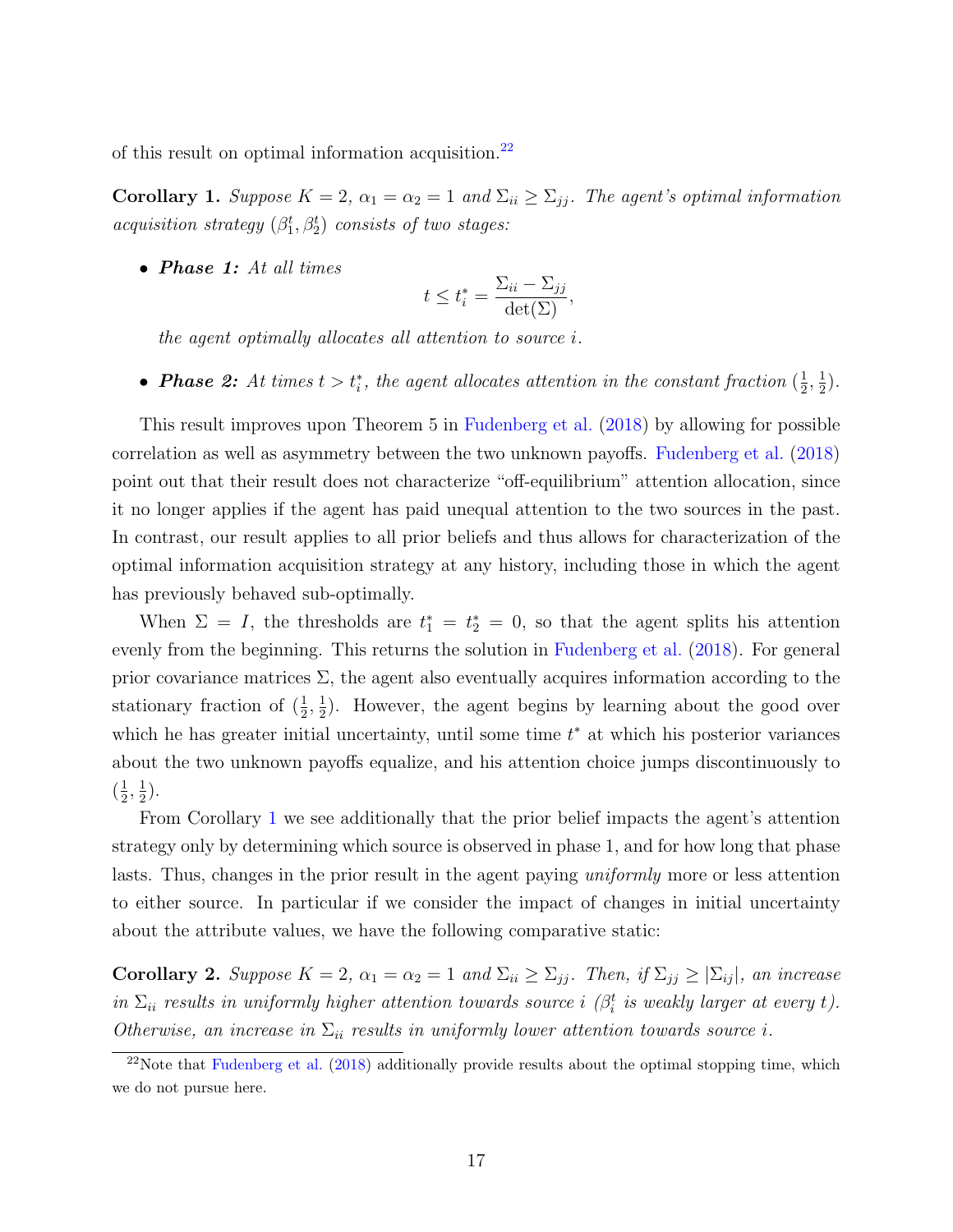of this result on optimal information acquisition.[22]

**Corollary 1.** *Suppose $K = 2$, $\alpha_1 = \alpha_2 = 1$ and $\Sigma_{ii} \geq \Sigma_{jj}$. The agent's optimal information acquisition strategy $(\beta_1^t, \beta_2^t)$ consists of two stages:*

- ***Phase 1:*** *At all times*
$$t \leq t_i^* = \frac{\Sigma_{ii} - \Sigma_{jj}}{\det(\Sigma)},$$
*the agent optimally allocates all attention to source $i$.*

- ***Phase 2:*** *At times $t > t_i^*$, the agent allocates attention in the constant fraction $(\frac{1}{2}, \frac{1}{2})$.*

This result improves upon Theorem 5 in Fudenberg et al. (2018) by allowing for possible correlation as well as asymmetry between the two unknown payoffs. Fudenberg et al. (2018) point out that their result does not characterize "off-equilibrium" attention allocation, since it no longer applies if the agent has paid unequal attention to the two sources in the past. In contrast, our result applies to all prior beliefs and thus allows for characterization of the optimal information acquisition strategy at any history, including those in which the agent has previously behaved sub-optimally.

When $\Sigma = I$, the thresholds are $t_1^* = t_2^* = 0$, so that the agent splits his attention evenly from the beginning. This returns the solution in Fudenberg et al. (2018). For general prior covariance matrices $\Sigma$, the agent also eventually acquires information according to the stationary fraction of $(\frac{1}{2}, \frac{1}{2})$. However, the agent begins by learning about the good over which he has greater initial uncertainty, until some time $t^*$ at which his posterior variances about the two unknown payoffs equalize, and his attention choice jumps discontinuously to $(\frac{1}{2}, \frac{1}{2})$.

From Corollary 1 we see additionally that the prior belief impacts the agent's attention strategy only by determining which source is observed in phase 1, and for how long that phase lasts. Thus, changes in the prior result in the agent paying *uniformly* more or less attention to either source. In particular if we consider the impact of changes in initial uncertainty about the attribute values, we have the following comparative static:

**Corollary 2.** *Suppose $K = 2$, $\alpha_1 = \alpha_2 = 1$ and $\Sigma_{ii} \geq \Sigma_{jj}$. Then, if $\Sigma_{jj} \geq |\Sigma_{ij}|$, an increase in $\Sigma_{ii}$ results in uniformly higher attention towards source $i$ ($\beta_i^t$ is weakly larger at every $t$). Otherwise, an increase in $\Sigma_{ii}$ results in uniformly lower attention towards source $i$.*

[22] Note that Fudenberg et al. (2018) additionally provide results about the optimal stopping time, which we do not pursue here.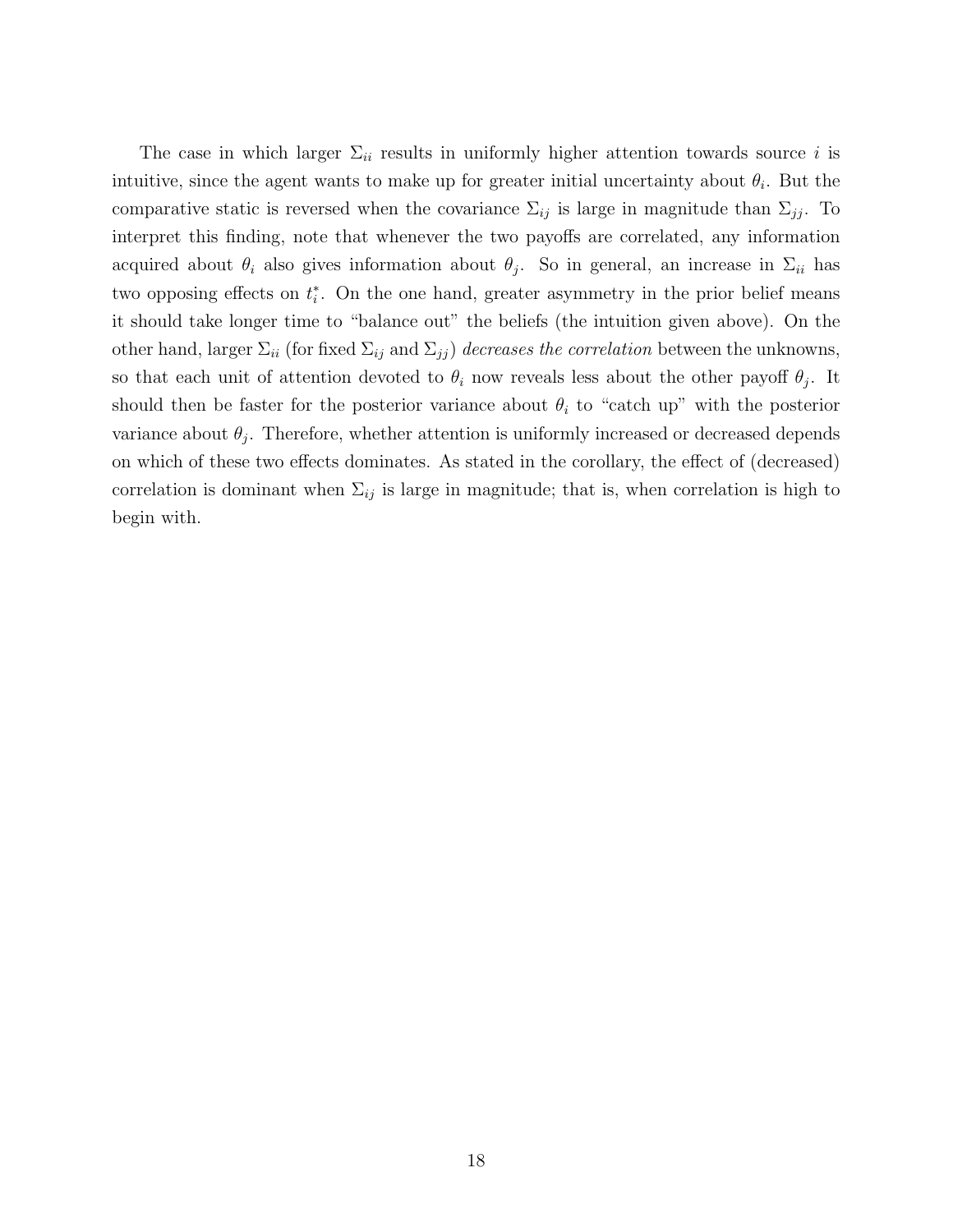The case in which larger $\Sigma_{ii}$ results in uniformly higher attention towards source $i$ is intuitive, since the agent wants to make up for greater initial uncertainty about $\theta_i$. But the comparative static is reversed when the covariance $\Sigma_{ij}$ is large in magnitude than $\Sigma_{jj}$. To interpret this finding, note that whenever the two payoffs are correlated, any information acquired about $\theta_i$ also gives information about $\theta_j$. So in general, an increase in $\Sigma_{ii}$ has two opposing effects on $t_i^*$. On the one hand, greater asymmetry in the prior belief means it should take longer time to "balance out" the beliefs (the intuition given above). On the other hand, larger $\Sigma_{ii}$ (for fixed $\Sigma_{ij}$ and $\Sigma_{jj}$) *decreases the correlation* between the unknowns, so that each unit of attention devoted to $\theta_i$ now reveals less about the other payoff $\theta_j$. It should then be faster for the posterior variance about $\theta_i$ to "catch up" with the posterior variance about $\theta_j$. Therefore, whether attention is uniformly increased or decreased depends on which of these two effects dominates. As stated in the corollary, the effect of (decreased) correlation is dominant when $\Sigma_{ij}$ is large in magnitude; that is, when correlation is high to begin with.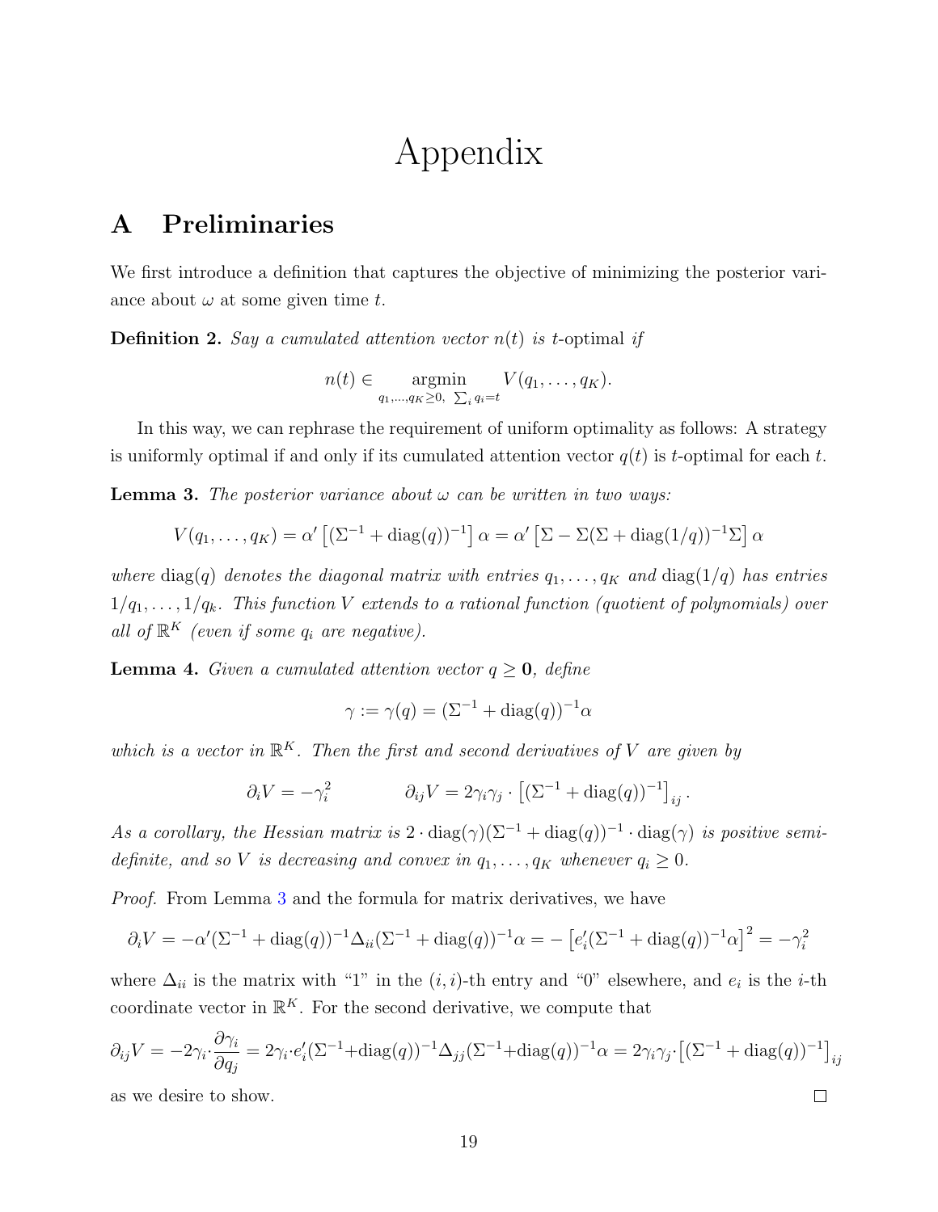# Appendix

## A Preliminaries

We first introduce a definition that captures the objective of minimizing the posterior variance about $\omega$ at some given time $t$.

**Definition 2.** *Say a cumulated attention vector $n(t)$ is t-optimal if*

$$n(t) \in \underset{q_1,\dots,q_K \geq 0,\ \sum_i q_i = t}{\operatorname{argmin}} V(q_1, \dots, q_K).$$

In this way, we can rephrase the requirement of uniform optimality as follows: A strategy is uniformly optimal if and only if its cumulated attention vector $q(t)$ is $t$-optimal for each $t$.

**Lemma 3.** *The posterior variance about $\omega$ can be written in two ways:*

$$V(q_1, \dots, q_K) = \alpha' \left[ (\Sigma^{-1} + \operatorname{diag}(q))^{-1} \right] \alpha = \alpha' \left[ \Sigma - \Sigma(\Sigma + \operatorname{diag}(1/q))^{-1} \Sigma \right] \alpha$$

*where $\operatorname{diag}(q)$ denotes the diagonal matrix with entries $q_1, \dots, q_K$ and $\operatorname{diag}(1/q)$ has entries $1/q_1, \dots, 1/q_k$. This function $V$ extends to a rational function (quotient of polynomials) over all of $\mathbb{R}^K$ (even if some $q_i$ are negative).*

**Lemma 4.** *Given a cumulated attention vector $q \geq \mathbf{0}$, define*

$$\gamma := \gamma(q) = (\Sigma^{-1} + \operatorname{diag}(q))^{-1} \alpha$$

*which is a vector in $\mathbb{R}^K$. Then the first and second derivatives of $V$ are given by*

$$\partial_i V = -\gamma_i^2 \qquad\qquad \partial_{ij} V = 2\gamma_i \gamma_j \cdot \left[ (\Sigma^{-1} + \operatorname{diag}(q))^{-1} \right]_{ij}.$$

*As a corollary, the Hessian matrix is $2 \cdot \operatorname{diag}(\gamma)(\Sigma^{-1} + \operatorname{diag}(q))^{-1} \cdot \operatorname{diag}(\gamma)$ is positive semi-definite, and so $V$ is decreasing and convex in $q_1, \dots, q_K$ whenever $q_i \geq 0$.*

*Proof.* From Lemma 3 and the formula for matrix derivatives, we have

$$\partial_i V = -\alpha'(\Sigma^{-1} + \operatorname{diag}(q))^{-1} \Delta_{ii} (\Sigma^{-1} + \operatorname{diag}(q))^{-1} \alpha = -\left[ e_i' (\Sigma^{-1} + \operatorname{diag}(q))^{-1} \alpha \right]^2 = -\gamma_i^2$$

where $\Delta_{ii}$ is the matrix with "1" in the $(i,i)$-th entry and "0" elsewhere, and $e_i$ is the $i$-th coordinate vector in $\mathbb{R}^K$. For the second derivative, we compute that

$$\partial_{ij} V = -2\gamma_i \cdot \frac{\partial \gamma_i}{\partial q_j} = 2\gamma_i \cdot e_i' (\Sigma^{-1} + \operatorname{diag}(q))^{-1} \Delta_{jj} (\Sigma^{-1} + \operatorname{diag}(q))^{-1} \alpha = 2\gamma_i \gamma_j \cdot \left[ (\Sigma^{-1} + \operatorname{diag}(q))^{-1} \right]_{ij}$$

as we desire to show. $\square$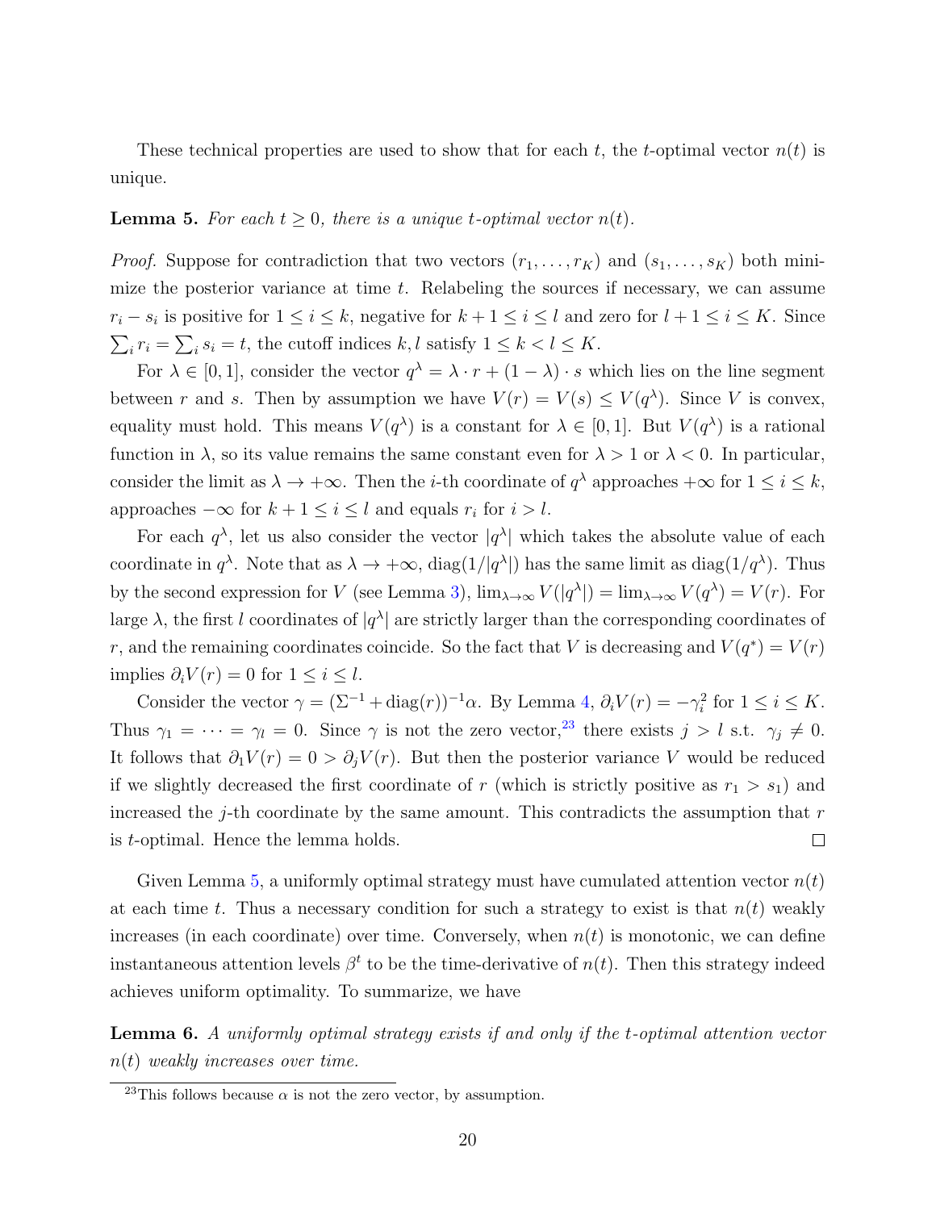These technical properties are used to show that for each $t$, the $t$-optimal vector $n(t)$ is unique.

**Lemma 5.** *For each $t \geq 0$, there is a unique $t$-optimal vector $n(t)$.*

*Proof.* Suppose for contradiction that two vectors $(r_1, \ldots, r_K)$ and $(s_1, \ldots, s_K)$ both minimize the posterior variance at time $t$. Relabeling the sources if necessary, we can assume $r_i - s_i$ is positive for $1 \leq i \leq k$, negative for $k+1 \leq i \leq l$ and zero for $l+1 \leq i \leq K$. Since $\sum_i r_i = \sum_i s_i = t$, the cutoff indices $k, l$ satisfy $1 \leq k < l \leq K$.

For $\lambda \in [0, 1]$, consider the vector $q^\lambda = \lambda \cdot r + (1 - \lambda) \cdot s$ which lies on the line segment between $r$ and $s$. Then by assumption we have $V(r) = V(s) \leq V(q^\lambda)$. Since $V$ is convex, equality must hold. This means $V(q^\lambda)$ is a constant for $\lambda \in [0, 1]$. But $V(q^\lambda)$ is a rational function in $\lambda$, so its value remains the same constant even for $\lambda > 1$ or $\lambda < 0$. In particular, consider the limit as $\lambda \to +\infty$. Then the $i$-th coordinate of $q^\lambda$ approaches $+\infty$ for $1 \leq i \leq k$, approaches $-\infty$ for $k+1 \leq i \leq l$ and equals $r_i$ for $i > l$.

For each $q^\lambda$, let us also consider the vector $|q^\lambda|$ which takes the absolute value of each coordinate in $q^\lambda$. Note that as $\lambda \to +\infty$, $\operatorname{diag}(1/|q^\lambda|)$ has the same limit as $\operatorname{diag}(1/q^\lambda)$. Thus by the second expression for $V$ (see Lemma 3), $\lim_{\lambda \to \infty} V(|q^\lambda|) = \lim_{\lambda \to \infty} V(q^\lambda) = V(r)$. For large $\lambda$, the first $l$ coordinates of $|q^\lambda|$ are strictly larger than the corresponding coordinates of $r$, and the remaining coordinates coincide. So the fact that $V$ is decreasing and $V(q^*) = V(r)$ implies $\partial_i V(r) = 0$ for $1 \leq i \leq l$.

Consider the vector $\gamma = (\Sigma^{-1} + \operatorname{diag}(r))^{-1}\alpha$. By Lemma 4, $\partial_i V(r) = -\gamma_i^2$ for $1 \leq i \leq K$. Thus $\gamma_1 = \cdots = \gamma_l = 0$. Since $\gamma$ is not the zero vector,[23] there exists $j > l$ s.t. $\gamma_j \neq 0$. It follows that $\partial_1 V(r) = 0 > \partial_j V(r)$. But then the posterior variance $V$ would be reduced if we slightly decreased the first coordinate of $r$ (which is strictly positive as $r_1 > s_1$) and increased the $j$-th coordinate by the same amount. This contradicts the assumption that $r$ is $t$-optimal. Hence the lemma holds. $\square$

Given Lemma 5, a uniformly optimal strategy must have cumulated attention vector $n(t)$ at each time $t$. Thus a necessary condition for such a strategy to exist is that $n(t)$ weakly increases (in each coordinate) over time. Conversely, when $n(t)$ is monotonic, we can define instantaneous attention levels $\beta^t$ to be the time-derivative of $n(t)$. Then this strategy indeed achieves uniform optimality. To summarize, we have

**Lemma 6.** *A uniformly optimal strategy exists if and only if the $t$-optimal attention vector $n(t)$ weakly increases over time.*

[23] This follows because $\alpha$ is not the zero vector, by assumption.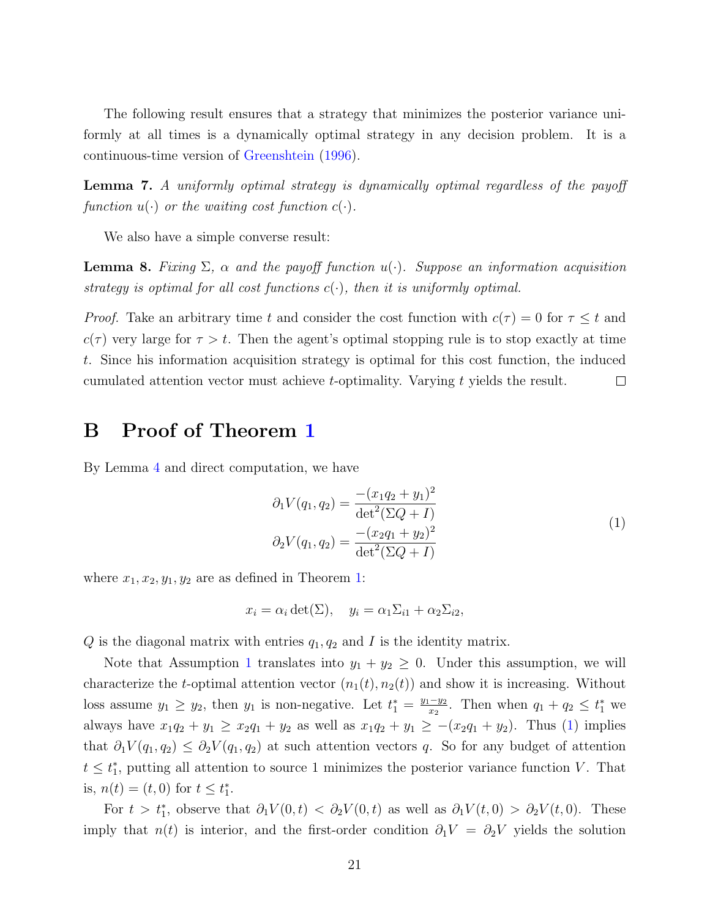The following result ensures that a strategy that minimizes the posterior variance uniformly at all times is a dynamically optimal strategy in any decision problem. It is a continuous-time version of Greenshtein (1996).

**Lemma 7.** *A uniformly optimal strategy is dynamically optimal regardless of the payoff function $u(\cdot)$ or the waiting cost function $c(\cdot)$.*

We also have a simple converse result:

**Lemma 8.** *Fixing $\Sigma$, $\alpha$ and the payoff function $u(\cdot)$. Suppose an information acquisition strategy is optimal for all cost functions $c(\cdot)$, then it is uniformly optimal.*

*Proof.* Take an arbitrary time $t$ and consider the cost function with $c(\tau) = 0$ for $\tau \leq t$ and $c(\tau)$ very large for $\tau > t$. Then the agent's optimal stopping rule is to stop exactly at time $t$. Since his information acquisition strategy is optimal for this cost function, the induced cumulated attention vector must achieve $t$-optimality. Varying $t$ yields the result. □

# B Proof of Theorem 1

By Lemma 4 and direct computation, we have

$$
\begin{aligned}
\partial_1 V(q_1, q_2) &= \frac{-(x_1 q_2 + y_1)^2}{\det^2(\Sigma Q + I)} \\
\partial_2 V(q_1, q_2) &= \frac{-(x_2 q_1 + y_2)^2}{\det^2(\Sigma Q + I)}
\end{aligned}
\tag{1}
$$

where $x_1, x_2, y_1, y_2$ are as defined in Theorem 1:

$$
x_i = \alpha_i \det(\Sigma), \quad y_i = \alpha_1 \Sigma_{i1} + \alpha_2 \Sigma_{i2},
$$

$Q$ is the diagonal matrix with entries $q_1, q_2$ and $I$ is the identity matrix.

Note that Assumption 1 translates into $y_1 + y_2 \geq 0$. Under this assumption, we will characterize the $t$-optimal attention vector $(n_1(t), n_2(t))$ and show it is increasing. Without loss assume $y_1 \geq y_2$, then $y_1$ is non-negative. Let $t_1^* = \frac{y_1 - y_2}{x_2}$. Then when $q_1 + q_2 \leq t_1^*$ we always have $x_1 q_2 + y_1 \geq x_2 q_1 + y_2$ as well as $x_1 q_2 + y_1 \geq -(x_2 q_1 + y_2)$. Thus (1) implies that $\partial_1 V(q_1, q_2) \leq \partial_2 V(q_1, q_2)$ at such attention vectors $q$. So for any budget of attention $t \leq t_1^*$, putting all attention to source 1 minimizes the posterior variance function $V$. That is, $n(t) = (t, 0)$ for $t \leq t_1^*$.

For $t > t_1^*$, observe that $\partial_1 V(0, t) < \partial_2 V(0, t)$ as well as $\partial_1 V(t, 0) > \partial_2 V(t, 0)$. These imply that $n(t)$ is interior, and the first-order condition $\partial_1 V = \partial_2 V$ yields the solution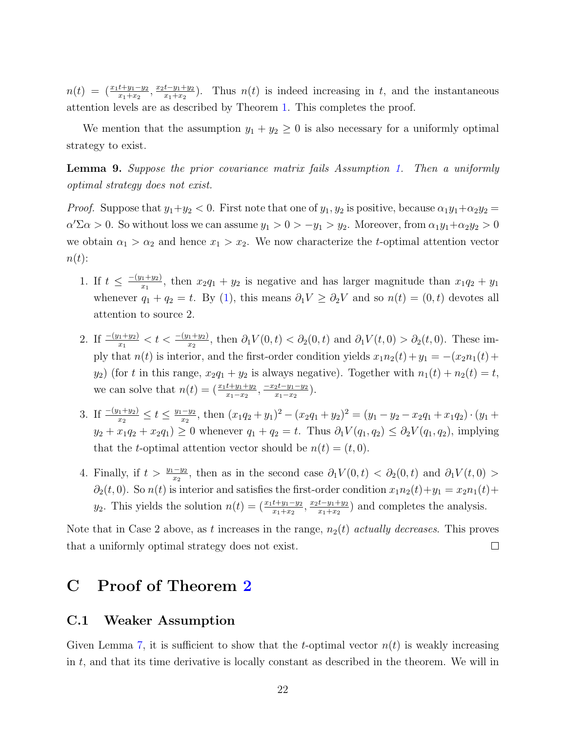$n(t) = (\frac{x_1 t + y_1 - y_2}{x_1 + x_2}, \frac{x_2 t - y_1 + y_2}{x_1 + x_2})$. Thus $n(t)$ is indeed increasing in $t$, and the instantaneous attention levels are as described by Theorem 1. This completes the proof.

We mention that the assumption $y_1 + y_2 \geq 0$ is also necessary for a uniformly optimal strategy to exist.

**Lemma 9.** *Suppose the prior covariance matrix fails Assumption 1. Then a uniformly optimal strategy does not exist.*

*Proof.* Suppose that $y_1 + y_2 < 0$. First note that one of $y_1, y_2$ is positive, because $\alpha_1 y_1 + \alpha_2 y_2 = \alpha' \Sigma \alpha > 0$. So without loss we can assume $y_1 > 0 > -y_1 > y_2$. Moreover, from $\alpha_1 y_1 + \alpha_2 y_2 > 0$ we obtain $\alpha_1 > \alpha_2$ and hence $x_1 > x_2$. We now characterize the $t$-optimal attention vector $n(t)$:

1. If $t \leq \frac{-(y_1+y_2)}{x_1}$, then $x_2 q_1 + y_2$ is negative and has larger magnitude than $x_1 q_2 + y_1$ whenever $q_1 + q_2 = t$. By (1), this means $\partial_1 V \geq \partial_2 V$ and so $n(t) = (0, t)$ devotes all attention to source 2.

2. If $\frac{-(y_1+y_2)}{x_1} < t < \frac{-(y_1+y_2)}{x_2}$, then $\partial_1 V(0,t) < \partial_2(0,t)$ and $\partial_1 V(t,0) > \partial_2(t,0)$. These imply that $n(t)$ is interior, and the first-order condition yields $x_1 n_2(t) + y_1 = -(x_2 n_1(t) + y_2)$ (for $t$ in this range, $x_2 q_1 + y_2$ is always negative). Together with $n_1(t) + n_2(t) = t$, we can solve that $n(t) = (\frac{x_1 t + y_1 + y_2}{x_1 - x_2}, \frac{-x_2 t - y_1 - y_2}{x_1 - x_2})$.

3. If $\frac{-(y_1+y_2)}{x_2} \leq t \leq \frac{y_1 - y_2}{x_2}$, then $(x_1 q_2 + y_1)^2 - (x_2 q_1 + y_2)^2 = (y_1 - y_2 - x_2 q_1 + x_1 q_2) \cdot (y_1 + y_2 + x_1 q_2 + x_2 q_1) \geq 0$ whenever $q_1 + q_2 = t$. Thus $\partial_1 V(q_1, q_2) \leq \partial_2 V(q_1, q_2)$, implying that the $t$-optimal attention vector should be $n(t) = (t, 0)$.

4. Finally, if $t > \frac{y_1 - y_2}{x_2}$, then as in the second case $\partial_1 V(0,t) < \partial_2(0,t)$ and $\partial_1 V(t,0) > \partial_2(t,0)$. So $n(t)$ is interior and satisfies the first-order condition $x_1 n_2(t) + y_1 = x_2 n_1(t) + y_2$. This yields the solution $n(t) = (\frac{x_1 t + y_1 - y_2}{x_1 + x_2}, \frac{x_2 t - y_1 + y_2}{x_1 + x_2})$ and completes the analysis.

Note that in Case 2 above, as $t$ increases in the range, $n_2(t)$ *actually decreases*. This proves that a uniformly optimal strategy does not exist. □

# C Proof of Theorem 2

## C.1 Weaker Assumption

Given Lemma 7, it is sufficient to show that the $t$-optimal vector $n(t)$ is weakly increasing in $t$, and that its time derivative is locally constant as described in the theorem. We will in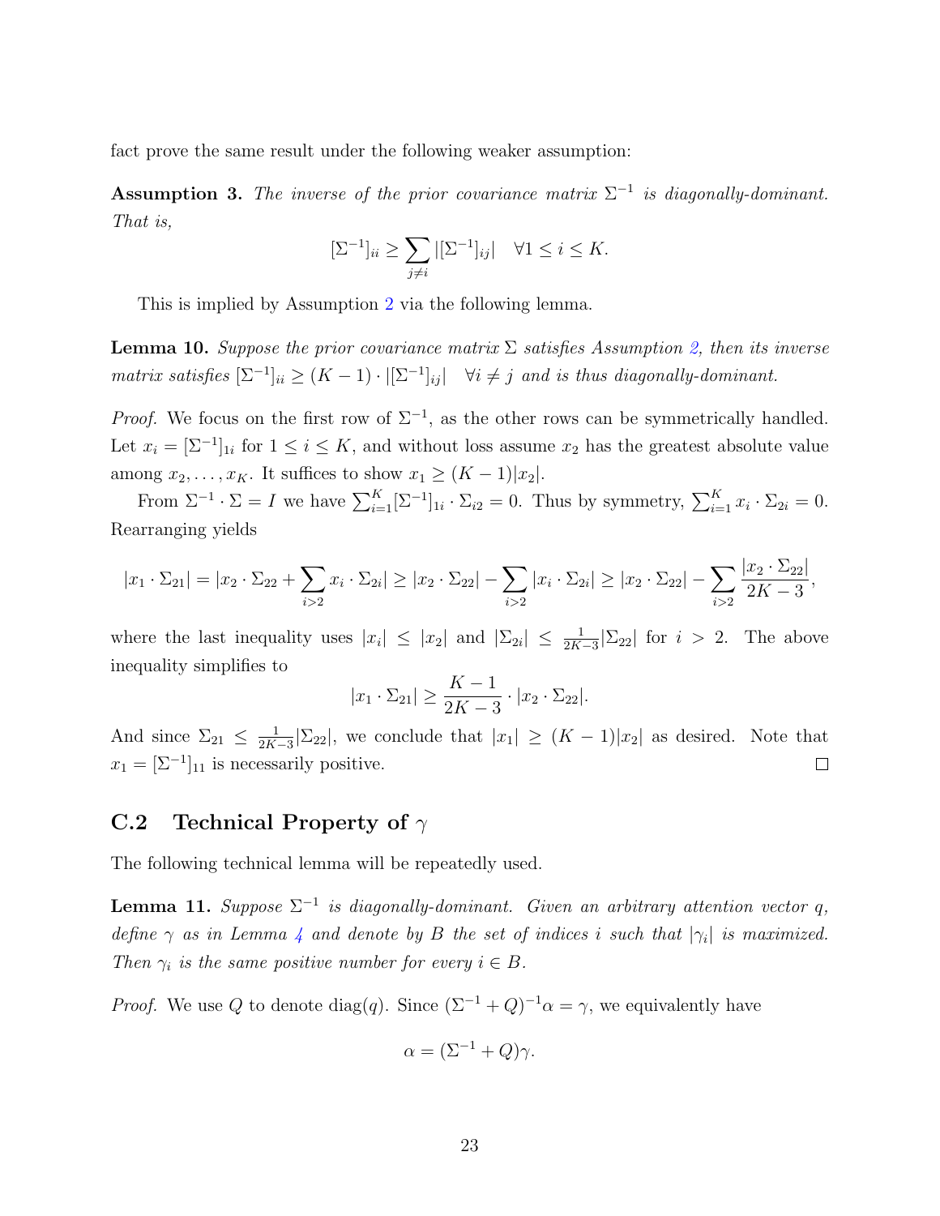fact prove the same result under the following weaker assumption:

**Assumption 3.** *The inverse of the prior covariance matrix $\Sigma^{-1}$ is diagonally-dominant. That is,*

$$[\Sigma^{-1}]_{ii} \geq \sum_{j \neq i} |[\Sigma^{-1}]_{ij}| \quad \forall 1 \leq i \leq K.$$

This is implied by Assumption 2 via the following lemma.

**Lemma 10.** *Suppose the prior covariance matrix $\Sigma$ satisfies Assumption 2, then its inverse matrix satisfies $[\Sigma^{-1}]_{ii} \geq (K-1) \cdot |[\Sigma^{-1}]_{ij}| \quad \forall i \neq j$ and is thus diagonally-dominant.*

*Proof.* We focus on the first row of $\Sigma^{-1}$, as the other rows can be symmetrically handled. Let $x_i = [\Sigma^{-1}]_{1i}$ for $1 \leq i \leq K$, and without loss assume $x_2$ has the greatest absolute value among $x_2, \dots, x_K$. It suffices to show $x_1 \geq (K-1)|x_2|$.

From $\Sigma^{-1} \cdot \Sigma = I$ we have $\sum_{i=1}^{K} [\Sigma^{-1}]_{1i} \cdot \Sigma_{i2} = 0$. Thus by symmetry, $\sum_{i=1}^{K} x_i \cdot \Sigma_{2i} = 0$. Rearranging yields

$$|x_1 \cdot \Sigma_{21}| = |x_2 \cdot \Sigma_{22} + \sum_{i>2} x_i \cdot \Sigma_{2i}| \geq |x_2 \cdot \Sigma_{22}| - \sum_{i>2} |x_i \cdot \Sigma_{2i}| \geq |x_2 \cdot \Sigma_{22}| - \sum_{i>2} \frac{|x_2 \cdot \Sigma_{22}|}{2K-3},$$

where the last inequality uses $|x_i| \leq |x_2|$ and $|\Sigma_{2i}| \leq \frac{1}{2K-3}|\Sigma_{22}|$ for $i > 2$. The above inequality simplifies to

$$|x_1 \cdot \Sigma_{21}| \geq \frac{K-1}{2K-3} \cdot |x_2 \cdot \Sigma_{22}|.$$

And since $\Sigma_{21} \leq \frac{1}{2K-3}|\Sigma_{22}|$, we conclude that $|x_1| \geq (K-1)|x_2|$ as desired. Note that $x_1 = [\Sigma^{-1}]_{11}$ is necessarily positive. $\square$

## C.2 Technical Property of $\gamma$

The following technical lemma will be repeatedly used.

**Lemma 11.** *Suppose $\Sigma^{-1}$ is diagonally-dominant. Given an arbitrary attention vector $q$, define $\gamma$ as in Lemma 4 and denote by $B$ the set of indices $i$ such that $|\gamma_i|$ is maximized. Then $\gamma_i$ is the same positive number for every $i \in B$.*

*Proof.* We use $Q$ to denote $\text{diag}(q)$. Since $(\Sigma^{-1} + Q)^{-1}\alpha = \gamma$, we equivalently have

$$\alpha = (\Sigma^{-1} + Q)\gamma.$$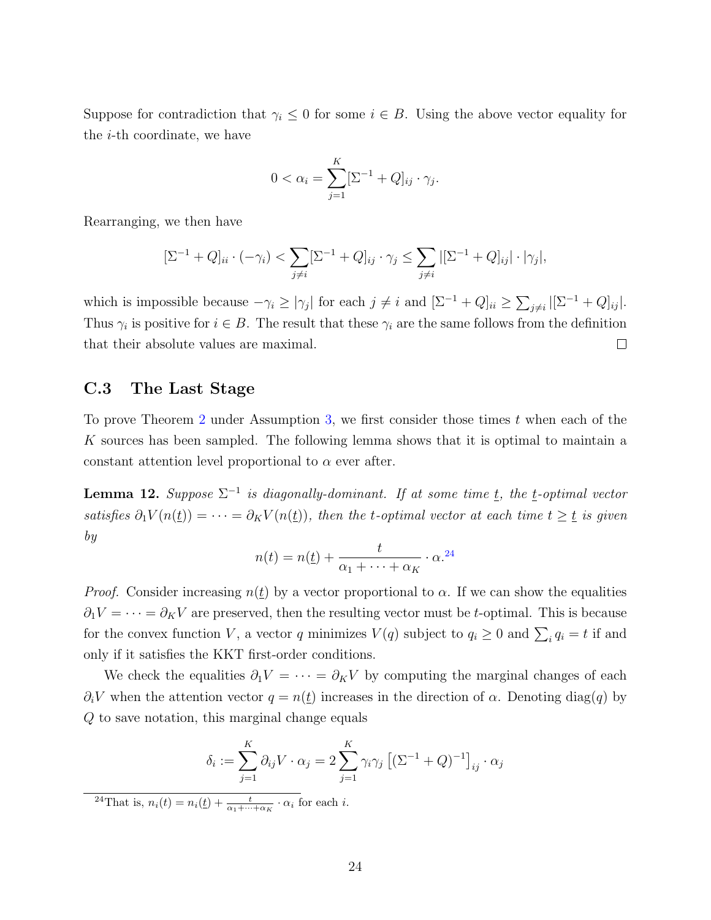Suppose for contradiction that $\gamma_i \leq 0$ for some $i \in B$. Using the above vector equality for the $i$-th coordinate, we have

$$0 < \alpha_i = \sum_{j=1}^{K} [\Sigma^{-1} + Q]_{ij} \cdot \gamma_j.$$

Rearranging, we then have

$$[\Sigma^{-1} + Q]_{ii} \cdot (-\gamma_i) < \sum_{j \neq i} [\Sigma^{-1} + Q]_{ij} \cdot \gamma_j \leq \sum_{j \neq i} |[\Sigma^{-1} + Q]_{ij}| \cdot |\gamma_j|,$$

which is impossible because $-\gamma_i \geq |\gamma_j|$ for each $j \neq i$ and $[\Sigma^{-1} + Q]_{ii} \geq \sum_{j \neq i} |[\Sigma^{-1} + Q]_{ij}|$. Thus $\gamma_i$ is positive for $i \in B$. The result that these $\gamma_i$ are the same follows from the definition that their absolute values are maximal. □

## C.3 The Last Stage

To prove Theorem 2 under Assumption 3, we first consider those times $t$ when each of the $K$ sources has been sampled. The following lemma shows that it is optimal to maintain a constant attention level proportional to $\alpha$ ever after.

**Lemma 12.** *Suppose $\Sigma^{-1}$ is diagonally-dominant. If at some time $\underline{t}$, the $\underline{t}$-optimal vector satisfies $\partial_1 V(n(\underline{t})) = \cdots = \partial_K V(n(\underline{t}))$, then the $t$-optimal vector at each time $t \geq \underline{t}$ is given by*

$$n(t) = n(\underline{t}) + \frac{t}{\alpha_1 + \cdots + \alpha_K} \cdot \alpha.$$[24]

*Proof.* Consider increasing $n(\underline{t})$ by a vector proportional to $\alpha$. If we can show the equalities $\partial_1 V = \cdots = \partial_K V$ are preserved, then the resulting vector must be $t$-optimal. This is because for the convex function $V$, a vector $q$ minimizes $V(q)$ subject to $q_i \geq 0$ and $\sum_i q_i = t$ if and only if it satisfies the KKT first-order conditions.

We check the equalities $\partial_1 V = \cdots = \partial_K V$ by computing the marginal changes of each $\partial_i V$ when the attention vector $q = n(\underline{t})$ increases in the direction of $\alpha$. Denoting $\mathrm{diag}(q)$ by $Q$ to save notation, this marginal change equals

$$\delta_i := \sum_{j=1}^{K} \partial_{ij} V \cdot \alpha_j = 2 \sum_{j=1}^{K} \gamma_i \gamma_j \left[ (\Sigma^{-1} + Q)^{-1} \right]_{ij} \cdot \alpha_j$$

[24] That is, $n_i(t) = n_i(\underline{t}) + \frac{t}{\alpha_1 + \cdots + \alpha_K} \cdot \alpha_i$ for each $i$.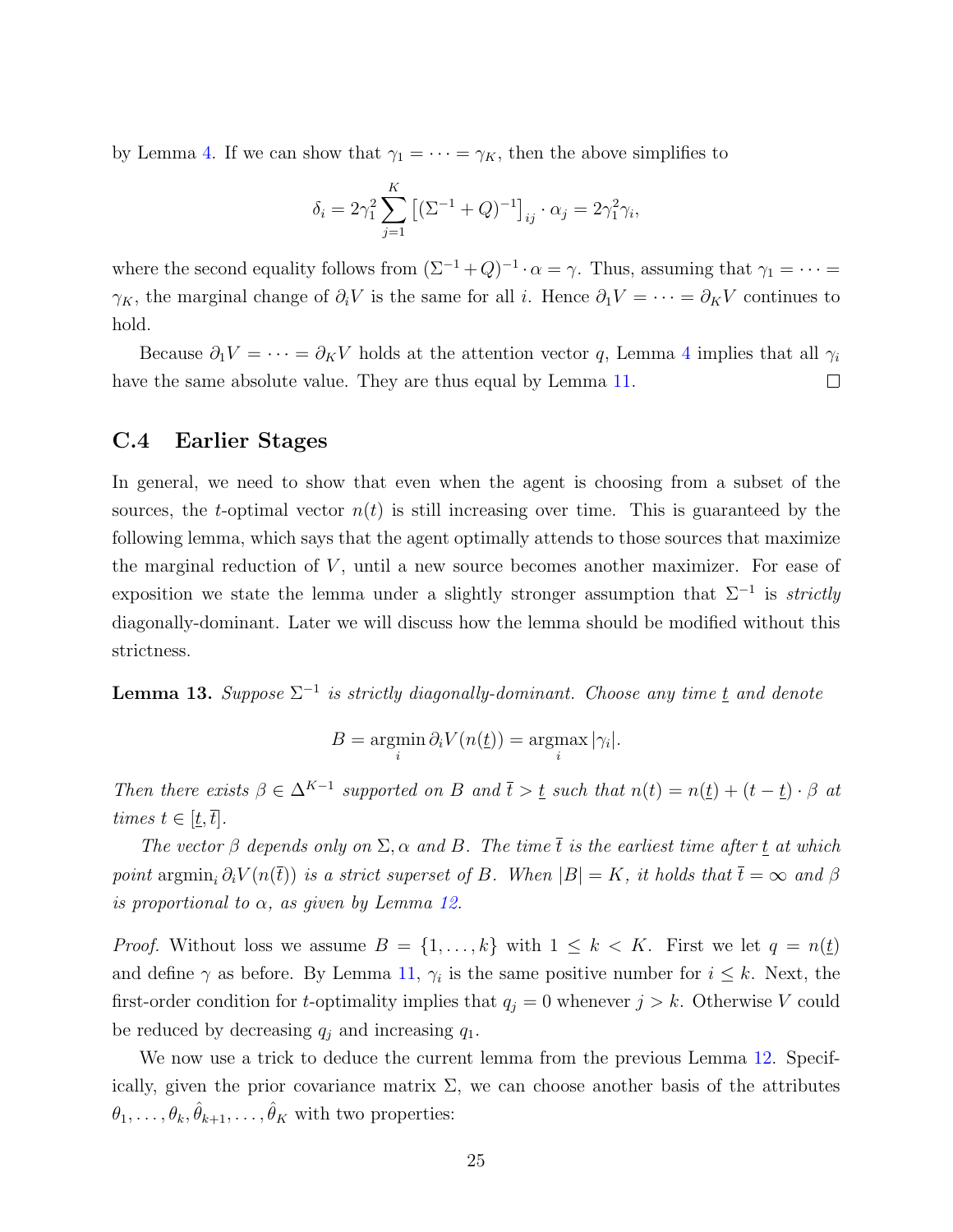by Lemma 4. If we can show that $\gamma_1 = \cdots = \gamma_K$, then the above simplifies to

$$\delta_i = 2\gamma_1^2 \sum_{j=1}^{K} \left[(\Sigma^{-1} + Q)^{-1}\right]_{ij} \cdot \alpha_j = 2\gamma_1^2 \gamma_i,$$

where the second equality follows from $(\Sigma^{-1} + Q)^{-1} \cdot \alpha = \gamma$. Thus, assuming that $\gamma_1 = \cdots = \gamma_K$, the marginal change of $\partial_i V$ is the same for all $i$. Hence $\partial_1 V = \cdots = \partial_K V$ continues to hold.

Because $\partial_1 V = \cdots = \partial_K V$ holds at the attention vector $q$, Lemma 4 implies that all $\gamma_i$ have the same absolute value. They are thus equal by Lemma 11. ☐

## C.4 Earlier Stages

In general, we need to show that even when the agent is choosing from a subset of the sources, the $t$-optimal vector $n(t)$ is still increasing over time. This is guaranteed by the following lemma, which says that the agent optimally attends to those sources that maximize the marginal reduction of $V$, until a new source becomes another maximizer. For ease of exposition we state the lemma under a slightly stronger assumption that $\Sigma^{-1}$ is *strictly* diagonally-dominant. Later we will discuss how the lemma should be modified without this strictness.

**Lemma 13.** *Suppose $\Sigma^{-1}$ is strictly diagonally-dominant. Choose any time $\underline{t}$ and denote*

$$B = \operatorname*{argmin}_i \partial_i V(n(\underline{t})) = \operatorname*{argmax}_i |\gamma_i|.$$

*Then there exists $\beta \in \Delta^{K-1}$ supported on $B$ and $\bar{t} > \underline{t}$ such that $n(t) = n(\underline{t}) + (t - \underline{t}) \cdot \beta$ at times $t \in [\underline{t}, \bar{t}]$.*

*The vector $\beta$ depends only on $\Sigma, \alpha$ and $B$. The time $\bar{t}$ is the earliest time after $\underline{t}$ at which point $\operatorname{argmin}_i \partial_i V(n(\bar{t}))$ is a strict superset of $B$. When $|B| = K$, it holds that $\bar{t} = \infty$ and $\beta$ is proportional to $\alpha$, as given by Lemma 12.*

*Proof.* Without loss we assume $B = \{1, \ldots, k\}$ with $1 \le k < K$. First we let $q = n(\underline{t})$ and define $\gamma$ as before. By Lemma 11, $\gamma_i$ is the same positive number for $i \le k$. Next, the first-order condition for $t$-optimality implies that $q_j = 0$ whenever $j > k$. Otherwise $V$ could be reduced by decreasing $q_j$ and increasing $q_1$.

We now use a trick to deduce the current lemma from the previous Lemma 12. Specifically, given the prior covariance matrix $\Sigma$, we can choose another basis of the attributes $\theta_1, \ldots, \theta_k, \hat{\theta}_{k+1}, \ldots, \hat{\theta}_K$ with two properties: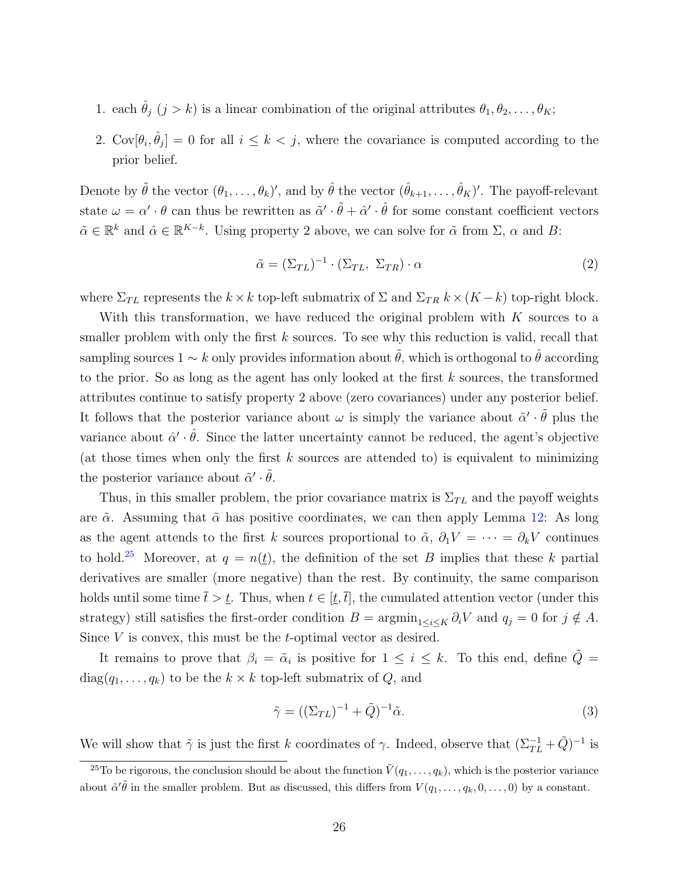1. each $\hat{\theta}_j$ $(j > k)$ is a linear combination of the original attributes $\theta_1, \theta_2, \ldots, \theta_K$;
2. $\text{Cov}[\theta_i, \hat{\theta}_j] = 0$ for all $i \leq k < j$, where the covariance is computed according to the prior belief.

Denote by $\tilde{\theta}$ the vector $(\theta_1, \ldots, \theta_k)'$, and by $\hat{\theta}$ the vector $(\hat{\theta}_{k+1}, \ldots, \hat{\theta}_K)'$. The payoff-relevant state $\omega = \alpha' \cdot \theta$ can thus be rewritten as $\tilde{\alpha}' \cdot \tilde{\theta} + \hat{\alpha}' \cdot \hat{\theta}$ for some constant coefficient vectors $\tilde{\alpha} \in \mathbb{R}^k$ and $\hat{\alpha} \in \mathbb{R}^{K-k}$. Using property 2 above, we can solve for $\tilde{\alpha}$ from $\Sigma$, $\alpha$ and $B$:

$$\tilde{\alpha} = (\Sigma_{TL})^{-1} \cdot (\Sigma_{TL},\ \Sigma_{TR}) \cdot \alpha \tag{2}$$

where $\Sigma_{TL}$ represents the $k \times k$ top-left submatrix of $\Sigma$ and $\Sigma_{TR}$ $k \times (K-k)$ top-right block.

With this transformation, we have reduced the original problem with $K$ sources to a smaller problem with only the first $k$ sources. To see why this reduction is valid, recall that sampling sources $1 \sim k$ only provides information about $\tilde{\theta}$, which is orthogonal to $\hat{\theta}$ according to the prior. So as long as the agent has only looked at the first $k$ sources, the transformed attributes continue to satisfy property 2 above (zero covariances) under any posterior belief. It follows that the posterior variance about $\omega$ is simply the variance about $\tilde{\alpha}' \cdot \tilde{\theta}$ plus the variance about $\hat{\alpha}' \cdot \hat{\theta}$. Since the latter uncertainty cannot be reduced, the agent's objective (at those times when only the first $k$ sources are attended to) is equivalent to minimizing the posterior variance about $\tilde{\alpha}' \cdot \tilde{\theta}$.

Thus, in this smaller problem, the prior covariance matrix is $\Sigma_{TL}$ and the payoff weights are $\tilde{\alpha}$. Assuming that $\tilde{\alpha}$ has positive coordinates, we can then apply Lemma 12: As long as the agent attends to the first $k$ sources proportional to $\tilde{\alpha}$, $\partial_1 V = \cdots = \partial_k V$ continues to hold.[25] Moreover, at $q = n(\underline{t})$, the definition of the set $B$ implies that these $k$ partial derivatives are smaller (more negative) than the rest. By continuity, the same comparison holds until some time $\bar{t} > \underline{t}$. Thus, when $t \in [\underline{t}, \bar{t}]$, the cumulated attention vector (under this strategy) still satisfies the first-order condition $B = \text{argmin}_{1 \leq i \leq K} \partial_i V$ and $q_j = 0$ for $j \notin A$. Since $V$ is convex, this must be the $t$-optimal vector as desired.

It remains to prove that $\beta_i = \tilde{\alpha}_i$ is positive for $1 \leq i \leq k$. To this end, define $\tilde{Q} = \text{diag}(q_1, \ldots, q_k)$ to be the $k \times k$ top-left submatrix of $Q$, and

$$\tilde{\gamma} = ((\Sigma_{TL})^{-1} + \tilde{Q})^{-1} \tilde{\alpha}. \tag{3}$$

We will show that $\tilde{\gamma}$ is just the first $k$ coordinates of $\gamma$. Indeed, observe that $(\Sigma_{TL}^{-1} + \tilde{Q})^{-1}$ is

[25] To be rigorous, the conclusion should be about the function $\tilde{V}(q_1, \ldots, q_k)$, which is the posterior variance about $\tilde{\alpha}'\tilde{\theta}$ in the smaller problem. But as discussed, this differs from $V(q_1, \ldots, q_k, 0, \ldots, 0)$ by a constant.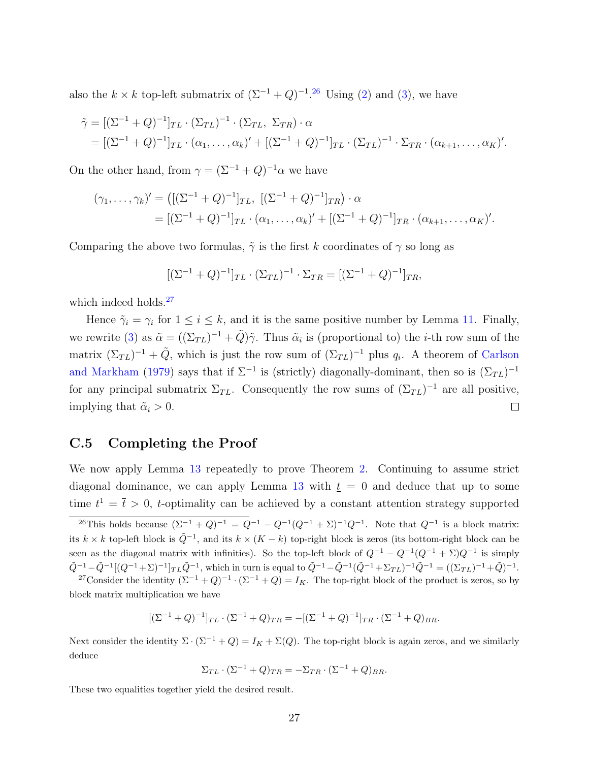also the $k \times k$ top-left submatrix of $(\Sigma^{-1} + Q)^{-1}$.[26] Using (2) and (3), we have

$$
\begin{aligned}
\tilde{\gamma} &= [(\Sigma^{-1} + Q)^{-1}]_{TL} \cdot (\Sigma_{TL})^{-1} \cdot (\Sigma_{TL},\ \Sigma_{TR}) \cdot \alpha \\
&= [(\Sigma^{-1} + Q)^{-1}]_{TL} \cdot (\alpha_1, \ldots, \alpha_k)' + [(\Sigma^{-1} + Q)^{-1}]_{TL} \cdot (\Sigma_{TL})^{-1} \cdot \Sigma_{TR} \cdot (\alpha_{k+1}, \ldots, \alpha_K)'.
\end{aligned}
$$

On the other hand, from $\gamma = (\Sigma^{-1} + Q)^{-1}\alpha$ we have

$$
\begin{aligned}
(\gamma_1, \ldots, \gamma_k)' &= \left([(\Sigma^{-1} + Q)^{-1}]_{TL},\ [(\Sigma^{-1} + Q)^{-1}]_{TR}\right) \cdot \alpha \\
&= [(\Sigma^{-1} + Q)^{-1}]_{TL} \cdot (\alpha_1, \ldots, \alpha_k)' + [(\Sigma^{-1} + Q)^{-1}]_{TR} \cdot (\alpha_{k+1}, \ldots, \alpha_K)'.
\end{aligned}
$$

Comparing the above two formulas, $\tilde{\gamma}$ is the first $k$ coordinates of $\gamma$ so long as

$$
[(\Sigma^{-1} + Q)^{-1}]_{TL} \cdot (\Sigma_{TL})^{-1} \cdot \Sigma_{TR} = [(\Sigma^{-1} + Q)^{-1}]_{TR},
$$

which indeed holds.[27]

Hence $\tilde{\gamma}_i = \gamma_i$ for $1 \leq i \leq k$, and it is the same positive number by Lemma 11. Finally, we rewrite (3) as $\tilde{\alpha} = ((\Sigma_{TL})^{-1} + \tilde{Q})\tilde{\gamma}$. Thus $\tilde{\alpha}_i$ is (proportional to) the $i$-th row sum of the matrix $(\Sigma_{TL})^{-1} + \tilde{Q}$, which is just the row sum of $(\Sigma_{TL})^{-1}$ plus $q_i$. A theorem of Carlson and Markham (1979) says that if $\Sigma^{-1}$ is (strictly) diagonally-dominant, then so is $(\Sigma_{TL})^{-1}$ for any principal submatrix $\Sigma_{TL}$. Consequently the row sums of $(\Sigma_{TL})^{-1}$ are all positive, implying that $\tilde{\alpha}_i > 0$. □

## C.5 Completing the Proof

We now apply Lemma 13 repeatedly to prove Theorem 2. Continuing to assume strict diagonal dominance, we can apply Lemma 13 with $\underline{t} = 0$ and deduce that up to some time $t^1 = \overline{t} > 0$, $t$-optimality can be achieved by a constant attention strategy supported

---

[26] This holds because $(\Sigma^{-1} + Q)^{-1} = Q^{-1} - Q^{-1}(Q^{-1} + \Sigma)^{-1}Q^{-1}$. Note that $Q^{-1}$ is a block matrix: its $k \times k$ top-left block is $\tilde{Q}^{-1}$, and its $k \times (K - k)$ top-right block is zeros (its bottom-right block can be seen as the diagonal matrix with infinities). So the top-left block of $Q^{-1} - Q^{-1}(Q^{-1} + \Sigma)Q^{-1}$ is simply $\tilde{Q}^{-1} - \tilde{Q}^{-1}[(Q^{-1} + \Sigma)^{-1}]_{TL}\tilde{Q}^{-1}$, which in turn is equal to $\tilde{Q}^{-1} - \tilde{Q}^{-1}(\tilde{Q}^{-1} + \Sigma_{TL})^{-1}\tilde{Q}^{-1} = ((\Sigma_{TL})^{-1} + \tilde{Q})^{-1}$.

[27] Consider the identity $(\Sigma^{-1} + Q)^{-1} \cdot (\Sigma^{-1} + Q) = I_K$. The top-right block of the product is zeros, so by block matrix multiplication we have

$$
[(\Sigma^{-1} + Q)^{-1}]_{TL} \cdot (\Sigma^{-1} + Q)_{TR} = -[(\Sigma^{-1} + Q)^{-1}]_{TR} \cdot (\Sigma^{-1} + Q)_{BR}.
$$

Next consider the identity $\Sigma \cdot (\Sigma^{-1} + Q) = I_K + \Sigma(Q)$. The top-right block is again zeros, and we similarly deduce

$$
\Sigma_{TL} \cdot (\Sigma^{-1} + Q)_{TR} = -\Sigma_{TR} \cdot (\Sigma^{-1} + Q)_{BR}.
$$

These two equalities together yield the desired result.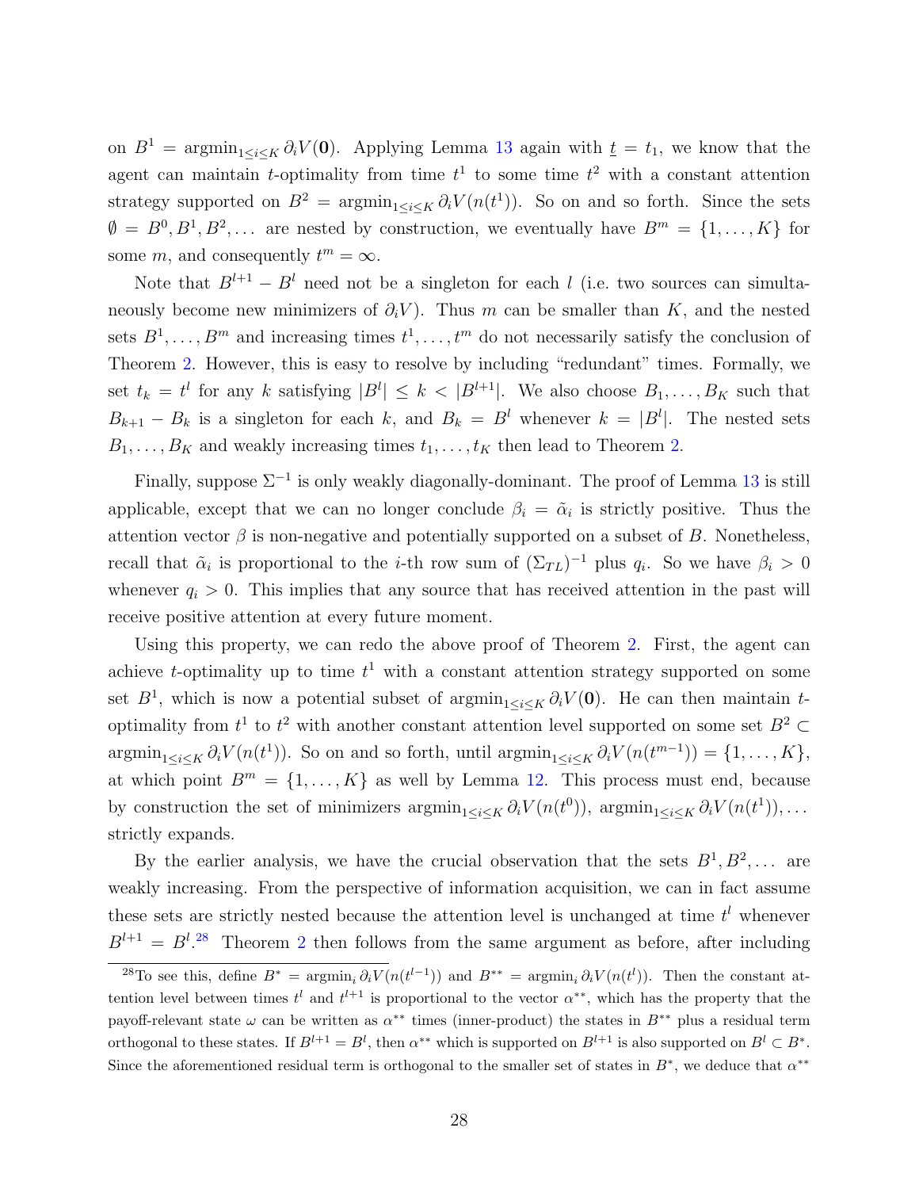on $B^1 = \operatorname{argmin}_{1\le i\le K} \partial_i V(\mathbf{0})$. Applying Lemma 13 again with $\underline{t} = t_1$, we know that the agent can maintain $t$-optimality from time $t^1$ to some time $t^2$ with a constant attention strategy supported on $B^2 = \operatorname{argmin}_{1\le i\le K} \partial_i V(n(t^1))$. So on and so forth. Since the sets $\emptyset = B^0, B^1, B^2, \dots$ are nested by construction, we eventually have $B^m = \{1, \dots, K\}$ for some $m$, and consequently $t^m = \infty$.

Note that $B^{l+1} - B^l$ need not be a singleton for each $l$ (i.e. two sources can simultaneously become new minimizers of $\partial_i V$). Thus $m$ can be smaller than $K$, and the nested sets $B^1, \dots, B^m$ and increasing times $t^1, \dots, t^m$ do not necessarily satisfy the conclusion of Theorem 2. However, this is easy to resolve by including "redundant" times. Formally, we set $t_k = t^l$ for any $k$ satisfying $|B^l| \le k < |B^{l+1}|$. We also choose $B_1, \dots, B_K$ such that $B_{k+1} - B_k$ is a singleton for each $k$, and $B_k = B^l$ whenever $k = |B^l|$. The nested sets $B_1, \dots, B_K$ and weakly increasing times $t_1, \dots, t_K$ then lead to Theorem 2.

Finally, suppose $\Sigma^{-1}$ is only weakly diagonally-dominant. The proof of Lemma 13 is still applicable, except that we can no longer conclude $\beta_i = \tilde{\alpha}_i$ is strictly positive. Thus the attention vector $\beta$ is non-negative and potentially supported on a subset of $B$. Nonetheless, recall that $\tilde{\alpha}_i$ is proportional to the $i$-th row sum of $(\Sigma_{TL})^{-1}$ plus $q_i$. So we have $\beta_i > 0$ whenever $q_i > 0$. This implies that any source that has received attention in the past will receive positive attention at every future moment.

Using this property, we can redo the above proof of Theorem 2. First, the agent can achieve $t$-optimality up to time $t^1$ with a constant attention strategy supported on some set $B^1$, which is now a potential subset of $\operatorname{argmin}_{1\le i\le K} \partial_i V(\mathbf{0})$. He can then maintain $t$-optimality from $t^1$ to $t^2$ with another constant attention level supported on some set $B^2 \subset \operatorname{argmin}_{1\le i\le K} \partial_i V(n(t^1))$. So on and so forth, until $\operatorname{argmin}_{1\le i\le K} \partial_i V(n(t^{m-1})) = \{1, \dots, K\}$, at which point $B^m = \{1, \dots, K\}$ as well by Lemma 12. This process must end, because by construction the set of minimizers $\operatorname{argmin}_{1\le i\le K} \partial_i V(n(t^0))$, $\operatorname{argmin}_{1\le i\le K} \partial_i V(n(t^1)), \dots$ strictly expands.

By the earlier analysis, we have the crucial observation that the sets $B^1, B^2, \dots$ are weakly increasing. From the perspective of information acquisition, we can in fact assume these sets are strictly nested because the attention level is unchanged at time $t^l$ whenever $B^{l+1} = B^l$.[28] Theorem 2 then follows from the same argument as before, after including

[28] To see this, define $B^* = \operatorname{argmin}_i \partial_i V(n(t^{l-1}))$ and $B^{**} = \operatorname{argmin}_i \partial_i V(n(t^l))$. Then the constant attention level between times $t^l$ and $t^{l+1}$ is proportional to the vector $\alpha^{**}$, which has the property that the payoff-relevant state $\omega$ can be written as $\alpha^{**}$ times (inner-product) the states in $B^{**}$ plus a residual term orthogonal to these states. If $B^{l+1} = B^l$, then $\alpha^{**}$ which is supported on $B^{l+1}$ is also supported on $B^l \subset B^*$. Since the aforementioned residual term is orthogonal to the smaller set of states in $B^*$, we deduce that $\alpha^{**}$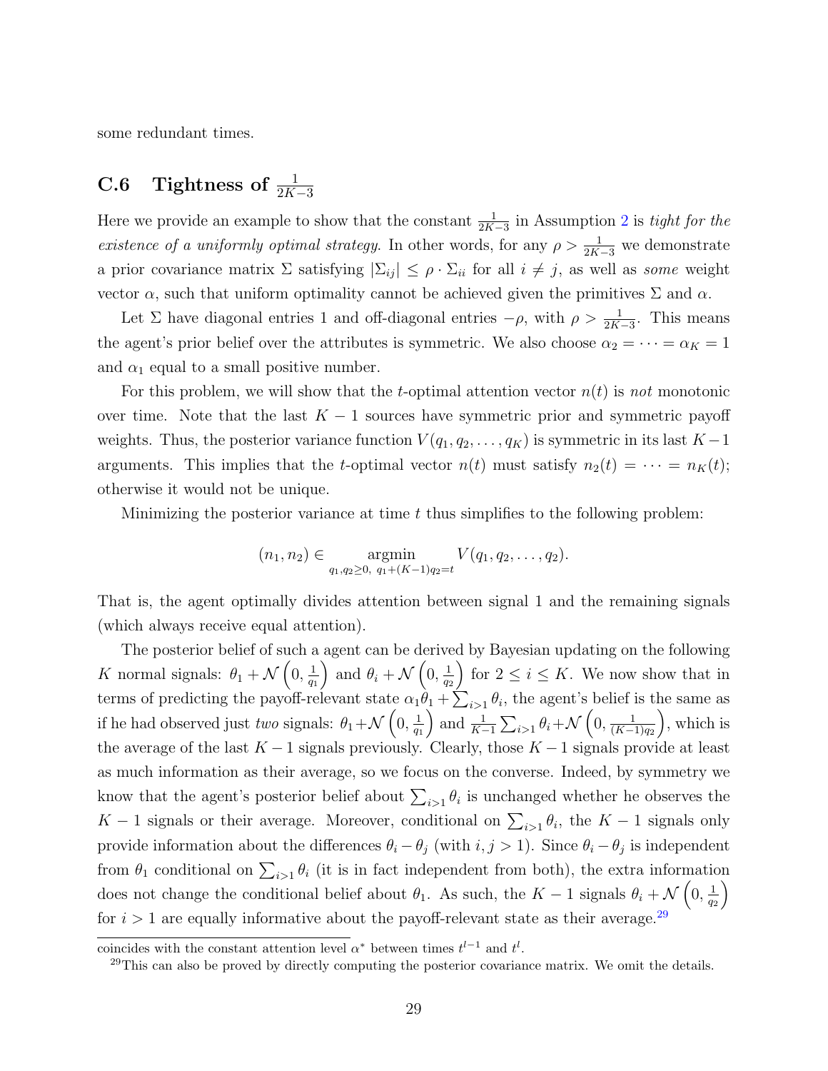some redundant times.

### C.6 Tightness of $\frac{1}{2K-3}$

Here we provide an example to show that the constant $\frac{1}{2K-3}$ in Assumption 2 is *tight for the existence of a uniformly optimal strategy.* In other words, for any $\rho > \frac{1}{2K-3}$ we demonstrate a prior covariance matrix $\Sigma$ satisfying $|\Sigma_{ij}| \leq \rho \cdot \Sigma_{ii}$ for all $i \neq j$, as well as *some* weight vector $\alpha$, such that uniform optimality cannot be achieved given the primitives $\Sigma$ and $\alpha$.

Let $\Sigma$ have diagonal entries 1 and off-diagonal entries $-\rho$, with $\rho > \frac{1}{2K-3}$. This means the agent's prior belief over the attributes is symmetric. We also choose $\alpha_2 = \cdots = \alpha_K = 1$ and $\alpha_1$ equal to a small positive number.

For this problem, we will show that the $t$-optimal attention vector $n(t)$ is *not* monotonic over time. Note that the last $K-1$ sources have symmetric prior and symmetric payoff weights. Thus, the posterior variance function $V(q_1, q_2, \ldots, q_K)$ is symmetric in its last $K-1$ arguments. This implies that the $t$-optimal vector $n(t)$ must satisfy $n_2(t) = \cdots = n_K(t)$; otherwise it would not be unique.

Minimizing the posterior variance at time $t$ thus simplifies to the following problem:

$$(n_1, n_2) \in \underset{q_1, q_2 \geq 0,\ q_1 + (K-1)q_2 = t}{\operatorname{argmin}} V(q_1, q_2, \ldots, q_2).$$

That is, the agent optimally divides attention between signal 1 and the remaining signals (which always receive equal attention).

The posterior belief of such a agent can be derived by Bayesian updating on the following $K$ normal signals: $\theta_1 + \mathcal{N}\left(0, \frac{1}{q_1}\right)$ and $\theta_i + \mathcal{N}\left(0, \frac{1}{q_2}\right)$ for $2 \leq i \leq K$. We now show that in terms of predicting the payoff-relevant state $\alpha_1\theta_1 + \sum_{i>1}\theta_i$, the agent's belief is the same as if he had observed just *two* signals: $\theta_1 + \mathcal{N}\left(0, \frac{1}{q_1}\right)$ and $\frac{1}{K-1}\sum_{i>1}\theta_i + \mathcal{N}\left(0, \frac{1}{(K-1)q_2}\right)$, which is the average of the last $K-1$ signals previously. Clearly, those $K-1$ signals provide at least as much information as their average, so we focus on the converse. Indeed, by symmetry we know that the agent's posterior belief about $\sum_{i>1}\theta_i$ is unchanged whether he observes the $K-1$ signals or their average. Moreover, conditional on $\sum_{i>1}\theta_i$, the $K-1$ signals only provide information about the differences $\theta_i - \theta_j$ (with $i, j > 1$). Since $\theta_i - \theta_j$ is independent from $\theta_1$ conditional on $\sum_{i>1}\theta_i$ (it is in fact independent from both), the extra information does not change the conditional belief about $\theta_1$. As such, the $K-1$ signals $\theta_i + \mathcal{N}\left(0, \frac{1}{q_2}\right)$ for $i > 1$ are equally informative about the payoff-relevant state as their average.[29]

coincides with the constant attention level $\alpha^*$ between times $t^{l-1}$ and $t^l$.

[29]This can also be proved by directly computing the posterior covariance matrix. We omit the details.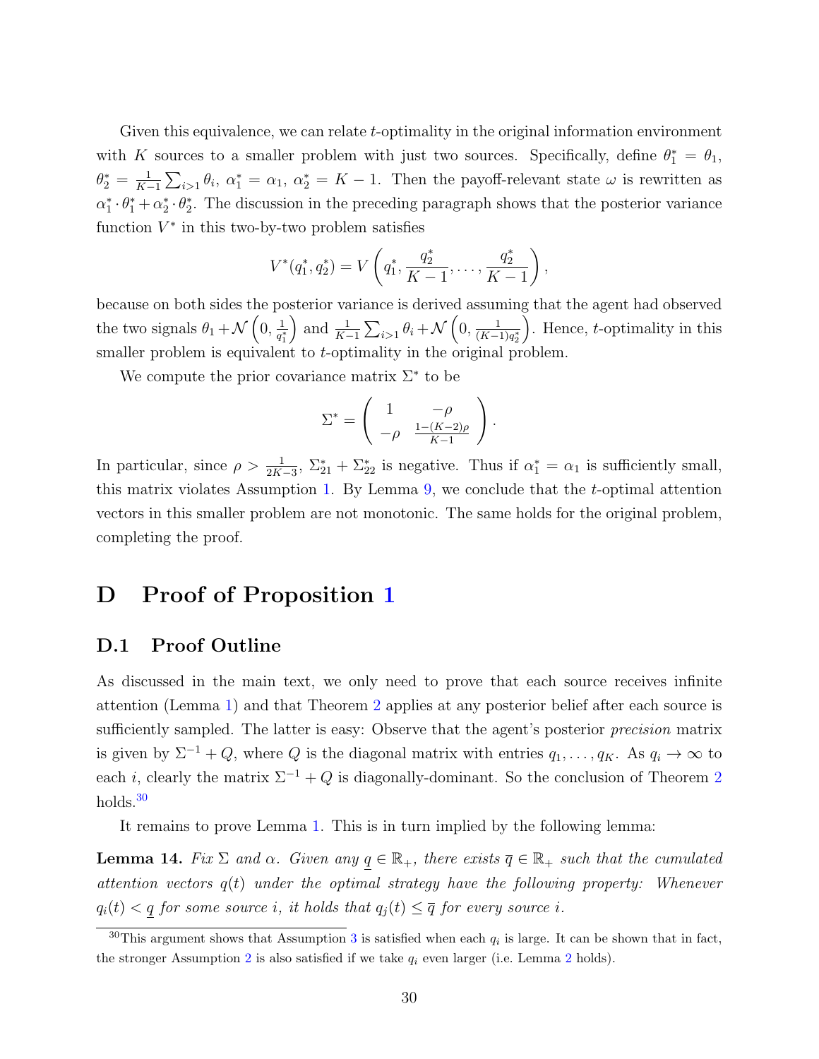Given this equivalence, we can relate $t$-optimality in the original information environment with $K$ sources to a smaller problem with just two sources. Specifically, define $\theta_1^* = \theta_1$, $\theta_2^* = \frac{1}{K-1}\sum_{i>1}\theta_i$, $\alpha_1^* = \alpha_1$, $\alpha_2^* = K-1$. Then the payoff-relevant state $\omega$ is rewritten as $\alpha_1^* \cdot \theta_1^* + \alpha_2^* \cdot \theta_2^*$. The discussion in the preceding paragraph shows that the posterior variance function $V^*$ in this two-by-two problem satisfies

$$V^*(q_1^*, q_2^*) = V\left(q_1^*, \frac{q_2^*}{K-1}, \dots, \frac{q_2^*}{K-1}\right),$$

because on both sides the posterior variance is derived assuming that the agent had observed the two signals $\theta_1 + \mathcal{N}\left(0, \frac{1}{q_1^*}\right)$ and $\frac{1}{K-1}\sum_{i>1}\theta_i + \mathcal{N}\left(0, \frac{1}{(K-1)q_2^*}\right)$. Hence, $t$-optimality in this smaller problem is equivalent to $t$-optimality in the original problem.

We compute the prior covariance matrix $\Sigma^*$ to be

$$\Sigma^* = \begin{pmatrix} 1 & -\rho \\ -\rho & \frac{1-(K-2)\rho}{K-1} \end{pmatrix}.$$

In particular, since $\rho > \frac{1}{2K-3}$, $\Sigma_{21}^* + \Sigma_{22}^*$ is negative. Thus if $\alpha_1^* = \alpha_1$ is sufficiently small, this matrix violates Assumption 1. By Lemma 9, we conclude that the $t$-optimal attention vectors in this smaller problem are not monotonic. The same holds for the original problem, completing the proof.

# D Proof of Proposition 1

## D.1 Proof Outline

As discussed in the main text, we only need to prove that each source receives infinite attention (Lemma 1) and that Theorem 2 applies at any posterior belief after each source is sufficiently sampled. The latter is easy: Observe that the agent's posterior *precision* matrix is given by $\Sigma^{-1} + Q$, where $Q$ is the diagonal matrix with entries $q_1, \dots, q_K$. As $q_i \to \infty$ to each $i$, clearly the matrix $\Sigma^{-1} + Q$ is diagonally-dominant. So the conclusion of Theorem 2 holds.[30]

It remains to prove Lemma 1. This is in turn implied by the following lemma:

**Lemma 14.** *Fix $\Sigma$ and $\alpha$. Given any $\underline{q} \in \mathbb{R}_+$, there exists $\overline{q} \in \mathbb{R}_+$ such that the cumulated attention vectors $q(t)$ under the optimal strategy have the following property: Whenever $q_i(t) < \underline{q}$ for some source $i$, it holds that $q_j(t) \leq \overline{q}$ for every source $i$.*

[30] This argument shows that Assumption 3 is satisfied when each $q_i$ is large. It can be shown that in fact, the stronger Assumption 2 is also satisfied if we take $q_i$ even larger (i.e. Lemma 2 holds).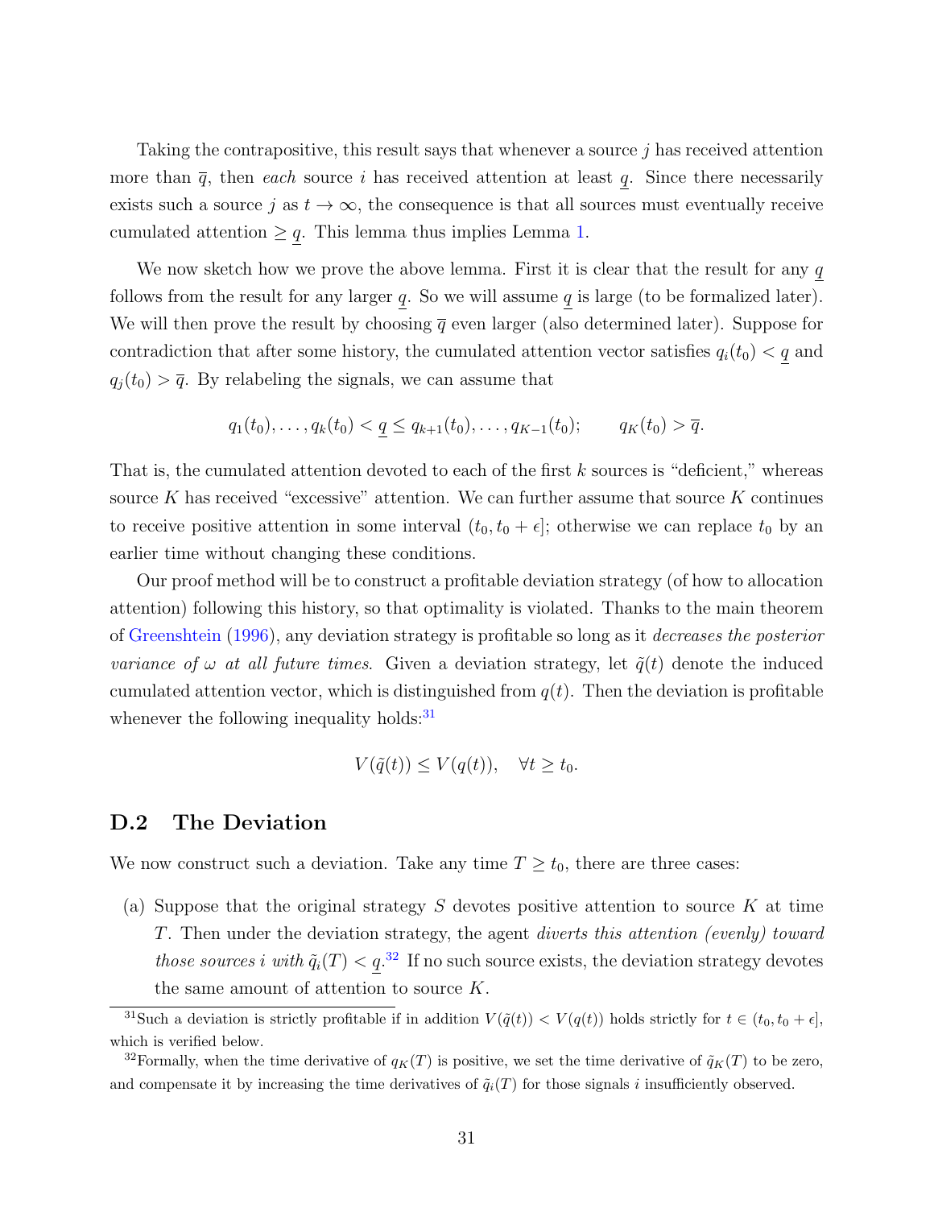Taking the contrapositive, this result says that whenever a source $j$ has received attention more than $\overline{q}$, then *each* source $i$ has received attention at least $\underline{q}$. Since there necessarily exists such a source $j$ as $t \to \infty$, the consequence is that all sources must eventually receive cumulated attention $\geq \underline{q}$. This lemma thus implies Lemma 1.

We now sketch how we prove the above lemma. First it is clear that the result for any $\underline{q}$ follows from the result for any larger $\underline{q}$. So we will assume $\underline{q}$ is large (to be formalized later). We will then prove the result by choosing $\overline{q}$ even larger (also determined later). Suppose for contradiction that after some history, the cumulated attention vector satisfies $q_i(t_0) < \underline{q}$ and $q_j(t_0) > \overline{q}$. By relabeling the signals, we can assume that

$$q_1(t_0), \ldots, q_k(t_0) < \underline{q} \leq q_{k+1}(t_0), \ldots, q_{K-1}(t_0); \qquad q_K(t_0) > \overline{q}.$$

That is, the cumulated attention devoted to each of the first $k$ sources is "deficient," whereas source $K$ has received "excessive" attention. We can further assume that source $K$ continues to receive positive attention in some interval $(t_0, t_0 + \epsilon]$; otherwise we can replace $t_0$ by an earlier time without changing these conditions.

Our proof method will be to construct a profitable deviation strategy (of how to allocation attention) following this history, so that optimality is violated. Thanks to the main theorem of Greenshtein (1996), any deviation strategy is profitable so long as it *decreases the posterior variance of* $\omega$ *at all future times*. Given a deviation strategy, let $\tilde{q}(t)$ denote the induced cumulated attention vector, which is distinguished from $q(t)$. Then the deviation is profitable whenever the following inequality holds:[31]

$$V(\tilde{q}(t)) \leq V(q(t)), \quad \forall t \geq t_0.$$

## D.2 The Deviation

We now construct such a deviation. Take any time $T \geq t_0$, there are three cases:

(a) Suppose that the original strategy $S$ devotes positive attention to source $K$ at time $T$. Then under the deviation strategy, the agent *diverts this attention (evenly) toward those sources* $i$ *with* $\tilde{q}_i(T) < \underline{q}$.[32] If no such source exists, the deviation strategy devotes the same amount of attention to source $K$.

[31] Such a deviation is strictly profitable if in addition $V(\tilde{q}(t)) < V(q(t))$ holds strictly for $t \in (t_0, t_0 + \epsilon]$, which is verified below.

[32] Formally, when the time derivative of $q_K(T)$ is positive, we set the time derivative of $\tilde{q}_K(T)$ to be zero, and compensate it by increasing the time derivatives of $\tilde{q}_i(T)$ for those signals $i$ insufficiently observed.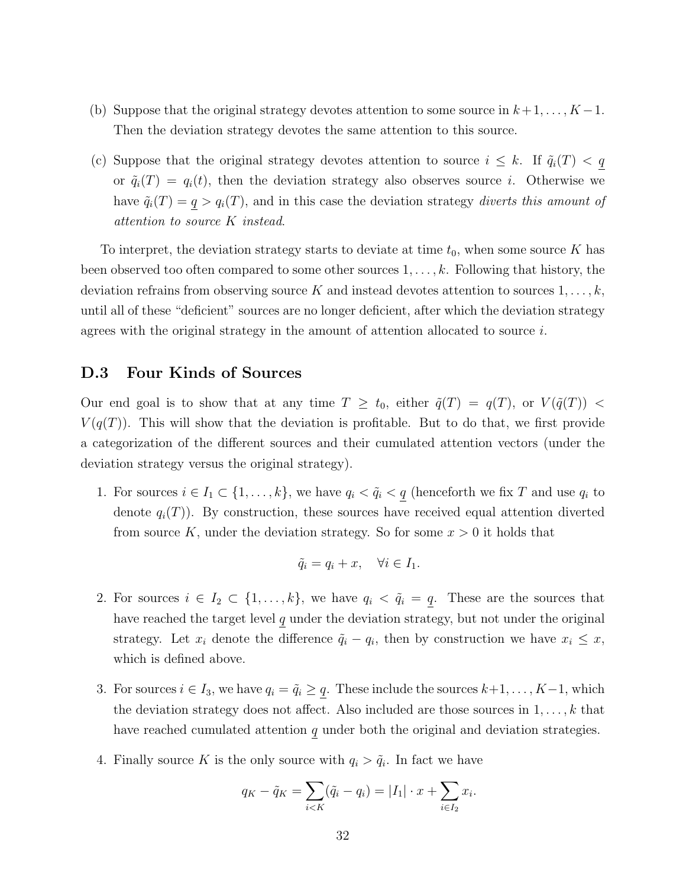(b) Suppose that the original strategy devotes attention to some source in $k+1, \dots, K-1$. Then the deviation strategy devotes the same attention to this source.

(c) Suppose that the original strategy devotes attention to source $i \leq k$. If $\tilde{q}_i(T) < \underline{q}$ or $\tilde{q}_i(T) = q_i(t)$, then the deviation strategy also observes source $i$. Otherwise we have $\tilde{q}_i(T) = \underline{q} > q_i(T)$, and in this case the deviation strategy *diverts this amount of attention to source $K$ instead*.

To interpret, the deviation strategy starts to deviate at time $t_0$, when some source $K$ has been observed too often compared to some other sources $1, \dots, k$. Following that history, the deviation refrains from observing source $K$ and instead devotes attention to sources $1, \dots, k$, until all of these "deficient" sources are no longer deficient, after which the deviation strategy agrees with the original strategy in the amount of attention allocated to source $i$.

### D.3 Four Kinds of Sources

Our end goal is to show that at any time $T \geq t_0$, either $\tilde{q}(T) = q(T)$, or $V(\tilde{q}(T)) < V(q(T))$. This will show that the deviation is profitable. But to do that, we first provide a categorization of the different sources and their cumulated attention vectors (under the deviation strategy versus the original strategy).

1. For sources $i \in I_1 \subset \{1, \dots, k\}$, we have $q_i < \tilde{q}_i < \underline{q}$ (henceforth we fix $T$ and use $q_i$ to denote $q_i(T)$). By construction, these sources have received equal attention diverted from source $K$, under the deviation strategy. So for some $x > 0$ it holds that

$$\tilde{q}_i = q_i + x, \quad \forall i \in I_1.$$

2. For sources $i \in I_2 \subset \{1, \dots, k\}$, we have $q_i < \tilde{q}_i = \underline{q}$. These are the sources that have reached the target level $\underline{q}$ under the deviation strategy, but not under the original strategy. Let $x_i$ denote the difference $\tilde{q}_i - q_i$, then by construction we have $x_i \leq x$, which is defined above.

3. For sources $i \in I_3$, we have $q_i = \tilde{q}_i \geq \underline{q}$. These include the sources $k+1, \dots, K-1$, which the deviation strategy does not affect. Also included are those sources in $1, \dots, k$ that have reached cumulated attention $\underline{q}$ under both the original and deviation strategies.

4. Finally source $K$ is the only source with $q_i > \tilde{q}_i$. In fact we have

$$q_K - \tilde{q}_K = \sum_{i<K} (\tilde{q}_i - q_i) = |I_1| \cdot x + \sum_{i \in I_2} x_i.$$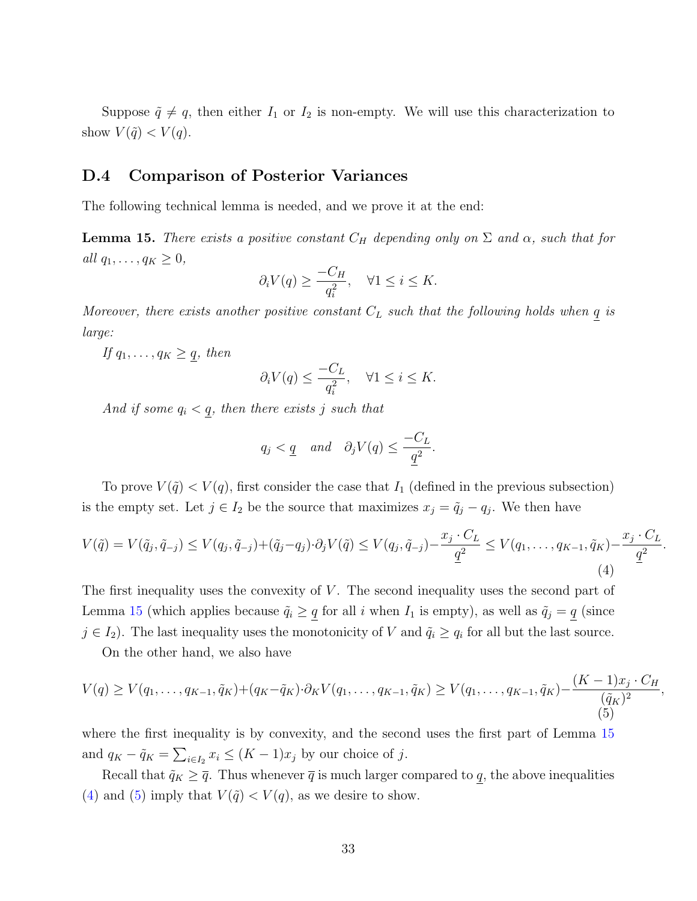Suppose $\tilde{q} \neq q$, then either $I_1$ or $I_2$ is non-empty. We will use this characterization to show $V(\tilde{q}) < V(q)$.

### D.4 Comparison of Posterior Variances

The following technical lemma is needed, and we prove it at the end:

**Lemma 15.** *There exists a positive constant $C_H$ depending only on $\Sigma$ and $\alpha$, such that for all $q_1, \dots, q_K \geq 0$,*

$$\partial_i V(q) \geq \frac{-C_H}{q_i^2}, \quad \forall 1 \leq i \leq K.$$

*Moreover, there exists another positive constant $C_L$ such that the following holds when $\underline{q}$ is large:*

*If $q_1, \dots, q_K \geq \underline{q}$, then*

$$\partial_i V(q) \leq \frac{-C_L}{q_i^2}, \quad \forall 1 \leq i \leq K.$$

*And if some $q_i < \underline{q}$, then there exists $j$ such that*

$$q_j < \underline{q} \quad \text{and} \quad \partial_j V(q) \leq \frac{-C_L}{\underline{q}^2}.$$

To prove $V(\tilde{q}) < V(q)$, first consider the case that $I_1$ (defined in the previous subsection) is the empty set. Let $j \in I_2$ be the source that maximizes $x_j = \tilde{q}_j - q_j$. We then have

$$V(\tilde{q}) = V(\tilde{q}_j, \tilde{q}_{-j}) \leq V(q_j, \tilde{q}_{-j}) + (\tilde{q}_j - q_j) \cdot \partial_j V(\tilde{q}) \leq V(q_j, \tilde{q}_{-j}) - \frac{x_j \cdot C_L}{\underline{q}^2} \leq V(q_1, \dots, q_{K-1}, \tilde{q}_K) - \frac{x_j \cdot C_L}{\underline{q}^2}. \tag{4}$$

The first inequality uses the convexity of $V$. The second inequality uses the second part of Lemma 15 (which applies because $\tilde{q}_i \geq \underline{q}$ for all $i$ when $I_1$ is empty), as well as $\tilde{q}_j = \underline{q}$ (since $j \in I_2$). The last inequality uses the monotonicity of $V$ and $\tilde{q}_i \geq q_i$ for all but the last source.

On the other hand, we also have

$$V(q) \geq V(q_1, \dots, q_{K-1}, \tilde{q}_K) + (q_K - \tilde{q}_K) \cdot \partial_K V(q_1, \dots, q_{K-1}, \tilde{q}_K) \geq V(q_1, \dots, q_{K-1}, \tilde{q}_K) - \frac{(K-1)x_j \cdot C_H}{(\tilde{q}_K)^2}, \tag{5}$$

where the first inequality is by convexity, and the second uses the first part of Lemma 15 and $q_K - \tilde{q}_K = \sum_{i \in I_2} x_i \leq (K-1)x_j$ by our choice of $j$.

Recall that $\tilde{q}_K \geq \overline{q}$. Thus whenever $\overline{q}$ is much larger compared to $\underline{q}$, the above inequalities (4) and (5) imply that $V(\tilde{q}) < V(q)$, as we desire to show.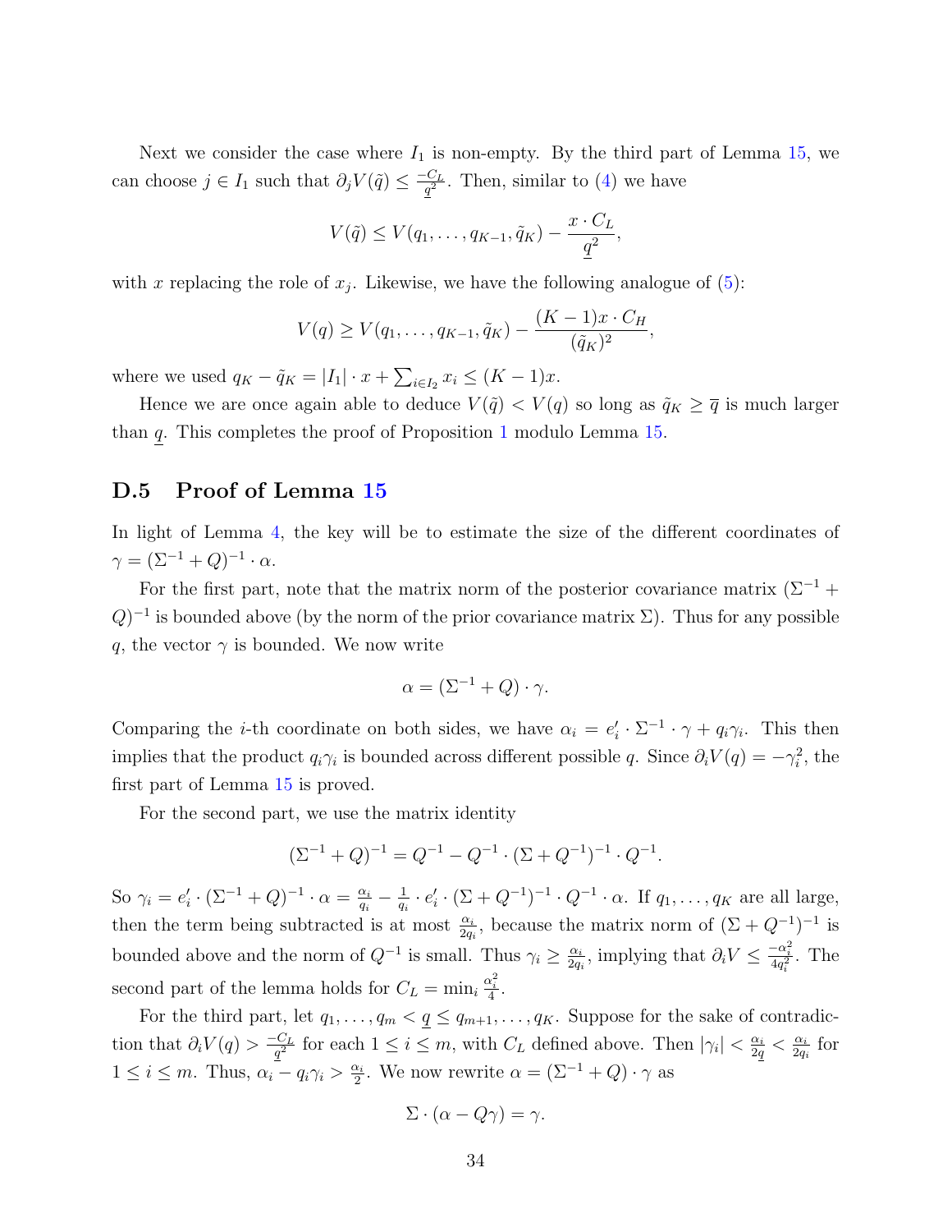Next we consider the case where $I_1$ is non-empty. By the third part of Lemma 15, we can choose $j \in I_1$ such that $\partial_j V(\tilde{q}) \leq \frac{-C_L}{\underline{q}^2}$. Then, similar to (4) we have

$$V(\tilde{q}) \leq V(q_1, \dots, q_{K-1}, \tilde{q}_K) - \frac{x \cdot C_L}{\underline{q}^2},$$

with $x$ replacing the role of $x_j$. Likewise, we have the following analogue of (5):

$$V(q) \geq V(q_1, \dots, q_{K-1}, \tilde{q}_K) - \frac{(K-1)x \cdot C_H}{(\tilde{q}_K)^2},$$

where we used $q_K - \tilde{q}_K = |I_1| \cdot x + \sum_{i \in I_2} x_i \leq (K-1)x$.

Hence we are once again able to deduce $V(\tilde{q}) < V(q)$ so long as $\tilde{q}_K \geq \overline{q}$ is much larger than $\underline{q}$. This completes the proof of Proposition 1 modulo Lemma 15.

## D.5 Proof of Lemma 15

In light of Lemma 4, the key will be to estimate the size of the different coordinates of $\gamma = (\Sigma^{-1} + Q)^{-1} \cdot \alpha$.

For the first part, note that the matrix norm of the posterior covariance matrix $(\Sigma^{-1} + Q)^{-1}$ is bounded above (by the norm of the prior covariance matrix $\Sigma$). Thus for any possible $q$, the vector $\gamma$ is bounded. We now write

$$\alpha = (\Sigma^{-1} + Q) \cdot \gamma.$$

Comparing the $i$-th coordinate on both sides, we have $\alpha_i = e_i' \cdot \Sigma^{-1} \cdot \gamma + q_i \gamma_i$. This then implies that the product $q_i \gamma_i$ is bounded across different possible $q$. Since $\partial_i V(q) = -\gamma_i^2$, the first part of Lemma 15 is proved.

For the second part, we use the matrix identity

$$(\Sigma^{-1} + Q)^{-1} = Q^{-1} - Q^{-1} \cdot (\Sigma + Q^{-1})^{-1} \cdot Q^{-1}.$$

So $\gamma_i = e_i' \cdot (\Sigma^{-1} + Q)^{-1} \cdot \alpha = \frac{\alpha_i}{q_i} - \frac{1}{q_i} \cdot e_i' \cdot (\Sigma + Q^{-1})^{-1} \cdot Q^{-1} \cdot \alpha$. If $q_1, \dots, q_K$ are all large, then the term being subtracted is at most $\frac{\alpha_i}{2q_i}$, because the matrix norm of $(\Sigma + Q^{-1})^{-1}$ is bounded above and the norm of $Q^{-1}$ is small. Thus $\gamma_i \geq \frac{\alpha_i}{2q_i}$, implying that $\partial_i V \leq \frac{-\alpha_i^2}{4q_i^2}$. The second part of the lemma holds for $C_L = \min_i \frac{\alpha_i^2}{4}$.

For the third part, let $q_1, \dots, q_m < \underline{q} \leq q_{m+1}, \dots, q_K$. Suppose for the sake of contradiction that $\partial_i V(q) > \frac{-C_L}{\underline{q}^2}$ for each $1 \leq i \leq m$, with $C_L$ defined above. Then $|\gamma_i| < \frac{\alpha_i}{2\underline{q}} < \frac{\alpha_i}{2q_i}$ for $1 \leq i \leq m$. Thus, $\alpha_i - q_i \gamma_i > \frac{\alpha_i}{2}$. We now rewrite $\alpha = (\Sigma^{-1} + Q) \cdot \gamma$ as

$$\Sigma \cdot (\alpha - Q\gamma) = \gamma.$$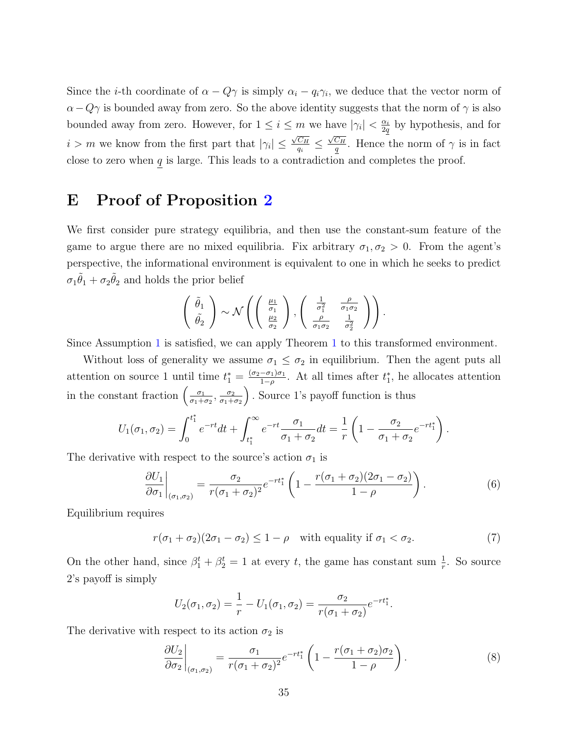Since the $i$-th coordinate of $\alpha - Q\gamma$ is simply $\alpha_i - q_i\gamma_i$, we deduce that the vector norm of $\alpha - Q\gamma$ is bounded away from zero. So the above identity suggests that the norm of $\gamma$ is also bounded away from zero. However, for $1 \leq i \leq m$ we have $|\gamma_i| < \frac{\alpha_i}{2\underline{q}}$ by hypothesis, and for $i > m$ we know from the first part that $|\gamma_i| \leq \frac{\sqrt{C_H}}{q_i} \leq \frac{\sqrt{C_H}}{\underline{q}}$. Hence the norm of $\gamma$ is in fact close to zero when $\underline{q}$ is large. This leads to a contradiction and completes the proof.

# E Proof of Proposition 2

We first consider pure strategy equilibria, and then use the constant-sum feature of the game to argue there are no mixed equilibria. Fix arbitrary $\sigma_1, \sigma_2 > 0$. From the agent's perspective, the informational environment is equivalent to one in which he seeks to predict $\sigma_1\tilde{\theta}_1 + \sigma_2\tilde{\theta}_2$ and holds the prior belief

$$\begin{pmatrix} \tilde{\theta}_1 \\ \tilde{\theta}_2 \end{pmatrix} \sim \mathcal{N}\left( \begin{pmatrix} \frac{\mu_1}{\sigma_1} \\ \frac{\mu_2}{\sigma_2} \end{pmatrix}, \begin{pmatrix} \frac{1}{\sigma_1^2} & \frac{\rho}{\sigma_1\sigma_2} \\ \frac{\rho}{\sigma_1\sigma_2} & \frac{1}{\sigma_2^2} \end{pmatrix} \right).$$

Since Assumption 1 is satisfied, we can apply Theorem 1 to this transformed environment.

Without loss of generality we assume $\sigma_1 \leq \sigma_2$ in equilibrium. Then the agent puts all attention on source 1 until time $t_1^* = \frac{(\sigma_2 - \sigma_1)\sigma_1}{1-\rho}$. At all times after $t_1^*$, he allocates attention in the constant fraction $\left(\frac{\sigma_1}{\sigma_1+\sigma_2}, \frac{\sigma_2}{\sigma_1+\sigma_2}\right)$. Source 1's payoff function is thus

$$U_1(\sigma_1, \sigma_2) = \int_0^{t_1^*} e^{-rt} dt + \int_{t_1^*}^{\infty} e^{-rt} \frac{\sigma_1}{\sigma_1 + \sigma_2} dt = \frac{1}{r}\left(1 - \frac{\sigma_2}{\sigma_1+\sigma_2} e^{-rt_1^*}\right).$$

The derivative with respect to the source's action $\sigma_1$ is

$$\left.\frac{\partial U_1}{\partial \sigma_1}\right|_{(\sigma_1,\sigma_2)} = \frac{\sigma_2}{r(\sigma_1+\sigma_2)^2} e^{-rt_1^*}\left(1 - \frac{r(\sigma_1+\sigma_2)(2\sigma_1 - \sigma_2)}{1-\rho}\right). \tag{6}$$

Equilibrium requires

$$r(\sigma_1+\sigma_2)(2\sigma_1 - \sigma_2) \leq 1 - \rho \quad \text{with equality if } \sigma_1 < \sigma_2. \tag{7}$$

On the other hand, since $\beta_1^t + \beta_2^t = 1$ at every $t$, the game has constant sum $\frac{1}{r}$. So source 2's payoff is simply

$$U_2(\sigma_1, \sigma_2) = \frac{1}{r} - U_1(\sigma_1, \sigma_2) = \frac{\sigma_2}{r(\sigma_1+\sigma_2)} e^{-rt_1^*}.$$

The derivative with respect to its action $\sigma_2$ is

$$\left.\frac{\partial U_2}{\partial \sigma_2}\right|_{(\sigma_1,\sigma_2)} = \frac{\sigma_1}{r(\sigma_1+\sigma_2)^2} e^{-rt_1^*}\left(1 - \frac{r(\sigma_1+\sigma_2)\sigma_2}{1-\rho}\right). \tag{8}$$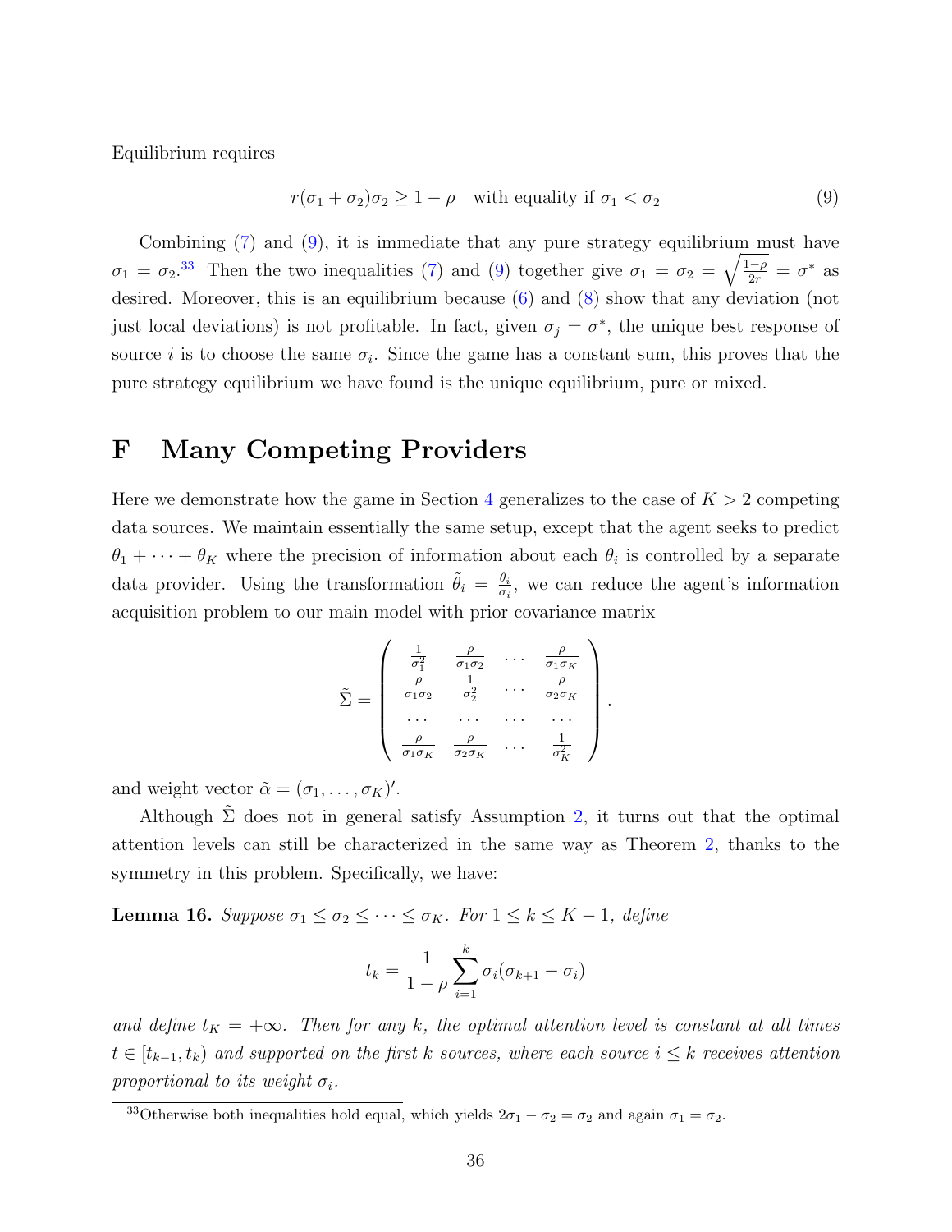Equilibrium requires

$$r(\sigma_1 + \sigma_2)\sigma_2 \geq 1 - \rho \quad \text{with equality if } \sigma_1 < \sigma_2 \tag{9}$$

Combining (7) and (9), it is immediate that any pure strategy equilibrium must have $\sigma_1 = \sigma_2$.[33] Then the two inequalities (7) and (9) together give $\sigma_1 = \sigma_2 = \sqrt{\frac{1-\rho}{2r}} = \sigma^*$ as desired. Moreover, this is an equilibrium because (6) and (8) show that any deviation (not just local deviations) is not profitable. In fact, given $\sigma_j = \sigma^*$, the unique best response of source $i$ is to choose the same $\sigma_i$. Since the game has a constant sum, this proves that the pure strategy equilibrium we have found is the unique equilibrium, pure or mixed.

# F Many Competing Providers

Here we demonstrate how the game in Section 4 generalizes to the case of $K > 2$ competing data sources. We maintain essentially the same setup, except that the agent seeks to predict $\theta_1 + \cdots + \theta_K$ where the precision of information about each $\theta_i$ is controlled by a separate data provider. Using the transformation $\tilde{\theta}_i = \frac{\theta_i}{\sigma_i}$, we can reduce the agent's information acquisition problem to our main model with prior covariance matrix

$$\tilde{\Sigma} = \begin{pmatrix} \frac{1}{\sigma_1^2} & \frac{\rho}{\sigma_1\sigma_2} & \cdots & \frac{\rho}{\sigma_1\sigma_K} \\ \frac{\rho}{\sigma_1\sigma_2} & \frac{1}{\sigma_2^2} & \cdots & \frac{\rho}{\sigma_2\sigma_K} \\ \cdots & \cdots & \cdots & \cdots \\ \frac{\rho}{\sigma_1\sigma_K} & \frac{\rho}{\sigma_2\sigma_K} & \cdots & \frac{1}{\sigma_K^2} \end{pmatrix}.$$

and weight vector $\tilde{\alpha} = (\sigma_1, \ldots, \sigma_K)'$.

Although $\tilde{\Sigma}$ does not in general satisfy Assumption 2, it turns out that the optimal attention levels can still be characterized in the same way as Theorem 2, thanks to the symmetry in this problem. Specifically, we have:

**Lemma 16.** *Suppose $\sigma_1 \leq \sigma_2 \leq \cdots \leq \sigma_K$. For $1 \leq k \leq K-1$, define*

$$t_k = \frac{1}{1-\rho} \sum_{i=1}^{k} \sigma_i(\sigma_{k+1} - \sigma_i)$$

*and define $t_K = +\infty$. Then for any $k$, the optimal attention level is constant at all times $t \in [t_{k-1}, t_k)$ and supported on the first $k$ sources, where each source $i \leq k$ receives attention proportional to its weight $\sigma_i$.*

[33] Otherwise both inequalities hold equal, which yields $2\sigma_1 - \sigma_2 = \sigma_2$ and again $\sigma_1 = \sigma_2$.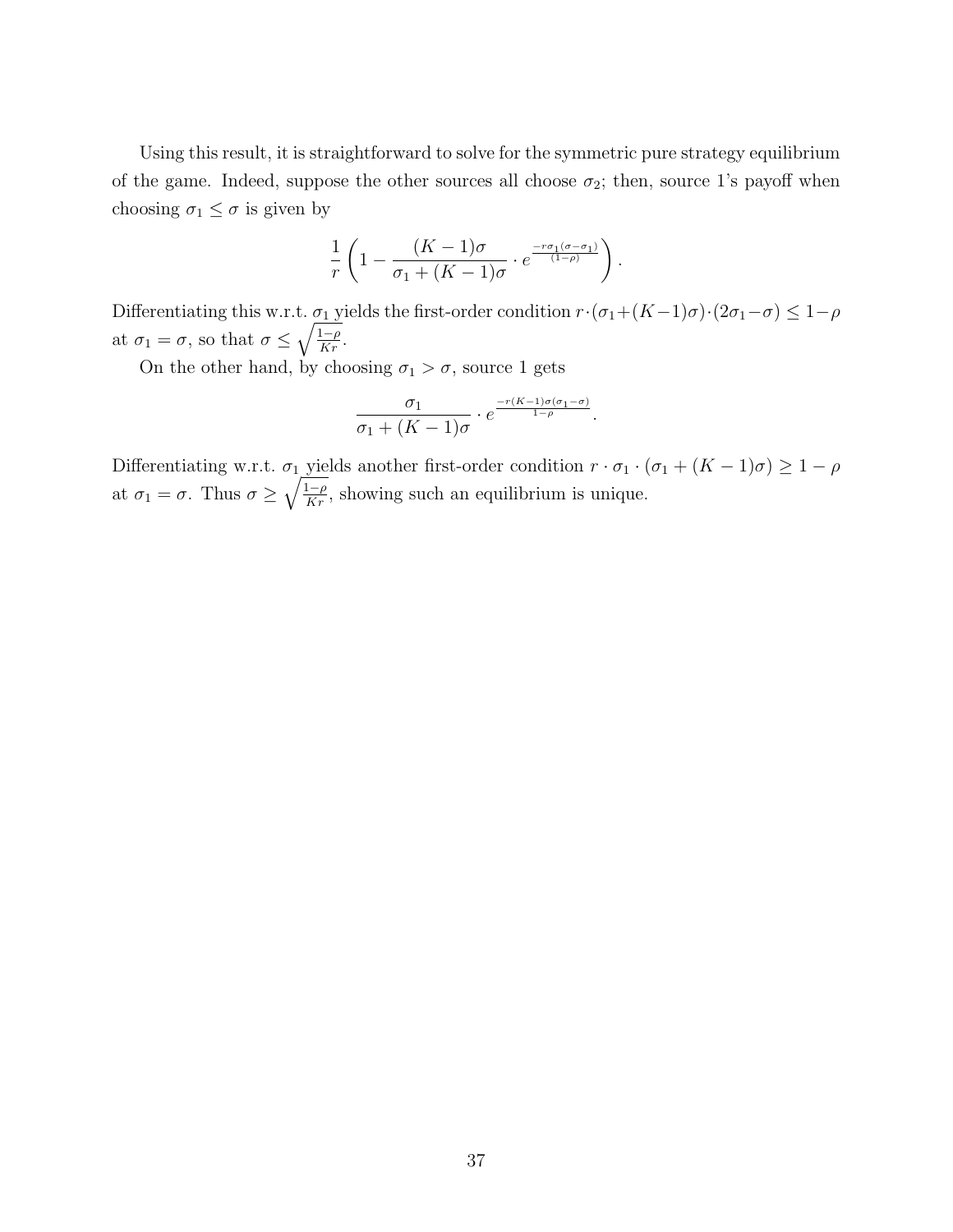Using this result, it is straightforward to solve for the symmetric pure strategy equilibrium of the game. Indeed, suppose the other sources all choose $\sigma_2$; then, source 1's payoff when choosing $\sigma_1 \leq \sigma$ is given by

$$\frac{1}{r}\left(1 - \frac{(K-1)\sigma}{\sigma_1 + (K-1)\sigma} \cdot e^{\frac{-r\sigma_1(\sigma-\sigma_1)}{(1-\rho)}}\right).$$

Differentiating this w.r.t. $\sigma_1$ yields the first-order condition $r\cdot(\sigma_1+(K-1)\sigma)\cdot(2\sigma_1-\sigma) \leq 1-\rho$ at $\sigma_1 = \sigma$, so that $\sigma \leq \sqrt{\frac{1-\rho}{Kr}}$.

On the other hand, by choosing $\sigma_1 > \sigma$, source 1 gets

$$\frac{\sigma_1}{\sigma_1 + (K-1)\sigma} \cdot e^{\frac{-r(K-1)\sigma(\sigma_1-\sigma)}{1-\rho}}.$$

Differentiating w.r.t. $\sigma_1$ yields another first-order condition $r \cdot \sigma_1 \cdot (\sigma_1 + (K-1)\sigma) \geq 1-\rho$ at $\sigma_1 = \sigma$. Thus $\sigma \geq \sqrt{\frac{1-\rho}{Kr}}$, showing such an equilibrium is unique.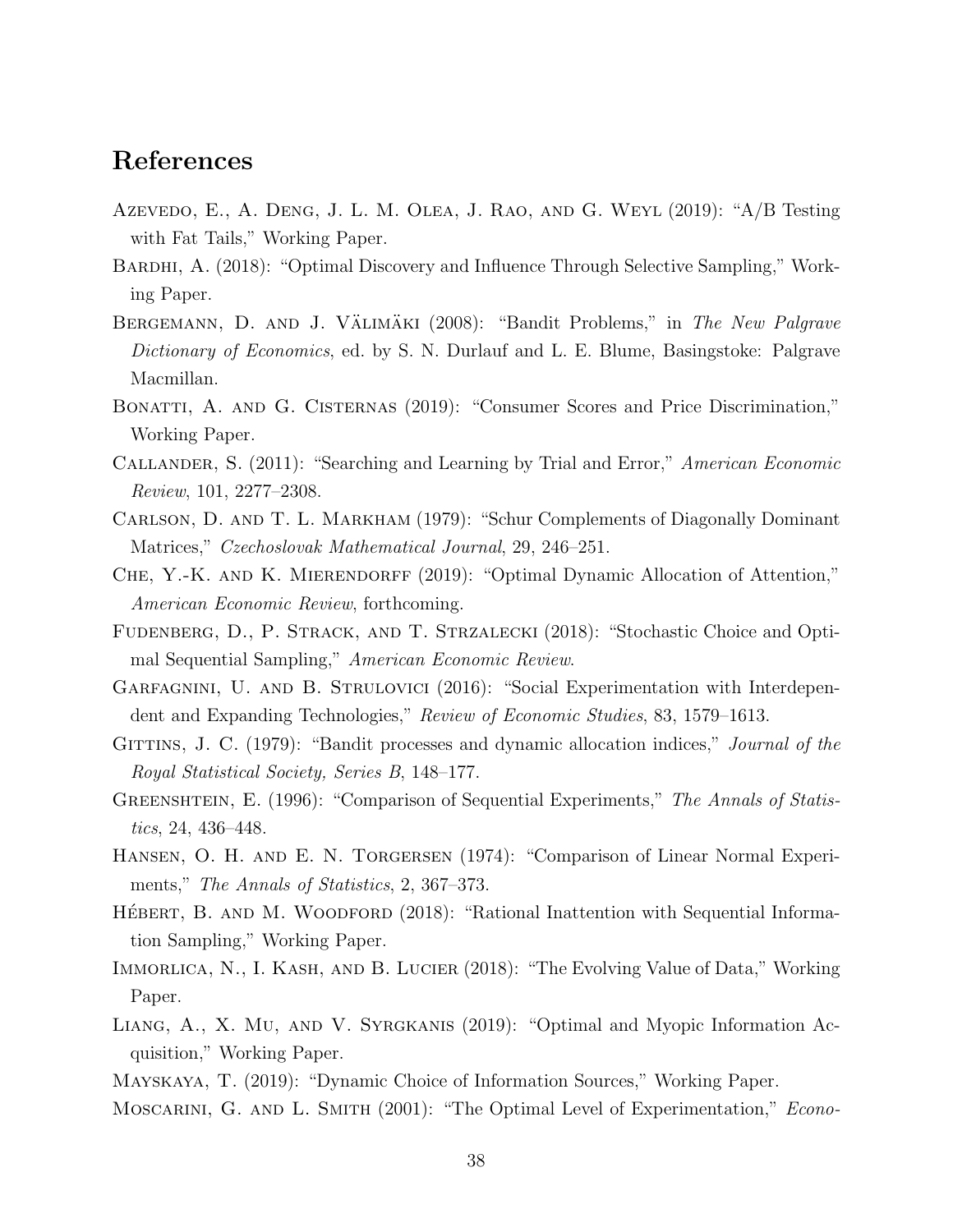## References

Azevedo, E., A. Deng, J. L. M. Olea, J. Rao, and G. Weyl (2019): "A/B Testing with Fat Tails," Working Paper.

Bardhi, A. (2018): "Optimal Discovery and Influence Through Selective Sampling," Working Paper.

Bergemann, D. and J. Välimäki (2008): "Bandit Problems," in *The New Palgrave Dictionary of Economics*, ed. by S. N. Durlauf and L. E. Blume, Basingstoke: Palgrave Macmillan.

Bonatti, A. and G. Cisternas (2019): "Consumer Scores and Price Discrimination," Working Paper.

Callander, S. (2011): "Searching and Learning by Trial and Error," *American Economic Review*, 101, 2277–2308.

Carlson, D. and T. L. Markham (1979): "Schur Complements of Diagonally Dominant Matrices," *Czechoslovak Mathematical Journal*, 29, 246–251.

Che, Y.-K. and K. Mierendorff (2019): "Optimal Dynamic Allocation of Attention," *American Economic Review*, forthcoming.

Fudenberg, D., P. Strack, and T. Strzalecki (2018): "Stochastic Choice and Optimal Sequential Sampling," *American Economic Review*.

Garfagnini, U. and B. Strulovici (2016): "Social Experimentation with Interdependent and Expanding Technologies," *Review of Economic Studies*, 83, 1579–1613.

Gittins, J. C. (1979): "Bandit processes and dynamic allocation indices," *Journal of the Royal Statistical Society, Series B*, 148–177.

Greenshtein, E. (1996): "Comparison of Sequential Experiments," *The Annals of Statistics*, 24, 436–448.

Hansen, O. H. and E. N. Torgersen (1974): "Comparison of Linear Normal Experiments," *The Annals of Statistics*, 2, 367–373.

Hébert, B. and M. Woodford (2018): "Rational Inattention with Sequential Information Sampling," Working Paper.

Immorlica, N., I. Kash, and B. Lucier (2018): "The Evolving Value of Data," Working Paper.

Liang, A., X. Mu, and V. Syrgkanis (2019): "Optimal and Myopic Information Acquisition," Working Paper.

Mayskaya, T. (2019): "Dynamic Choice of Information Sources," Working Paper.

Moscarini, G. and L. Smith (2001): "The Optimal Level of Experimentation," *Econo-*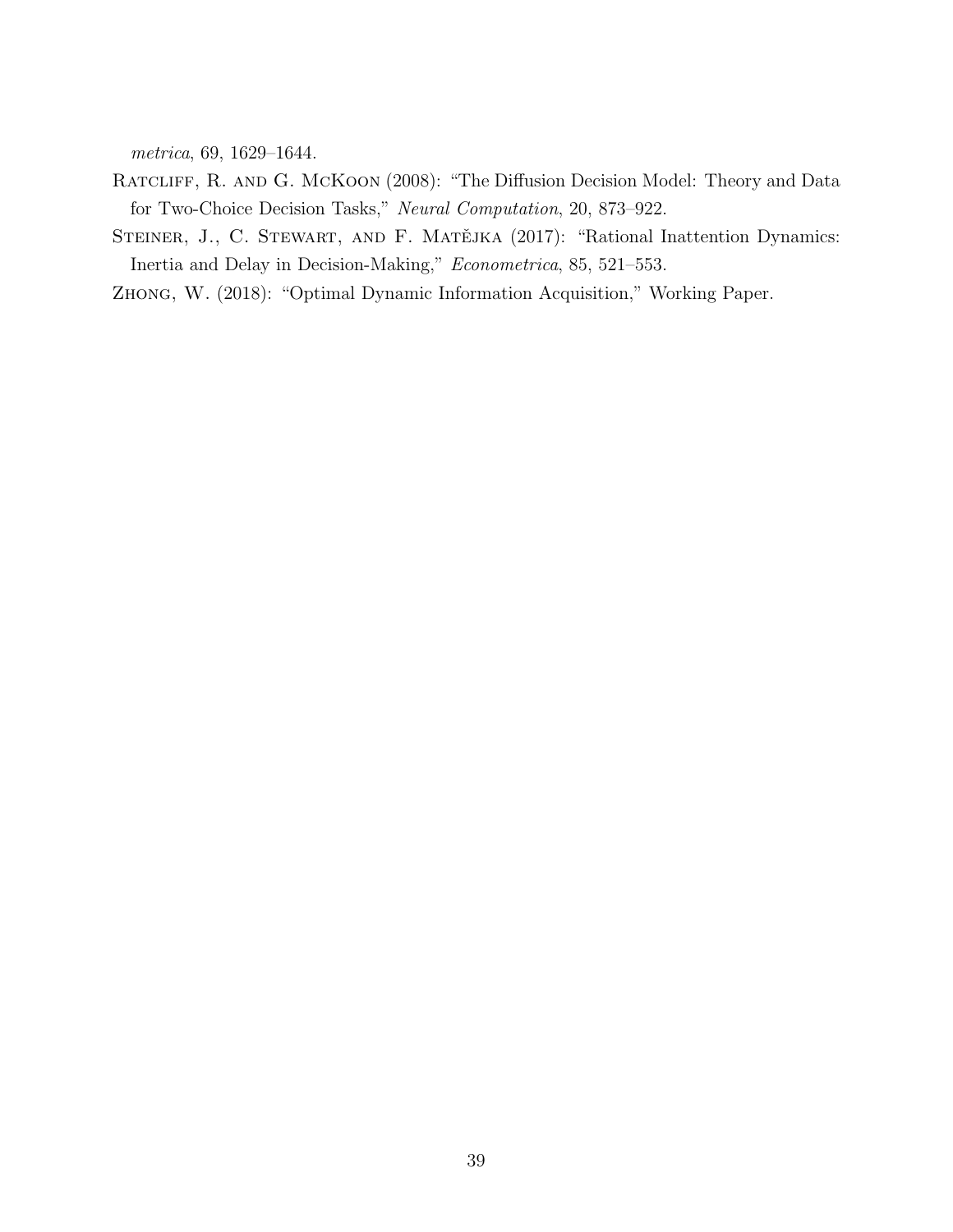*metrica*, 69, 1629–1644.

Ratcliff, R. and G. McKoon (2008): "The Diffusion Decision Model: Theory and Data for Two-Choice Decision Tasks," *Neural Computation*, 20, 873–922.

Steiner, J., C. Stewart, and F. Matějka (2017): "Rational Inattention Dynamics: Inertia and Delay in Decision-Making," *Econometrica*, 85, 521–553.

Zhong, W. (2018): "Optimal Dynamic Information Acquisition," Working Paper.